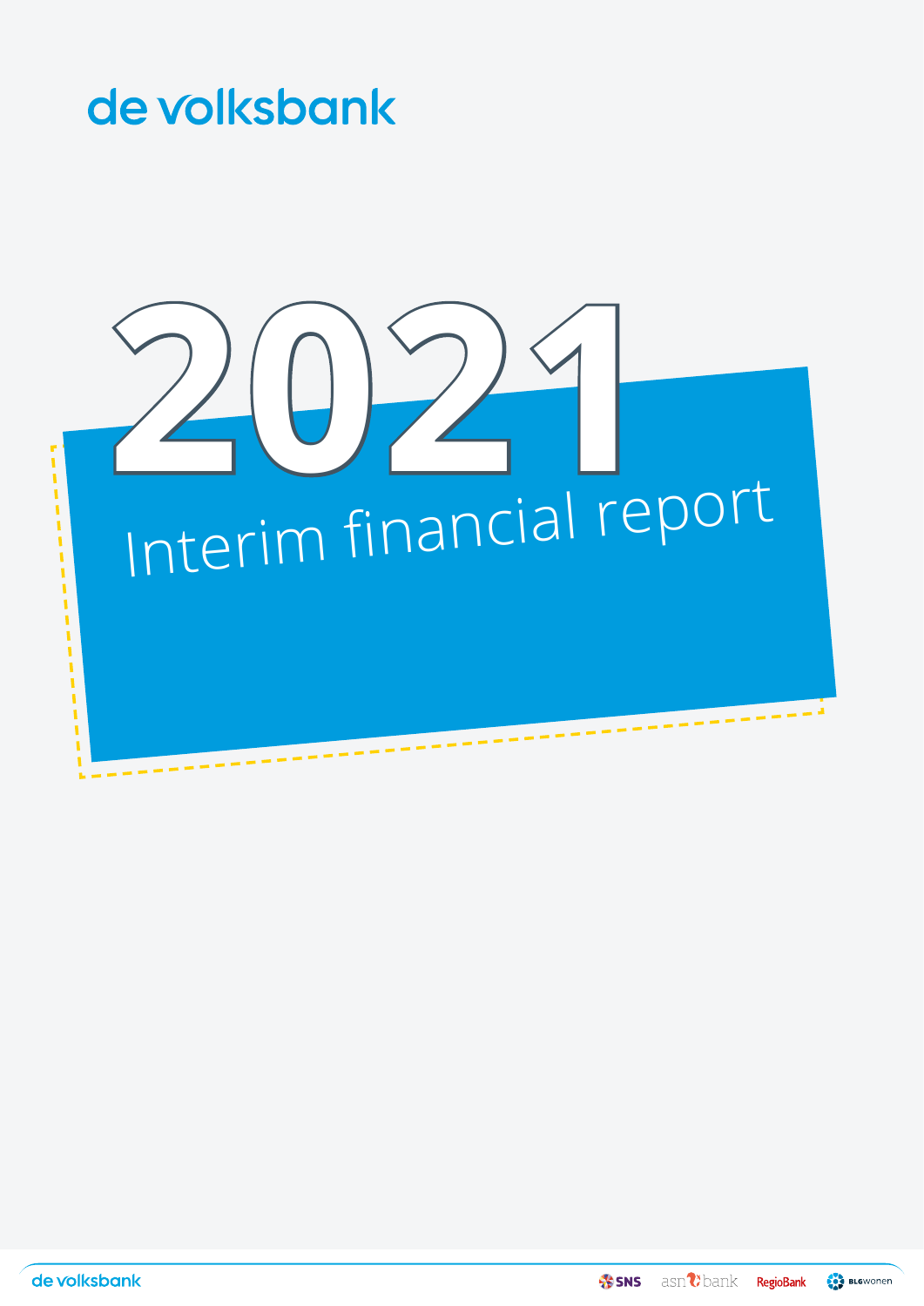de volksbank

# 2021

# Interim financial report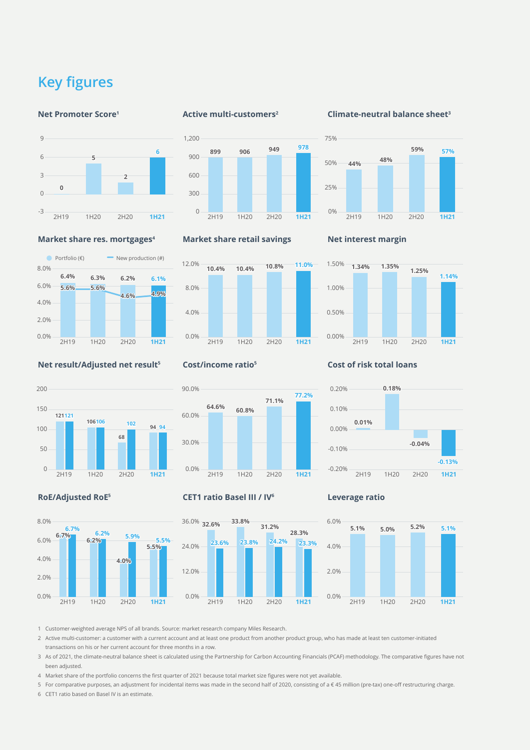# Key figures

### Net Promoter Score[1]

| | 2H19 | 1H20 | 2H20 | 1H21 |
|---|---|---|---|---|
| Net Promoter Score | 0 | 5 | 2 | 6 |

### Active multi-customers[2]

| | 2H19 | 1H20 | 2H20 | 1H21 |
|---|---|---|---|---|
| Active multi-customers | 899 | 906 | 949 | 978 |

### Climate-neutral balance sheet[3]

| | 2H19 | 1H20 | 2H20 | 1H21 |
|---|---|---|---|---|
| Climate-neutral balance sheet | 44% | 48% | 59% | 57% |

### Market share res. mortgages[4]

| | 2H19 | 1H20 | 2H20 | 1H21 |
|---|---|---|---|---|
| Portfolio (€) | 6.4% | 6.3% | 6.2% | 6.1% |
| New production (#) | 5.6% | 5.6% | 4.6% | 4.9% |

### Market share retail savings

| | 2H19 | 1H20 | 2H20 | 1H21 |
|---|---|---|---|---|
| Market share retail savings | 10.4% | 10.4% | 10.8% | 11.0% |

### Net interest margin

| | 2H19 | 1H20 | 2H20 | 1H21 |
|---|---|---|---|---|
| Net interest margin | 1.34% | 1.35% | 1.25% | 1.14% |

### Net result/Adjusted net result[5]

| | 2H19 | 1H20 | 2H20 | 1H21 |
|---|---|---|---|---|
| Net result | 121 | 106 | 68 | 94 |
| Adjusted net result | 121 | 106 | 102 | 94 |

### Cost/income ratio[5]

| | 2H19 | 1H20 | 2H20 | 1H21 |
|---|---|---|---|---|
| Cost/income ratio | 64.6% | 60.8% | 71.1% | 77.2% |

### Cost of risk total loans

| | 2H19 | 1H20 | 2H20 | 1H21 |
|---|---|---|---|---|
| Cost of risk total loans | 0.01% | 0.18% | -0.04% | -0.13% |

### RoE/Adjusted RoE[5]

| | 2H19 | 1H20 | 2H20 | 1H21 |
|---|---|---|---|---|
| RoE | 6.7% | 6.2% | 4.0% | 5.5% |
| Adjusted RoE | 6.7% | 6.2% | 5.9% | 5.5% |

### CET1 ratio Basel III / IV[6]

| | 2H19 | 1H20 | 2H20 | 1H21 |
|---|---|---|---|---|
| Basel III | 32.6% | 33.8% | 31.2% | 28.3% |
| Basel IV | 23.6% | 23.8% | 24.2% | 23.3% |

### Leverage ratio

| | 2H19 | 1H20 | 2H20 | 1H21 |
|---|---|---|---|---|
| Leverage ratio | 5.1% | 5.0% | 5.2% | 5.1% |

1 Customer-weighted average NPS of all brands. Source: market research company Miles Research.

2 Active multi-customer: a customer with a current account and at least one product from another product group, who has made at least ten customer-initiated transactions on his or her current account for three months in a row.

3 As of 2021, the climate-neutral balance sheet is calculated using the Partnership for Carbon Accounting Financials (PCAF) methodology. The comparative figures have not been adjusted.

4 Market share of the portfolio concerns the first quarter of 2021 because total market size figures were not yet available.

5 For comparative purposes, an adjustment for incidental items was made in the second half of 2020, consisting of a € 45 million (pre-tax) one-off restructuring charge.

6 CET1 ratio based on Basel IV is an estimate.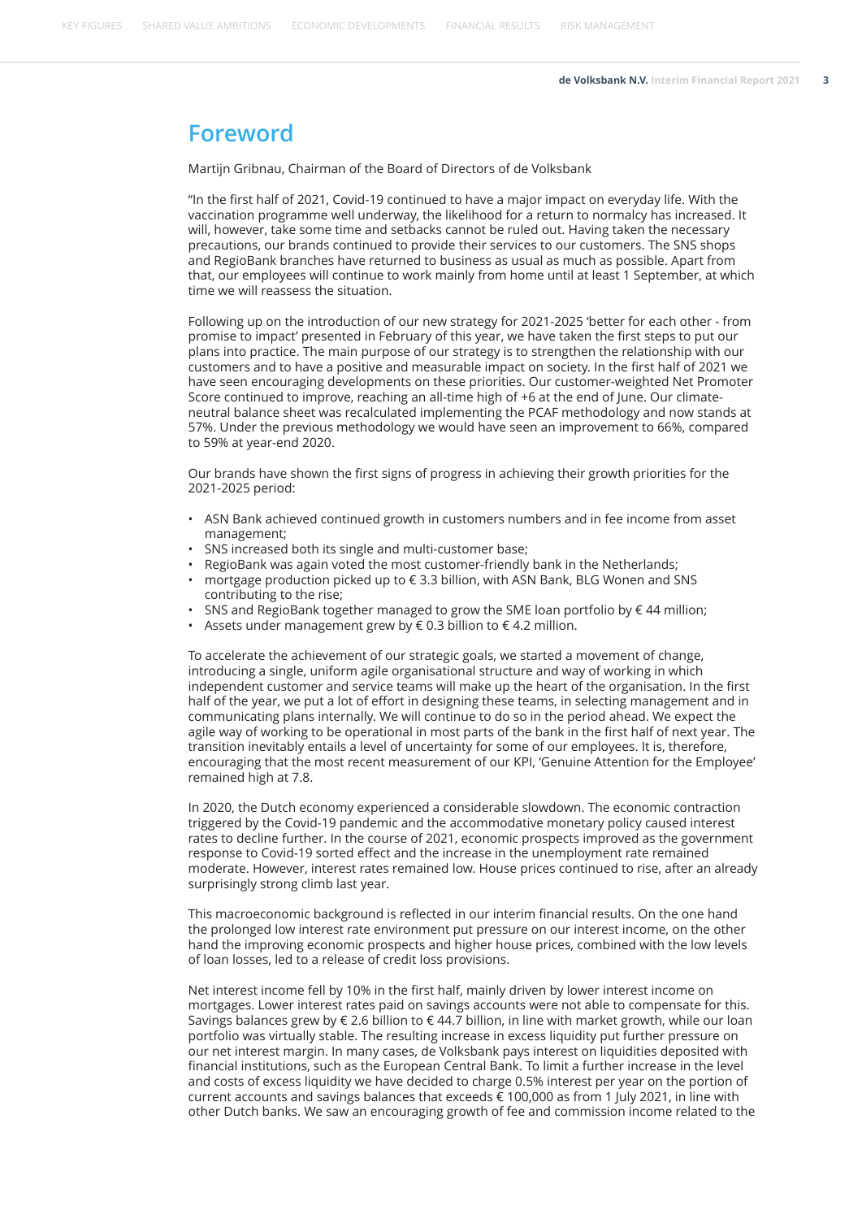# Foreword

Martijn Gribnau, Chairman of the Board of Directors of de Volksbank

"In the first half of 2021, Covid-19 continued to have a major impact on everyday life. With the vaccination programme well underway, the likelihood for a return to normalcy has increased. It will, however, take some time and setbacks cannot be ruled out. Having taken the necessary precautions, our brands continued to provide their services to our customers. The SNS shops and RegioBank branches have returned to business as usual as much as possible. Apart from that, our employees will continue to work mainly from home until at least 1 September, at which time we will reassess the situation.

Following up on the introduction of our new strategy for 2021-2025 'better for each other - from promise to impact' presented in February of this year, we have taken the first steps to put our plans into practice. The main purpose of our strategy is to strengthen the relationship with our customers and to have a positive and measurable impact on society. In the first half of 2021 we have seen encouraging developments on these priorities. Our customer-weighted Net Promoter Score continued to improve, reaching an all-time high of +6 at the end of June. Our climate-neutral balance sheet was recalculated implementing the PCAF methodology and now stands at 57%. Under the previous methodology we would have seen an improvement to 66%, compared to 59% at year-end 2020.

Our brands have shown the first signs of progress in achieving their growth priorities for the 2021-2025 period:

- ASN Bank achieved continued growth in customers numbers and in fee income from asset management;
- SNS increased both its single and multi-customer base;
- RegioBank was again voted the most customer-friendly bank in the Netherlands;
- mortgage production picked up to € 3.3 billion, with ASN Bank, BLG Wonen and SNS contributing to the rise;
- SNS and RegioBank together managed to grow the SME loan portfolio by € 44 million;
- Assets under management grew by € 0.3 billion to € 4.2 million.

To accelerate the achievement of our strategic goals, we started a movement of change, introducing a single, uniform agile organisational structure and way of working in which independent customer and service teams will make up the heart of the organisation. In the first half of the year, we put a lot of effort in designing these teams, in selecting management and in communicating plans internally. We will continue to do so in the period ahead. We expect the agile way of working to be operational in most parts of the bank in the first half of next year. The transition inevitably entails a level of uncertainty for some of our employees. It is, therefore, encouraging that the most recent measurement of our KPI, 'Genuine Attention for the Employee' remained high at 7.8.

In 2020, the Dutch economy experienced a considerable slowdown. The economic contraction triggered by the Covid-19 pandemic and the accommodative monetary policy caused interest rates to decline further. In the course of 2021, economic prospects improved as the government response to Covid-19 sorted effect and the increase in the unemployment rate remained moderate. However, interest rates remained low. House prices continued to rise, after an already surprisingly strong climb last year.

This macroeconomic background is reflected in our interim financial results. On the one hand the prolonged low interest rate environment put pressure on our interest income, on the other hand the improving economic prospects and higher house prices, combined with the low levels of loan losses, led to a release of credit loss provisions.

Net interest income fell by 10% in the first half, mainly driven by lower interest income on mortgages. Lower interest rates paid on savings accounts were not able to compensate for this. Savings balances grew by € 2.6 billion to € 44.7 billion, in line with market growth, while our loan portfolio was virtually stable. The resulting increase in excess liquidity put further pressure on our net interest margin. In many cases, de Volksbank pays interest on liquidities deposited with financial institutions, such as the European Central Bank. To limit a further increase in the level and costs of excess liquidity we have decided to charge 0.5% interest per year on the portion of current accounts and savings balances that exceeds € 100,000 as from 1 July 2021, in line with other Dutch banks. We saw an encouraging growth of fee and commission income related to the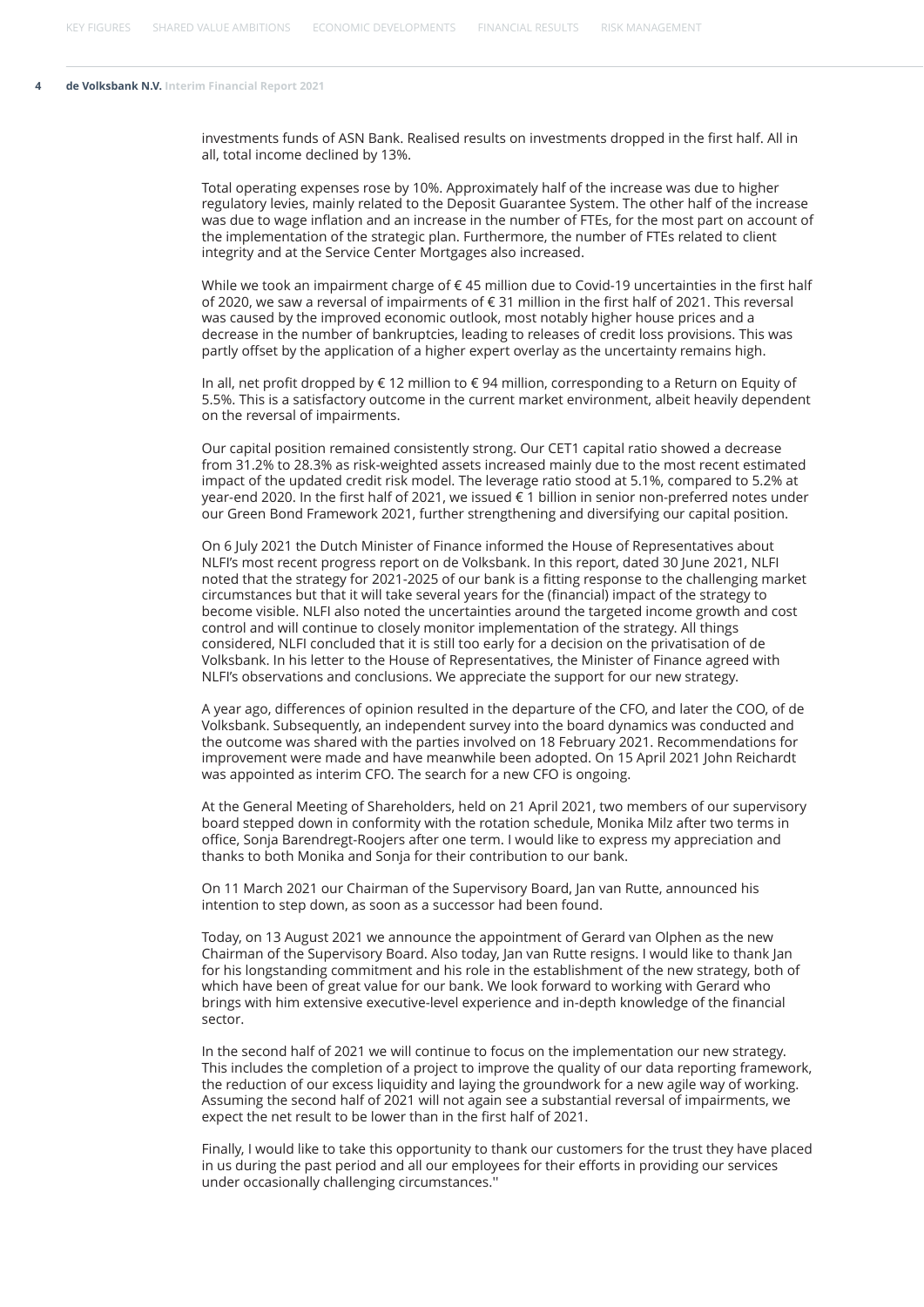investments funds of ASN Bank. Realised results on investments dropped in the first half. All in all, total income declined by 13%.

Total operating expenses rose by 10%. Approximately half of the increase was due to higher regulatory levies, mainly related to the Deposit Guarantee System. The other half of the increase was due to wage inflation and an increase in the number of FTEs, for the most part on account of the implementation of the strategic plan. Furthermore, the number of FTEs related to client integrity and at the Service Center Mortgages also increased.

While we took an impairment charge of € 45 million due to Covid-19 uncertainties in the first half of 2020, we saw a reversal of impairments of € 31 million in the first half of 2021. This reversal was caused by the improved economic outlook, most notably higher house prices and a decrease in the number of bankruptcies, leading to releases of credit loss provisions. This was partly offset by the application of a higher expert overlay as the uncertainty remains high.

In all, net profit dropped by € 12 million to € 94 million, corresponding to a Return on Equity of 5.5%. This is a satisfactory outcome in the current market environment, albeit heavily dependent on the reversal of impairments.

Our capital position remained consistently strong. Our CET1 capital ratio showed a decrease from 31.2% to 28.3% as risk-weighted assets increased mainly due to the most recent estimated impact of the updated credit risk model. The leverage ratio stood at 5.1%, compared to 5.2% at year-end 2020. In the first half of 2021, we issued € 1 billion in senior non-preferred notes under our Green Bond Framework 2021, further strengthening and diversifying our capital position.

On 6 July 2021 the Dutch Minister of Finance informed the House of Representatives about NLFI's most recent progress report on de Volksbank. In this report, dated 30 June 2021, NLFI noted that the strategy for 2021-2025 of our bank is a fitting response to the challenging market circumstances but that it will take several years for the (financial) impact of the strategy to become visible. NLFI also noted the uncertainties around the targeted income growth and cost control and will continue to closely monitor implementation of the strategy. All things considered, NLFI concluded that it is still too early for a decision on the privatisation of de Volksbank. In his letter to the House of Representatives, the Minister of Finance agreed with NLFI's observations and conclusions. We appreciate the support for our new strategy.

A year ago, differences of opinion resulted in the departure of the CFO, and later the COO, of de Volksbank. Subsequently, an independent survey into the board dynamics was conducted and the outcome was shared with the parties involved on 18 February 2021. Recommendations for improvement were made and have meanwhile been adopted. On 15 April 2021 John Reichardt was appointed as interim CFO. The search for a new CFO is ongoing.

At the General Meeting of Shareholders, held on 21 April 2021, two members of our supervisory board stepped down in conformity with the rotation schedule, Monika Milz after two terms in office, Sonja Barendregt-Roojers after one term. I would like to express my appreciation and thanks to both Monika and Sonja for their contribution to our bank.

On 11 March 2021 our Chairman of the Supervisory Board, Jan van Rutte, announced his intention to step down, as soon as a successor had been found.

Today, on 13 August 2021 we announce the appointment of Gerard van Olphen as the new Chairman of the Supervisory Board. Also today, Jan van Rutte resigns. I would like to thank Jan for his longstanding commitment and his role in the establishment of the new strategy, both of which have been of great value for our bank. We look forward to working with Gerard who brings with him extensive executive-level experience and in-depth knowledge of the financial sector.

In the second half of 2021 we will continue to focus on the implementation our new strategy. This includes the completion of a project to improve the quality of our data reporting framework, the reduction of our excess liquidity and laying the groundwork for a new agile way of working. Assuming the second half of 2021 will not again see a substantial reversal of impairments, we expect the net result to be lower than in the first half of 2021.

Finally, I would like to take this opportunity to thank our customers for the trust they have placed in us during the past period and all our employees for their efforts in providing our services under occasionally challenging circumstances.''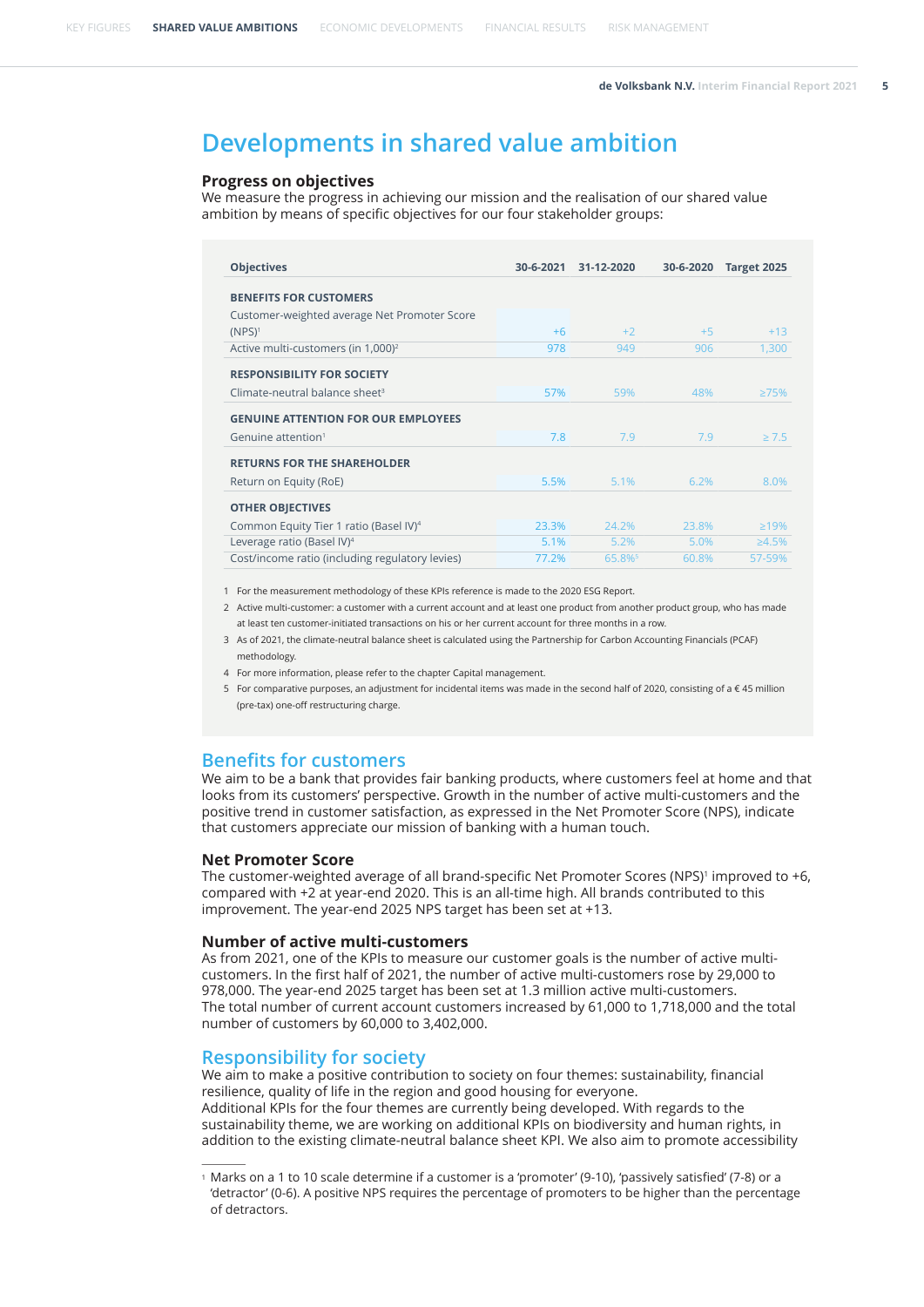# Developments in shared value ambition

### Progress on objectives

We measure the progress in achieving our mission and the realisation of our shared value ambition by means of specific objectives for our four stakeholder groups:

| Objectives | 30-6-2021 | 31-12-2020 | 30-6-2020 | Target 2025 |
|---|---|---|---|---|
| **BENEFITS FOR CUSTOMERS** | | | | |
| Customer-weighted average Net Promoter Score (NPS)[1] | +6 | +2 | +5 | +13 |
| Active multi-customers (in 1,000)[2] | 978 | 949 | 906 | 1,300 |
| **RESPONSIBILITY FOR SOCIETY** | | | | |
| Climate-neutral balance sheet[3] | 57% | 59% | 48% | ≥75% |
| **GENUINE ATTENTION FOR OUR EMPLOYEES** | | | | |
| Genuine attention[1] | 7.8 | 7.9 | 7.9 | ≥ 7.5 |
| **RETURNS FOR THE SHAREHOLDER** | | | | |
| Return on Equity (RoE) | 5.5% | 5.1% | 6.2% | 8.0% |
| **OTHER OBJECTIVES** | | | | |
| Common Equity Tier 1 ratio (Basel IV)[4] | 23.3% | 24.2% | 23.8% | ≥19% |
| Leverage ratio (Basel IV)[4] | 5.1% | 5.2% | 5.0% | ≥4.5% |
| Cost/income ratio (including regulatory levies) | 77.2% | 65.8%[5] | 60.8% | 57-59% |

1 For the measurement methodology of these KPIs reference is made to the 2020 ESG Report.
2 Active multi-customer: a customer with a current account and at least one product from another product group, who has made at least ten customer-initiated transactions on his or her current account for three months in a row.
3 As of 2021, the climate-neutral balance sheet is calculated using the Partnership for Carbon Accounting Financials (PCAF) methodology.
4 For more information, please refer to the chapter Capital management.
5 For comparative purposes, an adjustment for incidental items was made in the second half of 2020, consisting of a € 45 million (pre-tax) one-off restructuring charge.

## Benefits for customers

We aim to be a bank that provides fair banking products, where customers feel at home and that looks from its customers' perspective. Growth in the number of active multi-customers and the positive trend in customer satisfaction, as expressed in the Net Promoter Score (NPS), indicate that customers appreciate our mission of banking with a human touch.

### Net Promoter Score

The customer-weighted average of all brand-specific Net Promoter Scores (NPS)[1] improved to +6, compared with +2 at year-end 2020. This is an all-time high. All brands contributed to this improvement. The year-end 2025 NPS target has been set at +13.

### Number of active multi-customers

As from 2021, one of the KPIs to measure our customer goals is the number of active multi-customers. In the first half of 2021, the number of active multi-customers rose by 29,000 to 978,000. The year-end 2025 target has been set at 1.3 million active multi-customers.
The total number of current account customers increased by 61,000 to 1,718,000 and the total number of customers by 60,000 to 3,402,000.

## Responsibility for society

We aim to make a positive contribution to society on four themes: sustainability, financial resilience, quality of life in the region and good housing for everyone.
Additional KPIs for the four themes are currently being developed. With regards to the sustainability theme, we are working on additional KPIs on biodiversity and human rights, in addition to the existing climate-neutral balance sheet KPI. We also aim to promote accessibility

1 Marks on a 1 to 10 scale determine if a customer is a 'promoter' (9-10), 'passively satisfied' (7-8) or a 'detractor' (0-6). A positive NPS requires the percentage of promoters to be higher than the percentage of detractors.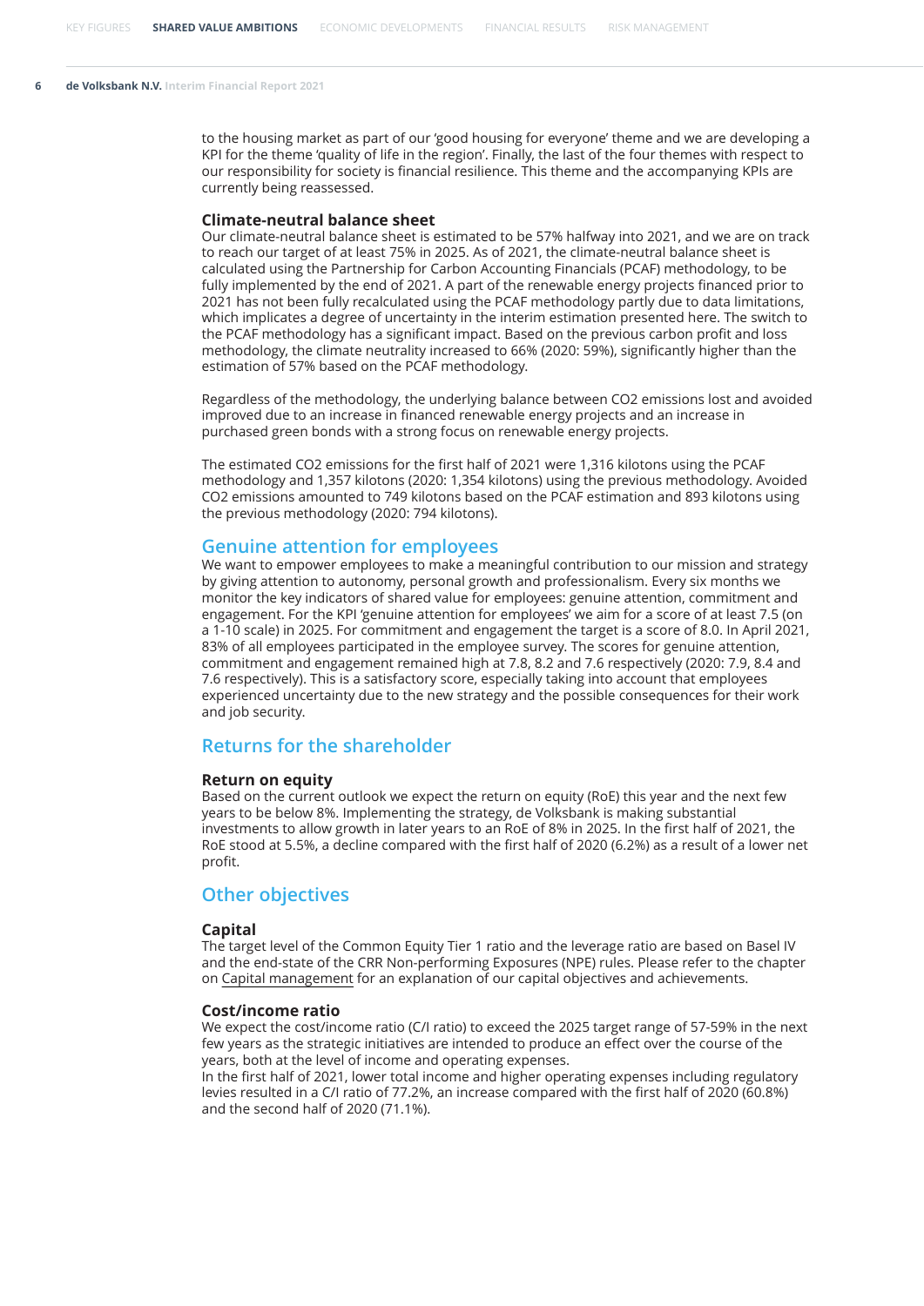to the housing market as part of our 'good housing for everyone' theme and we are developing a KPI for the theme 'quality of life in the region'. Finally, the last of the four themes with respect to our responsibility for society is financial resilience. This theme and the accompanying KPIs are currently being reassessed.

### Climate-neutral balance sheet

Our climate-neutral balance sheet is estimated to be 57% halfway into 2021, and we are on track to reach our target of at least 75% in 2025. As of 2021, the climate-neutral balance sheet is calculated using the Partnership for Carbon Accounting Financials (PCAF) methodology, to be fully implemented by the end of 2021. A part of the renewable energy projects financed prior to 2021 has not been fully recalculated using the PCAF methodology partly due to data limitations, which implicates a degree of uncertainty in the interim estimation presented here. The switch to the PCAF methodology has a significant impact. Based on the previous carbon profit and loss methodology, the climate neutrality increased to 66% (2020: 59%), significantly higher than the estimation of 57% based on the PCAF methodology.

Regardless of the methodology, the underlying balance between $CO_2$ emissions lost and avoided improved due to an increase in financed renewable energy projects and an increase in purchased green bonds with a strong focus on renewable energy projects.

The estimated $CO_2$ emissions for the first half of 2021 were 1,316 kilotons using the PCAF methodology and 1,357 kilotons (2020: 1,354 kilotons) using the previous methodology. Avoided $CO_2$ emissions amounted to 749 kilotons based on the PCAF estimation and 893 kilotons using the previous methodology (2020: 794 kilotons).

## Genuine attention for employees

We want to empower employees to make a meaningful contribution to our mission and strategy by giving attention to autonomy, personal growth and professionalism. Every six months we monitor the key indicators of shared value for employees: genuine attention, commitment and engagement. For the KPI 'genuine attention for employees' we aim for a score of at least 7.5 (on a 1-10 scale) in 2025. For commitment and engagement the target is a score of 8.0. In April 2021, 83% of all employees participated in the employee survey. The scores for genuine attention, commitment and engagement remained high at 7.8, 8.2 and 7.6 respectively (2020: 7.9, 8.4 and 7.6 respectively). This is a satisfactory score, especially taking into account that employees experienced uncertainty due to the new strategy and the possible consequences for their work and job security.

## Returns for the shareholder

### Return on equity

Based on the current outlook we expect the return on equity (RoE) this year and the next few years to be below 8%. Implementing the strategy, de Volksbank is making substantial investments to allow growth in later years to an RoE of 8% in 2025. In the first half of 2021, the RoE stood at 5.5%, a decline compared with the first half of 2020 (6.2%) as a result of a lower net profit.

## Other objectives

### Capital

The target level of the Common Equity Tier 1 ratio and the leverage ratio are based on Basel IV and the end-state of the CRR Non-performing Exposures (NPE) rules. Please refer to the chapter on Capital management for an explanation of our capital objectives and achievements.

### Cost/income ratio

We expect the cost/income ratio (C/I ratio) to exceed the 2025 target range of 57-59% in the next few years as the strategic initiatives are intended to produce an effect over the course of the years, both at the level of income and operating expenses.
In the first half of 2021, lower total income and higher operating expenses including regulatory levies resulted in a C/I ratio of 77.2%, an increase compared with the first half of 2020 (60.8%) and the second half of 2020 (71.1%).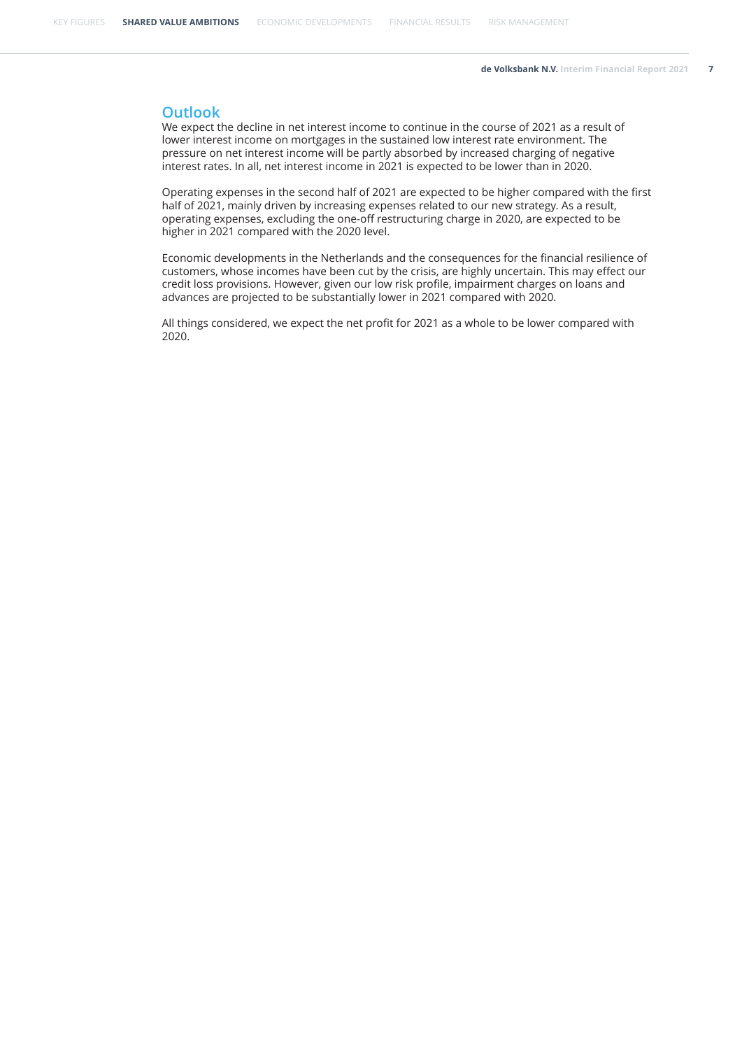## Outlook

We expect the decline in net interest income to continue in the course of 2021 as a result of lower interest income on mortgages in the sustained low interest rate environment. The pressure on net interest income will be partly absorbed by increased charging of negative interest rates. In all, net interest income in 2021 is expected to be lower than in 2020.

Operating expenses in the second half of 2021 are expected to be higher compared with the first half of 2021, mainly driven by increasing expenses related to our new strategy. As a result, operating expenses, excluding the one-off restructuring charge in 2020, are expected to be higher in 2021 compared with the 2020 level.

Economic developments in the Netherlands and the consequences for the financial resilience of customers, whose incomes have been cut by the crisis, are highly uncertain. This may effect our credit loss provisions. However, given our low risk profile, impairment charges on loans and advances are projected to be substantially lower in 2021 compared with 2020.

All things considered, we expect the net profit for 2021 as a whole to be lower compared with 2020.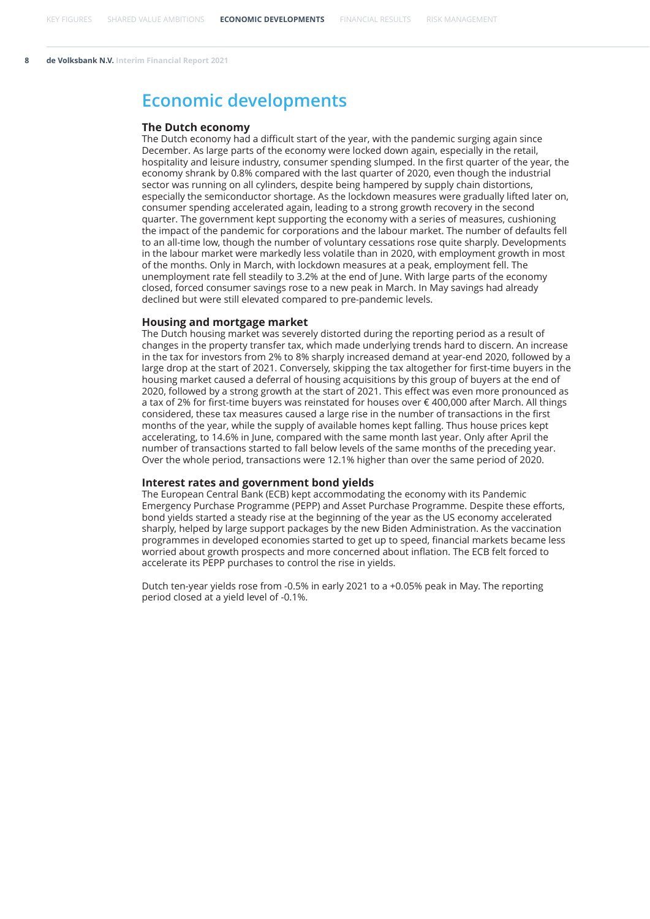# Economic developments

## The Dutch economy

The Dutch economy had a difficult start of the year, with the pandemic surging again since December. As large parts of the economy were locked down again, especially in the retail, hospitality and leisure industry, consumer spending slumped. In the first quarter of the year, the economy shrank by 0.8% compared with the last quarter of 2020, even though the industrial sector was running on all cylinders, despite being hampered by supply chain distortions, especially the semiconductor shortage. As the lockdown measures were gradually lifted later on, consumer spending accelerated again, leading to a strong growth recovery in the second quarter. The government kept supporting the economy with a series of measures, cushioning the impact of the pandemic for corporations and the labour market. The number of defaults fell to an all-time low, though the number of voluntary cessations rose quite sharply. Developments in the labour market were markedly less volatile than in 2020, with employment growth in most of the months. Only in March, with lockdown measures at a peak, employment fell. The unemployment rate fell steadily to 3.2% at the end of June. With large parts of the economy closed, forced consumer savings rose to a new peak in March. In May savings had already declined but were still elevated compared to pre-pandemic levels.

## Housing and mortgage market

The Dutch housing market was severely distorted during the reporting period as a result of changes in the property transfer tax, which made underlying trends hard to discern. An increase in the tax for investors from 2% to 8% sharply increased demand at year-end 2020, followed by a large drop at the start of 2021. Conversely, skipping the tax altogether for first-time buyers in the housing market caused a deferral of housing acquisitions by this group of buyers at the end of 2020, followed by a strong growth at the start of 2021. This effect was even more pronounced as a tax of 2% for first-time buyers was reinstated for houses over € 400,000 after March. All things considered, these tax measures caused a large rise in the number of transactions in the first months of the year, while the supply of available homes kept falling. Thus house prices kept accelerating, to 14.6% in June, compared with the same month last year. Only after April the number of transactions started to fall below levels of the same months of the preceding year. Over the whole period, transactions were 12.1% higher than over the same period of 2020.

## Interest rates and government bond yields

The European Central Bank (ECB) kept accommodating the economy with its Pandemic Emergency Purchase Programme (PEPP) and Asset Purchase Programme. Despite these efforts, bond yields started a steady rise at the beginning of the year as the US economy accelerated sharply, helped by large support packages by the new Biden Administration. As the vaccination programmes in developed economies started to get up to speed, financial markets became less worried about growth prospects and more concerned about inflation. The ECB felt forced to accelerate its PEPP purchases to control the rise in yields.

Dutch ten-year yields rose from -0.5% in early 2021 to a +0.05% peak in May. The reporting period closed at a yield level of -0.1%.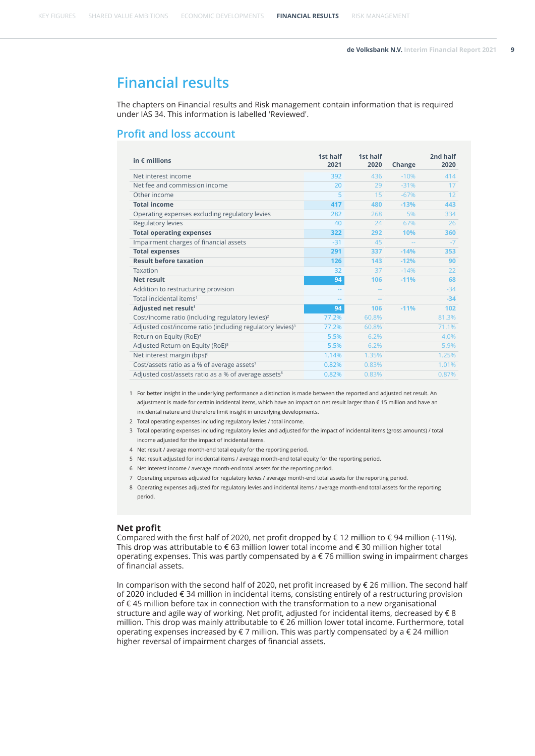# Financial results

The chapters on Financial results and Risk management contain information that is required under IAS 34. This information is labelled 'Reviewed'.

## Profit and loss account

| in € millions | 1st half 2021 | 1st half 2020 | Change | 2nd half 2020 |
|---|---|---|---|---|
| Net interest income | 392 | 436 | -10% | 414 |
| Net fee and commission income | 20 | 29 | -31% | 17 |
| Other income | 5 | 15 | -67% | 12 |
| **Total income** | **417** | **480** | **-13%** | **443** |
| Operating expenses excluding regulatory levies | 282 | 268 | 5% | 334 |
| Regulatory levies | 40 | 24 | 67% | 26 |
| **Total operating expenses** | **322** | **292** | **10%** | **360** |
| Impairment charges of financial assets | -31 | 45 | -- | -7 |
| **Total expenses** | **291** | **337** | **-14%** | **353** |
| **Result before taxation** | **126** | **143** | **-12%** | **90** |
| Taxation | 32 | 37 | -14% | 22 |
| **Net result** | **94** | **106** | **-11%** | **68** |
| Addition to restructuring provision | -- | -- | | -34 |
| Total incidental items[1] | -- | -- | | -34 |
| **Adjusted net result[1]** | **94** | **106** | **-11%** | **102** |
| Cost/income ratio (including regulatory levies)[2] | 77.2% | 60.8% | | 81.3% |
| Adjusted cost/income ratio (including regulatory levies)[3] | 77.2% | 60.8% | | 71.1% |
| Return on Equity (RoE)[4] | 5.5% | 6.2% | | 4.0% |
| Adjusted Return on Equity (RoE)[5] | 5.5% | 6.2% | | 5.9% |
| Net interest margin (bps)[6] | 1.14% | 1.35% | | 1.25% |
| Cost/assets ratio as a % of average assets[7] | 0.82% | 0.83% | | 1.01% |
| Adjusted cost/assets ratio as a % of average assets[8] | 0.82% | 0.83% | | 0.87% |

1. For better insight in the underlying performance a distinction is made between the reported and adjusted net result. An adjustment is made for certain incidental items, which have an impact on net result larger than € 15 million and have an incidental nature and therefore limit insight in underlying developments.
2. Total operating expenses including regulatory levies / total income.
3. Total operating expenses including regulatory levies and adjusted for the impact of incidental items (gross amounts) / total income adjusted for the impact of incidental items.
4. Net result / average month-end total equity for the reporting period.
5. Net result adjusted for incidental items / average month-end total equity for the reporting period.
6. Net interest income / average month-end total assets for the reporting period.
7. Operating expenses adjusted for regulatory levies / average month-end total assets for the reporting period.
8. Operating expenses adjusted for regulatory levies and incidental items / average month-end total assets for the reporting period.

### Net profit

Compared with the first half of 2020, net profit dropped by € 12 million to € 94 million (-11%). This drop was attributable to € 63 million lower total income and € 30 million higher total operating expenses. This was partly compensated by a € 76 million swing in impairment charges of financial assets.

In comparison with the second half of 2020, net profit increased by € 26 million. The second half of 2020 included € 34 million in incidental items, consisting entirely of a restructuring provision of € 45 million before tax in connection with the transformation to a new organisational structure and agile way of working. Net profit, adjusted for incidental items, decreased by € 8 million. This drop was mainly attributable to € 26 million lower total income. Furthermore, total operating expenses increased by € 7 million. This was partly compensated by a € 24 million higher reversal of impairment charges of financial assets.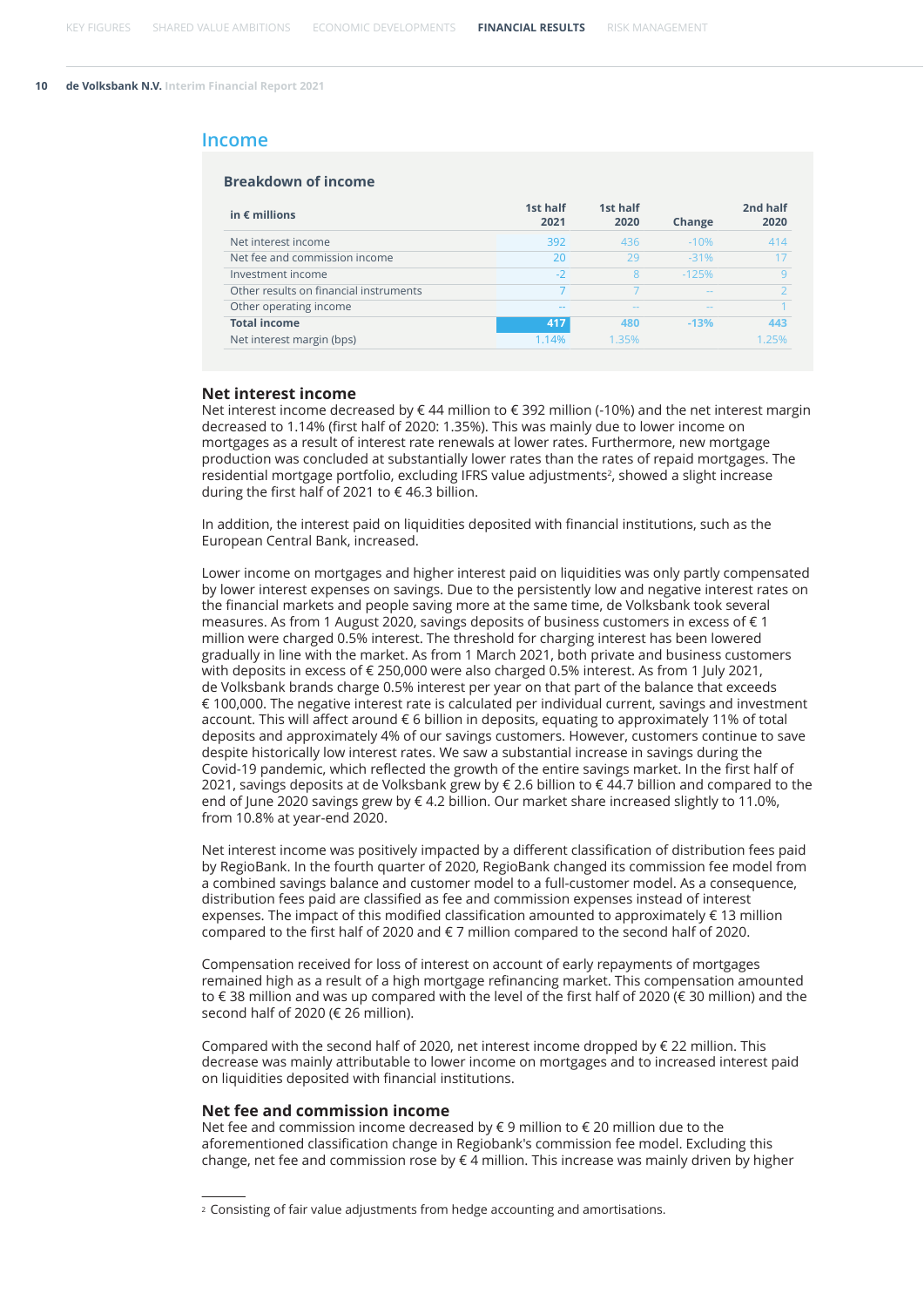## Income

### Breakdown of income

| in € millions | 1st half 2021 | 1st half 2020 | Change | 2nd half 2020 |
|---|---|---|---|---|
| Net interest income | 392 | 436 | -10% | 414 |
| Net fee and commission income | 20 | 29 | -31% | 17 |
| Investment income | -2 | 8 | -125% | 9 |
| Other results on financial instruments | 7 | 7 | -- | 2 |
| Other operating income | -- | -- | -- | 1 |
| **Total income** | **417** | **480** | **-13%** | **443** |
| Net interest margin (bps) | 1.14% | 1.35% | | 1.25% |

### Net interest income

Net interest income decreased by € 44 million to € 392 million (-10%) and the net interest margin decreased to 1.14% (first half of 2020: 1.35%). This was mainly due to lower income on mortgages as a result of interest rate renewals at lower rates. Furthermore, new mortgage production was concluded at substantially lower rates than the rates of repaid mortgages. The residential mortgage portfolio, excluding IFRS value adjustments[2], showed a slight increase during the first half of 2021 to € 46.3 billion.

In addition, the interest paid on liquidities deposited with financial institutions, such as the European Central Bank, increased.

Lower income on mortgages and higher interest paid on liquidities was only partly compensated by lower interest expenses on savings. Due to the persistently low and negative interest rates on the financial markets and people saving more at the same time, de Volksbank took several measures. As from 1 August 2020, savings deposits of business customers in excess of € 1 million were charged 0.5% interest. The threshold for charging interest has been lowered gradually in line with the market. As from 1 March 2021, both private and business customers with deposits in excess of € 250,000 were also charged 0.5% interest. As from 1 July 2021, de Volksbank brands charge 0.5% interest per year on that part of the balance that exceeds € 100,000. The negative interest rate is calculated per individual current, savings and investment account. This will affect around € 6 billion in deposits, equating to approximately 11% of total deposits and approximately 4% of our savings customers. However, customers continue to save despite historically low interest rates. We saw a substantial increase in savings during the Covid-19 pandemic, which reflected the growth of the entire savings market. In the first half of 2021, savings deposits at de Volksbank grew by € 2.6 billion to € 44.7 billion and compared to the end of June 2020 savings grew by € 4.2 billion. Our market share increased slightly to 11.0%, from 10.8% at year-end 2020.

Net interest income was positively impacted by a different classification of distribution fees paid by RegioBank. In the fourth quarter of 2020, RegioBank changed its commission fee model from a combined savings balance and customer model to a full-customer model. As a consequence, distribution fees paid are classified as fee and commission expenses instead of interest expenses. The impact of this modified classification amounted to approximately € 13 million compared to the first half of 2020 and € 7 million compared to the second half of 2020.

Compensation received for loss of interest on account of early repayments of mortgages remained high as a result of a high mortgage refinancing market. This compensation amounted to € 38 million and was up compared with the level of the first half of 2020 (€ 30 million) and the second half of 2020 (€ 26 million).

Compared with the second half of 2020, net interest income dropped by € 22 million. This decrease was mainly attributable to lower income on mortgages and to increased interest paid on liquidities deposited with financial institutions.

### Net fee and commission income

Net fee and commission income decreased by € 9 million to € 20 million due to the aforementioned classification change in Regiobank's commission fee model. Excluding this change, net fee and commission rose by € 4 million. This increase was mainly driven by higher

[2] Consisting of fair value adjustments from hedge accounting and amortisations.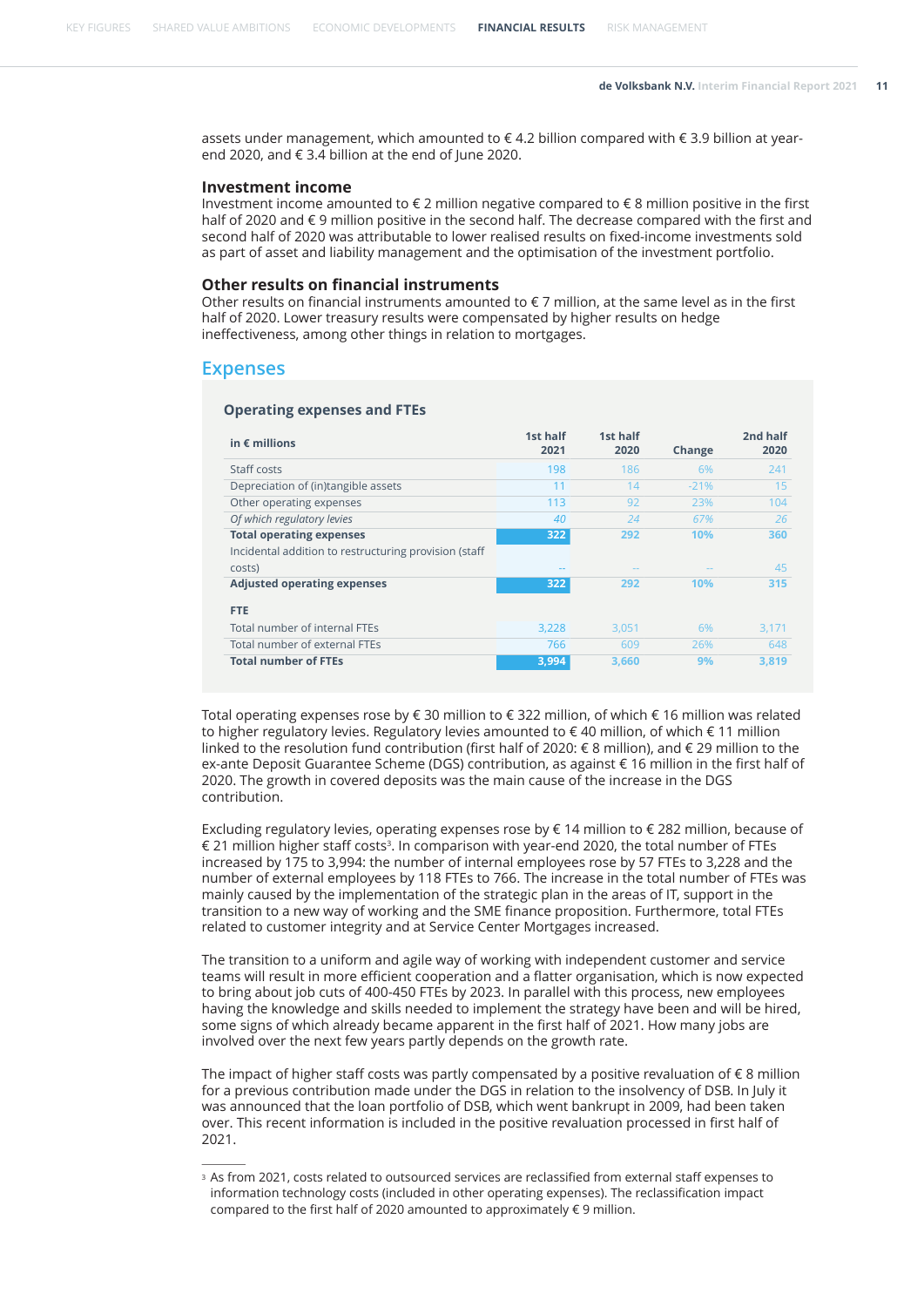assets under management, which amounted to € 4.2 billion compared with € 3.9 billion at year-end 2020, and € 3.4 billion at the end of June 2020.

### Investment income

Investment income amounted to € 2 million negative compared to € 8 million positive in the first half of 2020 and € 9 million positive in the second half. The decrease compared with the first and second half of 2020 was attributable to lower realised results on fixed-income investments sold as part of asset and liability management and the optimisation of the investment portfolio.

### Other results on financial instruments

Other results on financial instruments amounted to € 7 million, at the same level as in the first half of 2020. Lower treasury results were compensated by higher results on hedge ineffectiveness, among other things in relation to mortgages.

## Expenses

**Operating expenses and FTEs**

| in € millions | 1st half 2021 | 1st half 2020 | Change | 2nd half 2020 |
|---|---|---|---|---|
| Staff costs | 198 | 186 | 6% | 241 |
| Depreciation of (in)tangible assets | 11 | 14 | -21% | 15 |
| Other operating expenses | 113 | 92 | 23% | 104 |
| *Of which regulatory levies* | *40* | *24* | *67%* | *26* |
| **Total operating expenses** | **322** | **292** | **10%** | **360** |
| Incidental addition to restructuring provision (staff costs) | -- | -- | -- | 45 |
| **Adjusted operating expenses** | **322** | **292** | **10%** | **315** |
| **FTE** | | | | |
| Total number of internal FTEs | 3,228 | 3,051 | 6% | 3,171 |
| Total number of external FTEs | 766 | 609 | 26% | 648 |
| **Total number of FTEs** | **3,994** | **3,660** | **9%** | **3,819** |

Total operating expenses rose by € 30 million to € 322 million, of which € 16 million was related to higher regulatory levies. Regulatory levies amounted to € 40 million, of which € 11 million linked to the resolution fund contribution (first half of 2020: € 8 million), and € 29 million to the ex-ante Deposit Guarantee Scheme (DGS) contribution, as against € 16 million in the first half of 2020. The growth in covered deposits was the main cause of the increase in the DGS contribution.

Excluding regulatory levies, operating expenses rose by € 14 million to € 282 million, because of € 21 million higher staff costs[3]. In comparison with year-end 2020, the total number of FTEs increased by 175 to 3,994: the number of internal employees rose by 57 FTEs to 3,228 and the number of external employees by 118 FTEs to 766. The increase in the total number of FTEs was mainly caused by the implementation of the strategic plan in the areas of IT, support in the transition to a new way of working and the SME finance proposition. Furthermore, total FTEs related to customer integrity and at Service Center Mortgages increased.

The transition to a uniform and agile way of working with independent customer and service teams will result in more efficient cooperation and a flatter organisation, which is now expected to bring about job cuts of 400-450 FTEs by 2023. In parallel with this process, new employees having the knowledge and skills needed to implement the strategy have been and will be hired, some signs of which already became apparent in the first half of 2021. How many jobs are involved over the next few years partly depends on the growth rate.

The impact of higher staff costs was partly compensated by a positive revaluation of € 8 million for a previous contribution made under the DGS in relation to the insolvency of DSB. In July it was announced that the loan portfolio of DSB, which went bankrupt in 2009, had been taken over. This recent information is included in the positive revaluation processed in first half of 2021.

---

[3] As from 2021, costs related to outsourced services are reclassified from external staff expenses to information technology costs (included in other operating expenses). The reclassification impact compared to the first half of 2020 amounted to approximately € 9 million.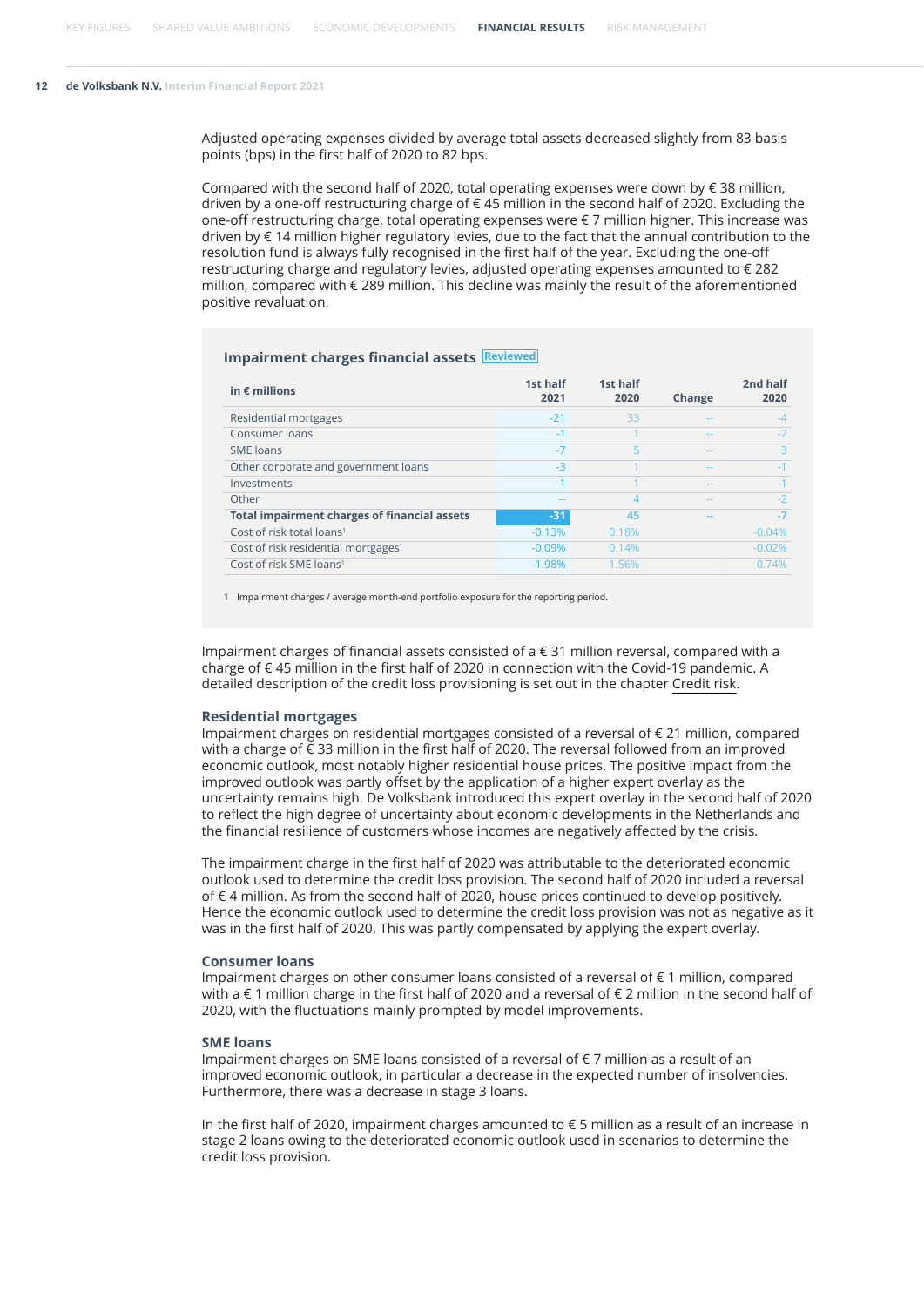Adjusted operating expenses divided by average total assets decreased slightly from 83 basis points (bps) in the first half of 2020 to 82 bps.

Compared with the second half of 2020, total operating expenses were down by € 38 million, driven by a one-off restructuring charge of € 45 million in the second half of 2020. Excluding the one-off restructuring charge, total operating expenses were € 7 million higher. This increase was driven by € 14 million higher regulatory levies, due to the fact that the annual contribution to the resolution fund is always fully recognised in the first half of the year. Excluding the one-off restructuring charge and regulatory levies, adjusted operating expenses amounted to € 282 million, compared with € 289 million. This decline was mainly the result of the aforementioned positive revaluation.

## Impairment charges financial assets Reviewed

| in € millions | 1st half 2021 | 1st half 2020 | Change | 2nd half 2020 |
|---|---|---|---|---|
| Residential mortgages | -21 | 33 | -- | -4 |
| Consumer loans | -1 | 1 | -- | -2 |
| SME loans | -7 | 5 | -- | 3 |
| Other corporate and government loans | -3 | 1 | -- | -1 |
| Investments | 1 | 1 | -- | -1 |
| Other | -- | 4 | -- | -2 |
| **Total impairment charges of financial assets** | **-31** | **45** | **--** | **-7** |
| Cost of risk total loans[1] | -0.13% | 0.18% | | -0.04% |
| Cost of risk residential mortgages[1] | -0.09% | 0.14% | | -0.02% |
| Cost of risk SME loans[1] | -1.98% | 1.56% | | 0.74% |

1 Impairment charges / average month-end portfolio exposure for the reporting period.

Impairment charges of financial assets consisted of a € 31 million reversal, compared with a charge of € 45 million in the first half of 2020 in connection with the Covid-19 pandemic. A detailed description of the credit loss provisioning is set out in the chapter Credit risk.

### Residential mortgages

Impairment charges on residential mortgages consisted of a reversal of € 21 million, compared with a charge of € 33 million in the first half of 2020. The reversal followed from an improved economic outlook, most notably higher residential house prices. The positive impact from the improved outlook was partly offset by the application of a higher expert overlay as the uncertainty remains high. De Volksbank introduced this expert overlay in the second half of 2020 to reflect the high degree of uncertainty about economic developments in the Netherlands and the financial resilience of customers whose incomes are negatively affected by the crisis.

The impairment charge in the first half of 2020 was attributable to the deteriorated economic outlook used to determine the credit loss provision. The second half of 2020 included a reversal of € 4 million. As from the second half of 2020, house prices continued to develop positively. Hence the economic outlook used to determine the credit loss provision was not as negative as it was in the first half of 2020. This was partly compensated by applying the expert overlay.

### Consumer loans

Impairment charges on other consumer loans consisted of a reversal of € 1 million, compared with a € 1 million charge in the first half of 2020 and a reversal of € 2 million in the second half of 2020, with the fluctuations mainly prompted by model improvements.

### SME loans

Impairment charges on SME loans consisted of a reversal of € 7 million as a result of an improved economic outlook, in particular a decrease in the expected number of insolvencies. Furthermore, there was a decrease in stage 3 loans.

In the first half of 2020, impairment charges amounted to € 5 million as a result of an increase in stage 2 loans owing to the deteriorated economic outlook used in scenarios to determine the credit loss provision.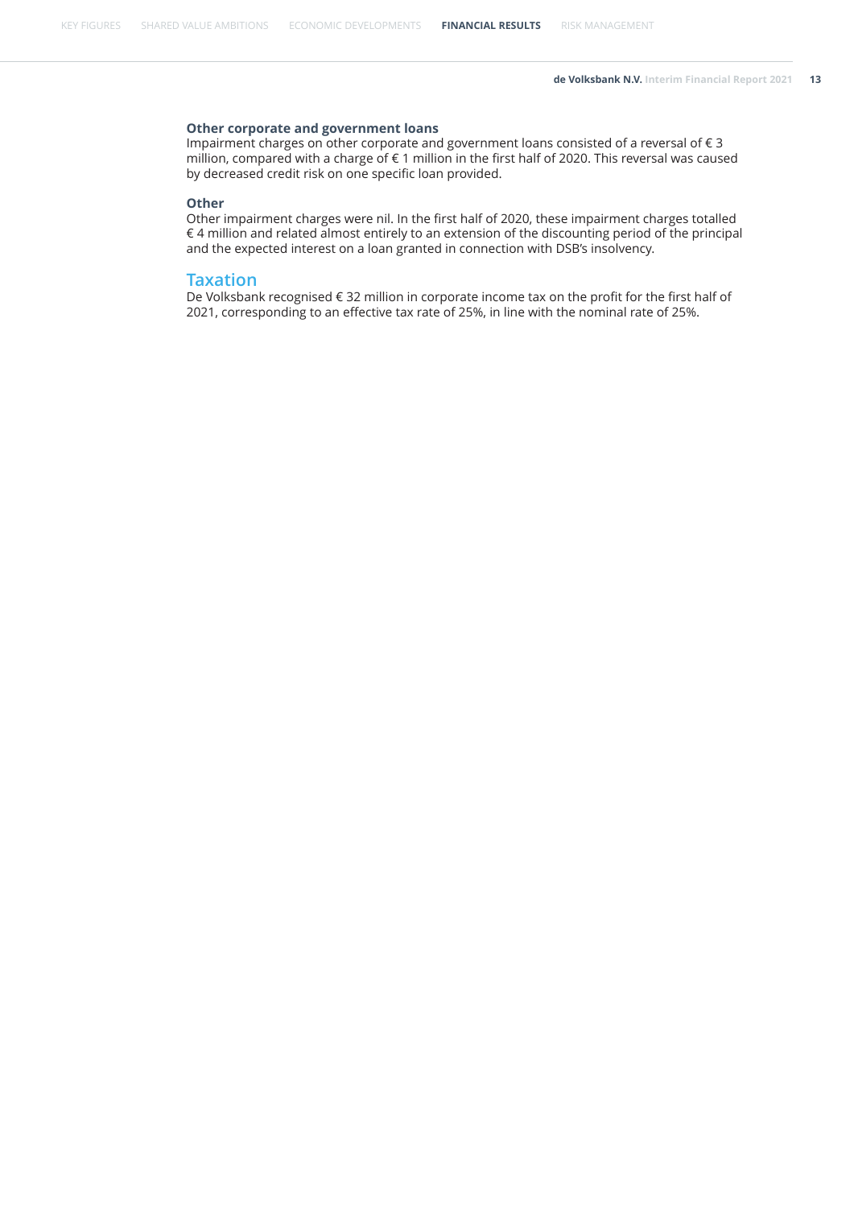### Other corporate and government loans

Impairment charges on other corporate and government loans consisted of a reversal of € 3 million, compared with a charge of € 1 million in the first half of 2020. This reversal was caused by decreased credit risk on one specific loan provided.

### Other

Other impairment charges were nil. In the first half of 2020, these impairment charges totalled € 4 million and related almost entirely to an extension of the discounting period of the principal and the expected interest on a loan granted in connection with DSB's insolvency.

## Taxation

De Volksbank recognised € 32 million in corporate income tax on the profit for the first half of 2021, corresponding to an effective tax rate of 25%, in line with the nominal rate of 25%.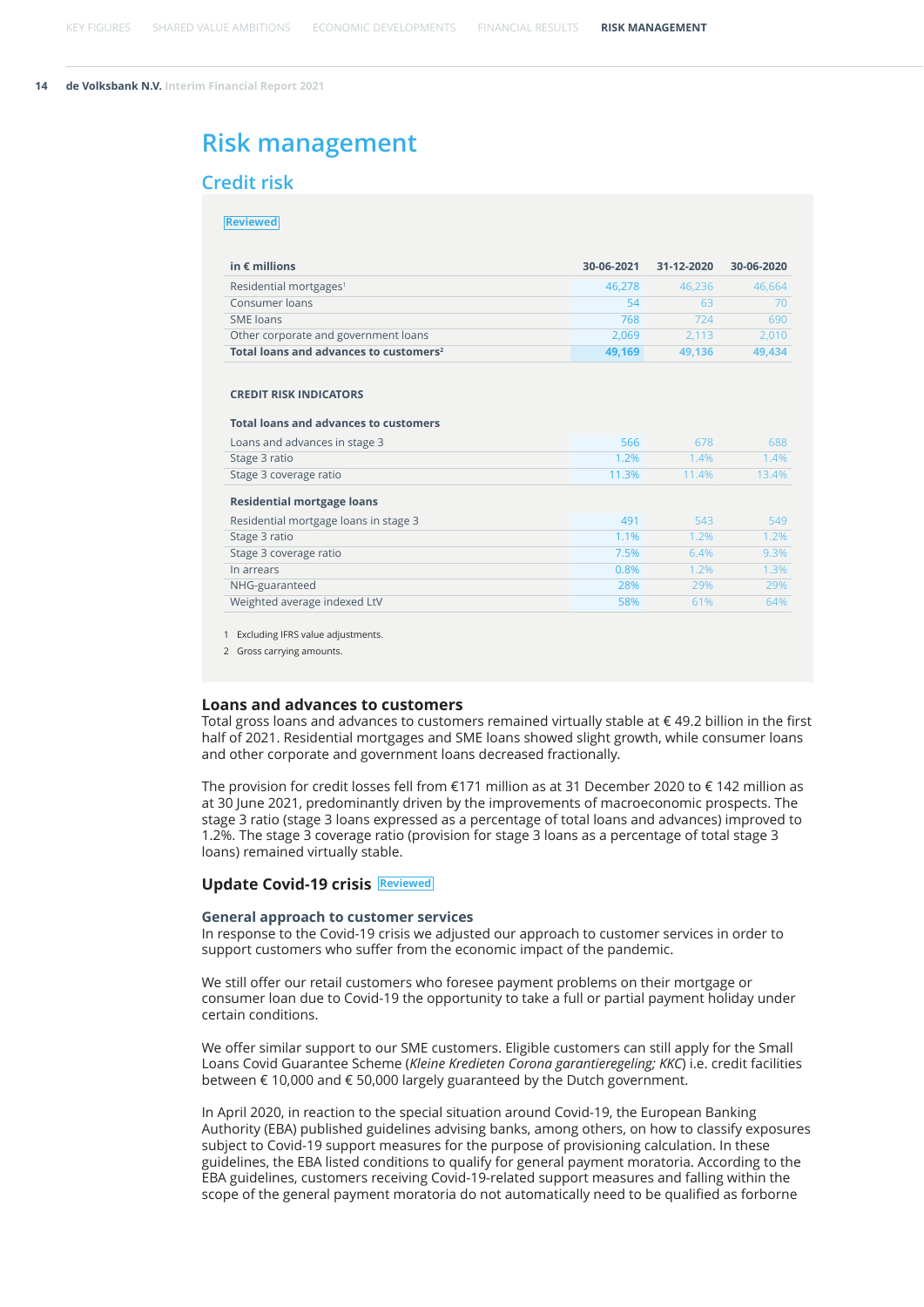# Risk management

## Credit risk

Reviewed

| in € millions | 30-06-2021 | 31-12-2020 | 30-06-2020 |
|---|---|---|---|
| Residential mortgages[1] | 46,278 | 46,236 | 46,664 |
| Consumer loans | 54 | 63 | 70 |
| SME loans | 768 | 724 | 690 |
| Other corporate and government loans | 2,069 | 2,113 | 2,010 |
| **Total loans and advances to customers[2]** | **49,169** | **49,136** | **49,434** |
| | | | |
| **CREDIT RISK INDICATORS** | | | |
| **Total loans and advances to customers** | | | |
| Loans and advances in stage 3 | 566 | 678 | 688 |
| Stage 3 ratio | 1.2% | 1.4% | 1.4% |
| Stage 3 coverage ratio | 11.3% | 11.4% | 13.4% |
| **Residential mortgage loans** | | | |
| Residential mortgage loans in stage 3 | 491 | 543 | 549 |
| Stage 3 ratio | 1.1% | 1.2% | 1.2% |
| Stage 3 coverage ratio | 7.5% | 6.4% | 9.3% |
| In arrears | 0.8% | 1.2% | 1.3% |
| NHG-guaranteed | 28% | 29% | 29% |
| Weighted average indexed LtV | 58% | 61% | 64% |

1 Excluding IFRS value adjustments.

2 Gross carrying amounts.

### Loans and advances to customers

Total gross loans and advances to customers remained virtually stable at € 49.2 billion in the first half of 2021. Residential mortgages and SME loans showed slight growth, while consumer loans and other corporate and government loans decreased fractionally.

The provision for credit losses fell from €171 million as at 31 December 2020 to € 142 million as at 30 June 2021, predominantly driven by the improvements of macroeconomic prospects. The stage 3 ratio (stage 3 loans expressed as a percentage of total loans and advances) improved to 1.2%. The stage 3 coverage ratio (provision for stage 3 loans as a percentage of total stage 3 loans) remained virtually stable.

### Update Covid-19 crisis Reviewed

#### General approach to customer services

In response to the Covid-19 crisis we adjusted our approach to customer services in order to support customers who suffer from the economic impact of the pandemic.

We still offer our retail customers who foresee payment problems on their mortgage or consumer loan due to Covid-19 the opportunity to take a full or partial payment holiday under certain conditions.

We offer similar support to our SME customers. Eligible customers can still apply for the Small Loans Covid Guarantee Scheme (*Kleine Kredieten Corona garantieregeling; KKC*) i.e. credit facilities between € 10,000 and € 50,000 largely guaranteed by the Dutch government.

In April 2020, in reaction to the special situation around Covid-19, the European Banking Authority (EBA) published guidelines advising banks, among others, on how to classify exposures subject to Covid-19 support measures for the purpose of provisioning calculation. In these guidelines, the EBA listed conditions to qualify for general payment moratoria. According to the EBA guidelines, customers receiving Covid-19-related support measures and falling within the scope of the general payment moratoria do not automatically need to be qualified as forborne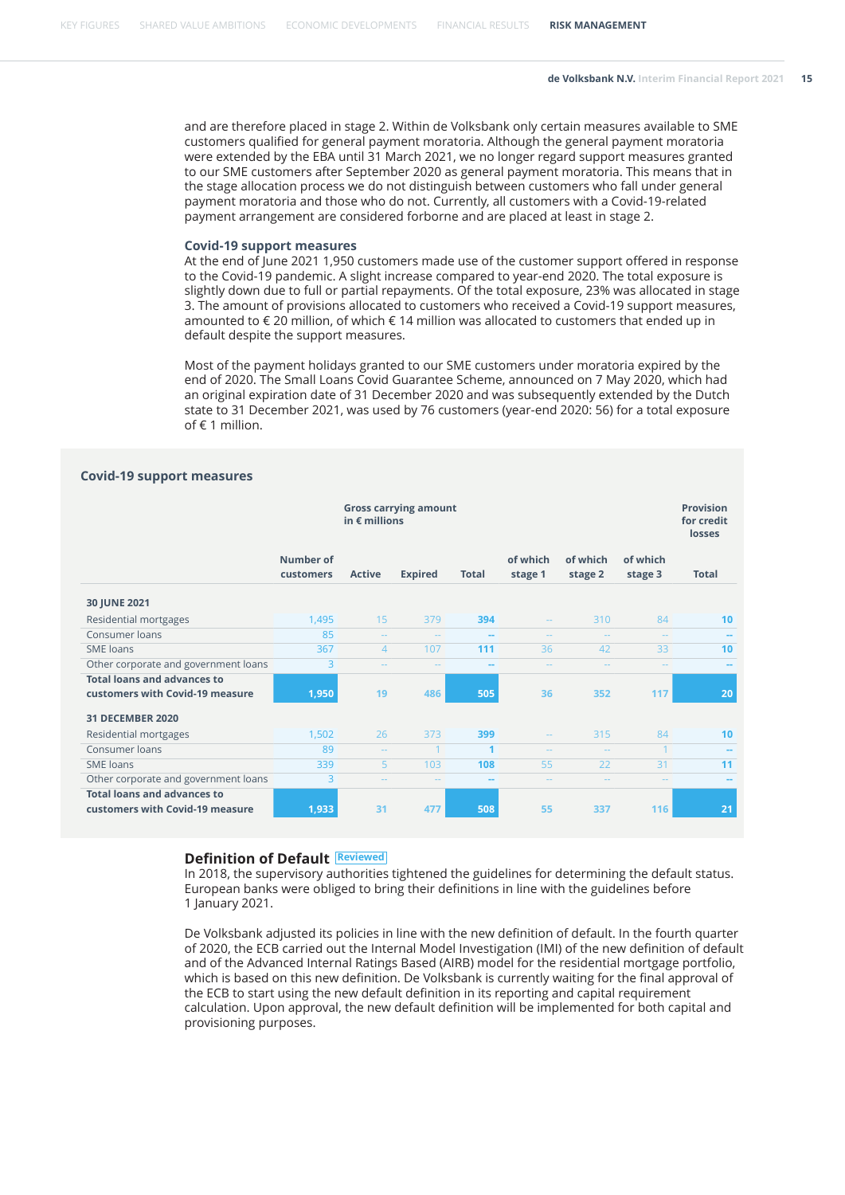and are therefore placed in stage 2. Within de Volksbank only certain measures available to SME customers qualified for general payment moratoria. Although the general payment moratoria were extended by the EBA until 31 March 2021, we no longer regard support measures granted to our SME customers after September 2020 as general payment moratoria. This means that in the stage allocation process we do not distinguish between customers who fall under general payment moratoria and those who do not. Currently, all customers with a Covid-19-related payment arrangement are considered forborne and are placed at least in stage 2.

### Covid-19 support measures

At the end of June 2021 1,950 customers made use of the customer support offered in response to the Covid-19 pandemic. A slight increase compared to year-end 2020. The total exposure is slightly down due to full or partial repayments. Of the total exposure, 23% was allocated in stage 3. The amount of provisions allocated to customers who received a Covid-19 support measures, amounted to € 20 million, of which € 14 million was allocated to customers that ended up in default despite the support measures.

Most of the payment holidays granted to our SME customers under moratoria expired by the end of 2020. The Small Loans Covid Guarantee Scheme, announced on 7 May 2020, which had an original expiration date of 31 December 2020 and was subsequently extended by the Dutch state to 31 December 2021, was used by 76 customers (year-end 2020: 56) for a total exposure of € 1 million.

**Covid-19 support measures**

| | | Gross carrying amount in € millions | | | | | | Provision for credit losses |
|---|---|---|---|---|---|---|---|---|
| | Number of customers | Active | Expired | Total | of which stage 1 | of which stage 2 | of which stage 3 | Total |
| **30 JUNE 2021** | | | | | | | | |
| Residential mortgages | 1,495 | 15 | 379 | **394** | -- | 310 | 84 | **10** |
| Consumer loans | 85 | -- | -- | **--** | -- | -- | -- | **--** |
| SME loans | 367 | 4 | 107 | **111** | 36 | 42 | 33 | **10** |
| Other corporate and government loans | 3 | -- | -- | **--** | -- | -- | -- | **--** |
| **Total loans and advances to customers with Covid-19 measure** | **1,950** | **19** | **486** | **505** | **36** | **352** | **117** | **20** |
| **31 DECEMBER 2020** | | | | | | | | |
| Residential mortgages | 1,502 | 26 | 373 | **399** | -- | 315 | 84 | **10** |
| Consumer loans | 89 | -- | 1 | **1** | -- | -- | 1 | **--** |
| SME loans | 339 | 5 | 103 | **108** | 55 | 22 | 31 | **11** |
| Other corporate and government loans | 3 | -- | -- | **--** | -- | -- | -- | **--** |
| **Total loans and advances to customers with Covid-19 measure** | **1,933** | **31** | **477** | **508** | **55** | **337** | **116** | **21** |

### Definition of Default Reviewed

In 2018, the supervisory authorities tightened the guidelines for determining the default status. European banks were obliged to bring their definitions in line with the guidelines before 1 January 2021.

De Volksbank adjusted its policies in line with the new definition of default. In the fourth quarter of 2020, the ECB carried out the Internal Model Investigation (IMI) of the new definition of default and of the Advanced Internal Ratings Based (AIRB) model for the residential mortgage portfolio, which is based on this new definition. De Volksbank is currently waiting for the final approval of the ECB to start using the new default definition in its reporting and capital requirement calculation. Upon approval, the new default definition will be implemented for both capital and provisioning purposes.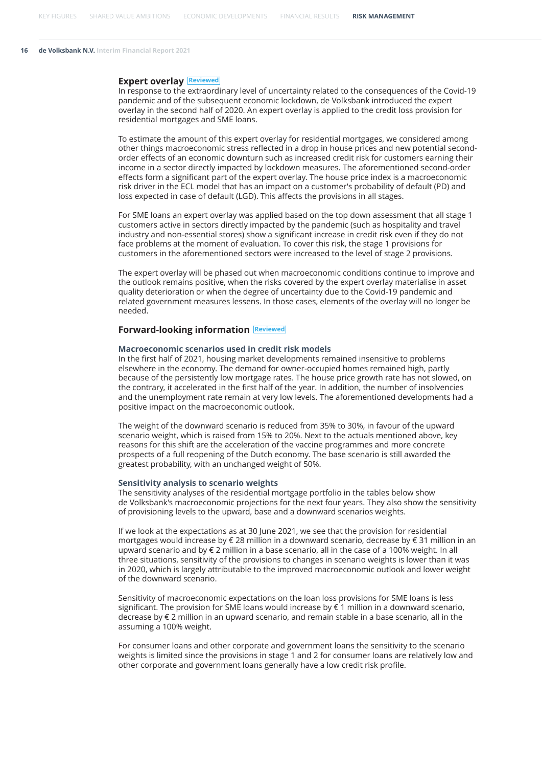## Expert overlay Reviewed

In response to the extraordinary level of uncertainty related to the consequences of the Covid-19 pandemic and of the subsequent economic lockdown, de Volksbank introduced the expert overlay in the second half of 2020. An expert overlay is applied to the credit loss provision for residential mortgages and SME loans.

To estimate the amount of this expert overlay for residential mortgages, we considered among other things macroeconomic stress reflected in a drop in house prices and new potential second-order effects of an economic downturn such as increased credit risk for customers earning their income in a sector directly impacted by lockdown measures. The aforementioned second-order effects form a significant part of the expert overlay. The house price index is a macroeconomic risk driver in the ECL model that has an impact on a customer's probability of default (PD) and loss expected in case of default (LGD). This affects the provisions in all stages.

For SME loans an expert overlay was applied based on the top down assessment that all stage 1 customers active in sectors directly impacted by the pandemic (such as hospitality and travel industry and non-essential stores) show a significant increase in credit risk even if they do not face problems at the moment of evaluation. To cover this risk, the stage 1 provisions for customers in the aforementioned sectors were increased to the level of stage 2 provisions.

The expert overlay will be phased out when macroeconomic conditions continue to improve and the outlook remains positive, when the risks covered by the expert overlay materialise in asset quality deterioration or when the degree of uncertainty due to the Covid-19 pandemic and related government measures lessens. In those cases, elements of the overlay will no longer be needed.

## Forward-looking information Reviewed

### Macroeconomic scenarios used in credit risk models

In the first half of 2021, housing market developments remained insensitive to problems elsewhere in the economy. The demand for owner-occupied homes remained high, partly because of the persistently low mortgage rates. The house price growth rate has not slowed, on the contrary, it accelerated in the first half of the year. In addition, the number of insolvencies and the unemployment rate remain at very low levels. The aforementioned developments had a positive impact on the macroeconomic outlook.

The weight of the downward scenario is reduced from 35% to 30%, in favour of the upward scenario weight, which is raised from 15% to 20%. Next to the actuals mentioned above, key reasons for this shift are the acceleration of the vaccine programmes and more concrete prospects of a full reopening of the Dutch economy. The base scenario is still awarded the greatest probability, with an unchanged weight of 50%.

### Sensitivity analysis to scenario weights

The sensitivity analyses of the residential mortgage portfolio in the tables below show de Volksbank's macroeconomic projections for the next four years. They also show the sensitivity of provisioning levels to the upward, base and a downward scenarios weights.

If we look at the expectations as at 30 June 2021, we see that the provision for residential mortgages would increase by € 28 million in a downward scenario, decrease by € 31 million in an upward scenario and by € 2 million in a base scenario, all in the case of a 100% weight. In all three situations, sensitivity of the provisions to changes in scenario weights is lower than it was in 2020, which is largely attributable to the improved macroeconomic outlook and lower weight of the downward scenario.

Sensitivity of macroeconomic expectations on the loan loss provisions for SME loans is less significant. The provision for SME loans would increase by € 1 million in a downward scenario, decrease by € 2 million in an upward scenario, and remain stable in a base scenario, all in the assuming a 100% weight.

For consumer loans and other corporate and government loans the sensitivity to the scenario weights is limited since the provisions in stage 1 and 2 for consumer loans are relatively low and other corporate and government loans generally have a low credit risk profile.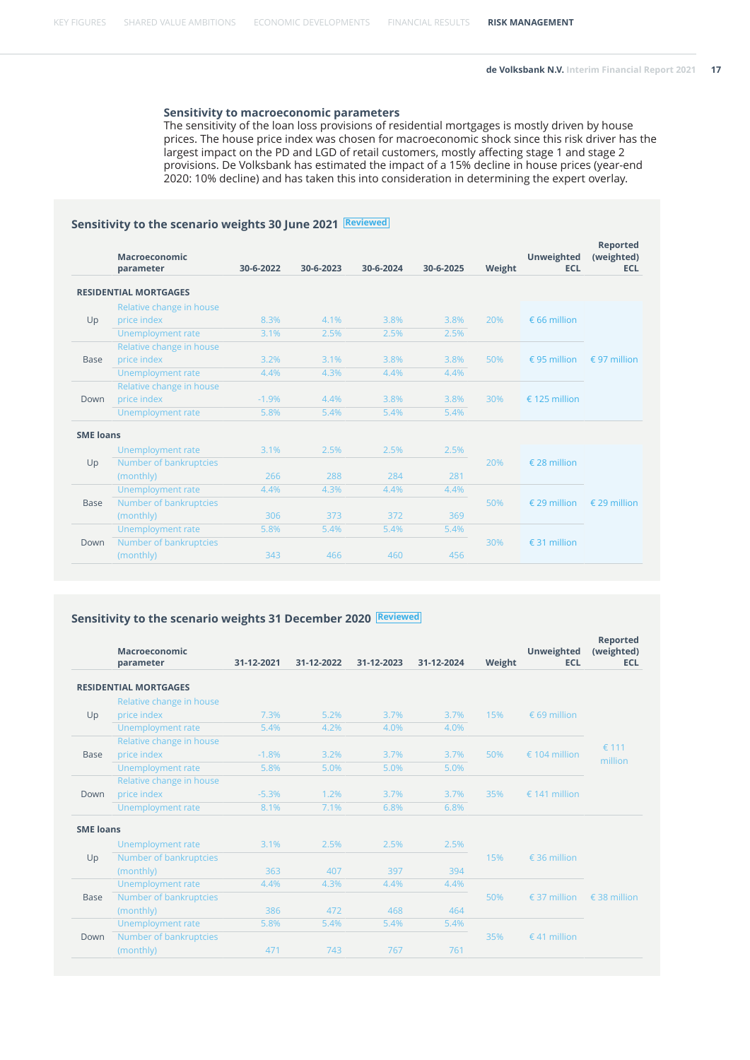### Sensitivity to macroeconomic parameters

The sensitivity of the loan loss provisions of residential mortgages is mostly driven by house prices. The house price index was chosen for macroeconomic shock since this risk driver has the largest impact on the PD and LGD of retail customers, mostly affecting stage 1 and stage 2 provisions. De Volksbank has estimated the impact of a 15% decline in house prices (year-end 2020: 10% decline) and has taken this into consideration in determining the expert overlay.

#### Sensitivity to the scenario weights 30 June 2021 Reviewed

| | Macroeconomic parameter | 30-6-2022 | 30-6-2023 | 30-6-2024 | 30-6-2025 | Weight | Unweighted ECL | Reported (weighted) ECL |
|---|---|---|---|---|---|---|---|---|
| **RESIDENTIAL MORTGAGES** | | | | | | | | |
| Up | Relative change in house price index | 8.3% | 4.1% | 3.8% | 3.8% | 20% | € 66 million | |
| | Unemployment rate | 3.1% | 2.5% | 2.5% | 2.5% | | | |
| Base | Relative change in house price index | 3.2% | 3.1% | 3.8% | 3.8% | 50% | € 95 million | € 97 million |
| | Unemployment rate | 4.4% | 4.3% | 4.4% | 4.4% | | | |
| Down | Relative change in house price index | -1.9% | 4.4% | 3.8% | 3.8% | 30% | € 125 million | |
| | Unemployment rate | 5.8% | 5.4% | 5.4% | 5.4% | | | |
| **SME loans** | | | | | | | | |
| Up | Unemployment rate | 3.1% | 2.5% | 2.5% | 2.5% | 20% | € 28 million | |
| | Number of bankruptcies (monthly) | 266 | 288 | 284 | 281 | | | |
| Base | Unemployment rate | 4.4% | 4.3% | 4.4% | 4.4% | 50% | € 29 million | € 29 million |
| | Number of bankruptcies (monthly) | 306 | 373 | 372 | 369 | | | |
| Down | Unemployment rate | 5.8% | 5.4% | 5.4% | 5.4% | 30% | € 31 million | |
| | Number of bankruptcies (monthly) | 343 | 466 | 460 | 456 | | | |

#### Sensitivity to the scenario weights 31 December 2020 Reviewed

| | Macroeconomic parameter | 31-12-2021 | 31-12-2022 | 31-12-2023 | 31-12-2024 | Weight | Unweighted ECL | Reported (weighted) ECL |
|---|---|---|---|---|---|---|---|---|
| **RESIDENTIAL MORTGAGES** | | | | | | | | |
| Up | Relative change in house price index | 7.3% | 5.2% | 3.7% | 3.7% | 15% | € 69 million | |
| | Unemployment rate | 5.4% | 4.2% | 4.0% | 4.0% | | | |
| Base | Relative change in house price index | -1.8% | 3.2% | 3.7% | 3.7% | 50% | € 104 million | € 111 million |
| | Unemployment rate | 5.8% | 5.0% | 5.0% | 5.0% | | | |
| Down | Relative change in house price index | -5.3% | 1.2% | 3.7% | 3.7% | 35% | € 141 million | |
| | Unemployment rate | 8.1% | 7.1% | 6.8% | 6.8% | | | |
| **SME loans** | | | | | | | | |
| Up | Unemployment rate | 3.1% | 2.5% | 2.5% | 2.5% | 15% | € 36 million | |
| | Number of bankruptcies (monthly) | 363 | 407 | 397 | 394 | | | |
| Base | Unemployment rate | 4.4% | 4.3% | 4.4% | 4.4% | 50% | € 37 million | € 38 million |
| | Number of bankruptcies (monthly) | 386 | 472 | 468 | 464 | | | |
| Down | Unemployment rate | 5.8% | 5.4% | 5.4% | 5.4% | 35% | € 41 million | |
| | Number of bankruptcies (monthly) | 471 | 743 | 767 | 761 | | | |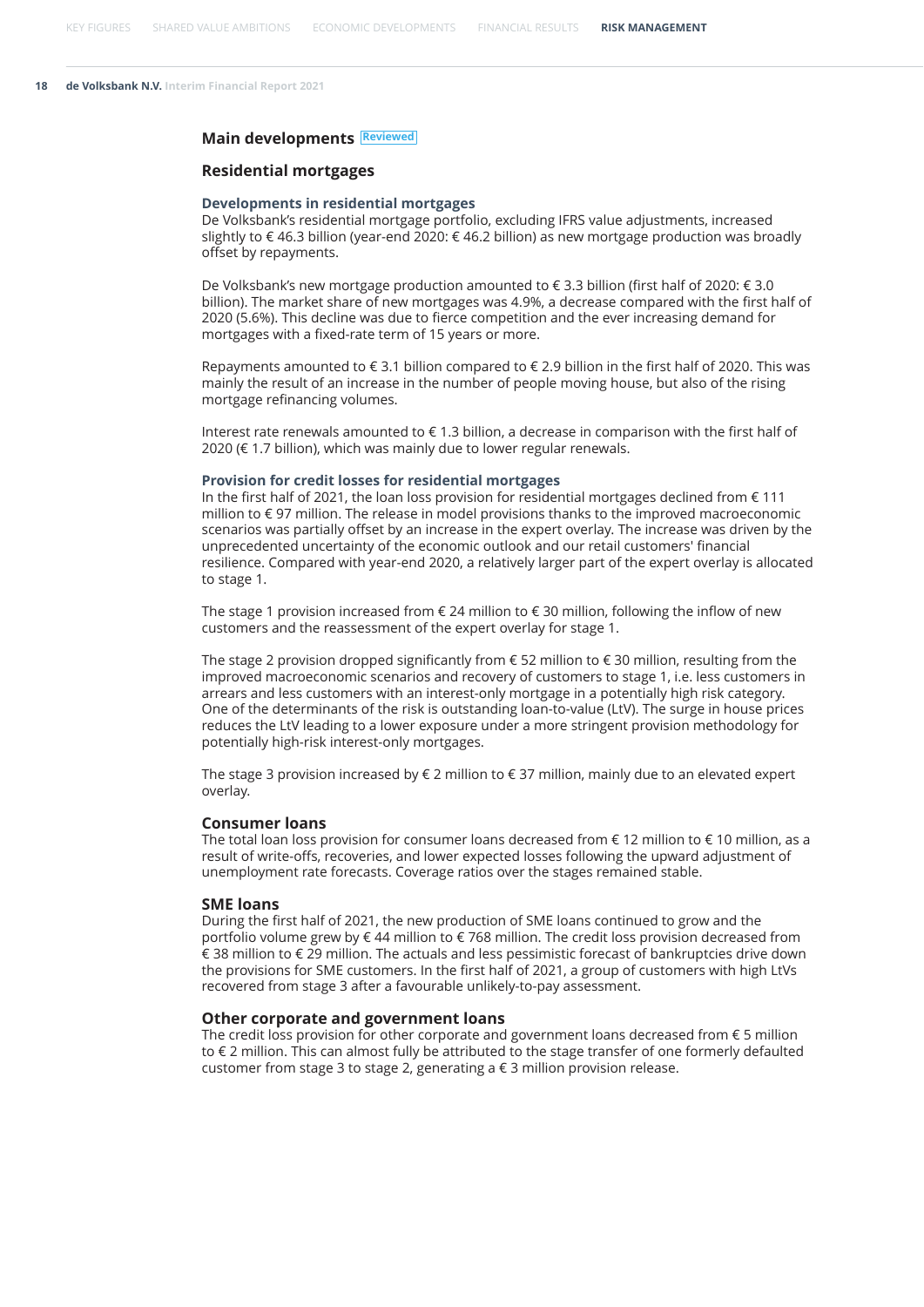## Main developments Reviewed

### Residential mortgages

#### Developments in residential mortgages

De Volksbank's residential mortgage portfolio, excluding IFRS value adjustments, increased slightly to € 46.3 billion (year-end 2020: € 46.2 billion) as new mortgage production was broadly offset by repayments.

De Volksbank's new mortgage production amounted to € 3.3 billion (first half of 2020: € 3.0 billion). The market share of new mortgages was 4.9%, a decrease compared with the first half of 2020 (5.6%). This decline was due to fierce competition and the ever increasing demand for mortgages with a fixed-rate term of 15 years or more.

Repayments amounted to € 3.1 billion compared to € 2.9 billion in the first half of 2020. This was mainly the result of an increase in the number of people moving house, but also of the rising mortgage refinancing volumes.

Interest rate renewals amounted to € 1.3 billion, a decrease in comparison with the first half of 2020 (€ 1.7 billion), which was mainly due to lower regular renewals.

#### Provision for credit losses for residential mortgages

In the first half of 2021, the loan loss provision for residential mortgages declined from € 111 million to € 97 million. The release in model provisions thanks to the improved macroeconomic scenarios was partially offset by an increase in the expert overlay. The increase was driven by the unprecedented uncertainty of the economic outlook and our retail customers' financial resilience. Compared with year-end 2020, a relatively larger part of the expert overlay is allocated to stage 1.

The stage 1 provision increased from € 24 million to € 30 million, following the inflow of new customers and the reassessment of the expert overlay for stage 1.

The stage 2 provision dropped significantly from € 52 million to € 30 million, resulting from the improved macroeconomic scenarios and recovery of customers to stage 1, i.e. less customers in arrears and less customers with an interest-only mortgage in a potentially high risk category. One of the determinants of the risk is outstanding loan-to-value (LtV). The surge in house prices reduces the LtV leading to a lower exposure under a more stringent provision methodology for potentially high-risk interest-only mortgages.

The stage 3 provision increased by € 2 million to € 37 million, mainly due to an elevated expert overlay.

### Consumer loans

The total loan loss provision for consumer loans decreased from € 12 million to € 10 million, as a result of write-offs, recoveries, and lower expected losses following the upward adjustment of unemployment rate forecasts. Coverage ratios over the stages remained stable.

### SME loans

During the first half of 2021, the new production of SME loans continued to grow and the portfolio volume grew by € 44 million to € 768 million. The credit loss provision decreased from € 38 million to € 29 million. The actuals and less pessimistic forecast of bankruptcies drive down the provisions for SME customers. In the first half of 2021, a group of customers with high LtVs recovered from stage 3 after a favourable unlikely-to-pay assessment.

### Other corporate and government loans

The credit loss provision for other corporate and government loans decreased from € 5 million to € 2 million. This can almost fully be attributed to the stage transfer of one formerly defaulted customer from stage 3 to stage 2, generating a € 3 million provision release.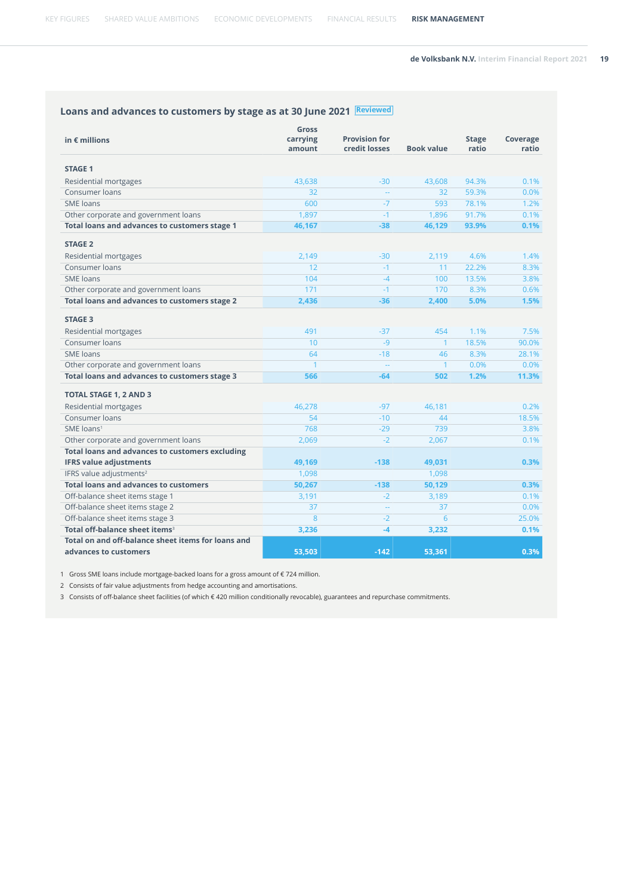## Loans and advances to customers by stage as at 30 June 2021 Reviewed

| in € millions | Gross carrying amount | Provision for credit losses | Book value | Stage ratio | Coverage ratio |
|---|---|---|---|---|---|
| **STAGE 1** | | | | | |
| Residential mortgages | 43,638 | -30 | 43,608 | 94.3% | 0.1% |
| Consumer loans | 32 | -- | 32 | 59.3% | 0.0% |
| SME loans | 600 | -7 | 593 | 78.1% | 1.2% |
| Other corporate and government loans | 1,897 | -1 | 1,896 | 91.7% | 0.1% |
| **Total loans and advances to customers stage 1** | **46,167** | **-38** | **46,129** | **93.9%** | **0.1%** |
| **STAGE 2** | | | | | |
| Residential mortgages | 2,149 | -30 | 2,119 | 4.6% | 1.4% |
| Consumer loans | 12 | -1 | 11 | 22.2% | 8.3% |
| SME loans | 104 | -4 | 100 | 13.5% | 3.8% |
| Other corporate and government loans | 171 | -1 | 170 | 8.3% | 0.6% |
| **Total loans and advances to customers stage 2** | **2,436** | **-36** | **2,400** | **5.0%** | **1.5%** |
| **STAGE 3** | | | | | |
| Residential mortgages | 491 | -37 | 454 | 1.1% | 7.5% |
| Consumer loans | 10 | -9 | 1 | 18.5% | 90.0% |
| SME loans | 64 | -18 | 46 | 8.3% | 28.1% |
| Other corporate and government loans | 1 | -- | 1 | 0.0% | 0.0% |
| **Total loans and advances to customers stage 3** | **566** | **-64** | **502** | **1.2%** | **11.3%** |
| **TOTAL STAGE 1, 2 AND 3** | | | | | |
| Residential mortgages | 46,278 | -97 | 46,181 | | 0.2% |
| Consumer loans | 54 | -10 | 44 | | 18.5% |
| SME loans[1] | 768 | -29 | 739 | | 3.8% |
| Other corporate and government loans | 2,069 | -2 | 2,067 | | 0.1% |
| **Total loans and advances to customers excluding IFRS value adjustments** | **49,169** | **-138** | **49,031** | | **0.3%** |
| IFRS value adjustments[2] | 1,098 | | 1,098 | | |
| **Total loans and advances to customers** | **50,267** | **-138** | **50,129** | | **0.3%** |
| Off-balance sheet items stage 1 | 3,191 | -2 | 3,189 | | 0.1% |
| Off-balance sheet items stage 2 | 37 | -- | 37 | | 0.0% |
| Off-balance sheet items stage 3 | 8 | -2 | 6 | | 25.0% |
| **Total off-balance sheet items[3]** | **3,236** | **-4** | **3,232** | | **0.1%** |
| **Total on and off-balance sheet items for loans and advances to customers** | **53,503** | **-142** | **53,361** | | **0.3%** |

1 Gross SME loans include mortgage-backed loans for a gross amount of € 724 million.

2 Consists of fair value adjustments from hedge accounting and amortisations.

3 Consists of off-balance sheet facilities (of which € 420 million conditionally revocable), guarantees and repurchase commitments.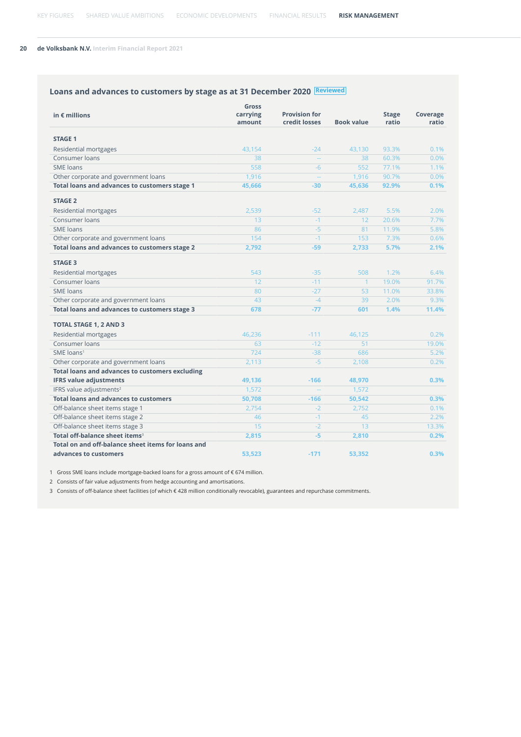## Loans and advances to customers by stage as at 31 December 2020 Reviewed

| in € millions | Gross carrying amount | Provision for credit losses | Book value | Stage ratio | Coverage ratio |
|---|---|---|---|---|---|
| **STAGE 1** | | | | | |
| Residential mortgages | 43,154 | -24 | 43,130 | 93.3% | 0.1% |
| Consumer loans | 38 | -- | 38 | 60.3% | 0.0% |
| SME loans | 558 | -6 | 552 | 77.1% | 1.1% |
| Other corporate and government loans | 1,916 | -- | 1,916 | 90.7% | 0.0% |
| **Total loans and advances to customers stage 1** | **45,666** | **-30** | **45,636** | **92.9%** | **0.1%** |
| **STAGE 2** | | | | | |
| Residential mortgages | 2,539 | -52 | 2,487 | 5.5% | 2.0% |
| Consumer loans | 13 | -1 | 12 | 20.6% | 7.7% |
| SME loans | 86 | -5 | 81 | 11.9% | 5.8% |
| Other corporate and government loans | 154 | -1 | 153 | 7.3% | 0.6% |
| **Total loans and advances to customers stage 2** | **2,792** | **-59** | **2,733** | **5.7%** | **2.1%** |
| **STAGE 3** | | | | | |
| Residential mortgages | 543 | -35 | 508 | 1.2% | 6.4% |
| Consumer loans | 12 | -11 | 1 | 19.0% | 91.7% |
| SME loans | 80 | -27 | 53 | 11.0% | 33.8% |
| Other corporate and government loans | 43 | -4 | 39 | 2.0% | 9.3% |
| **Total loans and advances to customers stage 3** | **678** | **-77** | **601** | **1.4%** | **11.4%** |
| **TOTAL STAGE 1, 2 AND 3** | | | | | |
| Residential mortgages | 46,236 | -111 | 46,125 | | 0.2% |
| Consumer loans | 63 | -12 | 51 | | 19.0% |
| SME loans[1] | 724 | -38 | 686 | | 5.2% |
| Other corporate and government loans | 2,113 | -5 | 2,108 | | 0.2% |
| **Total loans and advances to customers excluding IFRS value adjustments** | **49,136** | **-166** | **48,970** | | **0.3%** |
| IFRS value adjustments[2] | 1,572 | -- | 1,572 | | |
| **Total loans and advances to customers** | **50,708** | **-166** | **50,542** | | **0.3%** |
| Off-balance sheet items stage 1 | 2,754 | -2 | 2,752 | | 0.1% |
| Off-balance sheet items stage 2 | 46 | -1 | 45 | | 2.2% |
| Off-balance sheet items stage 3 | 15 | -2 | 13 | | 13.3% |
| **Total off-balance sheet items**[3] | **2,815** | **-5** | **2,810** | | **0.2%** |
| **Total on and off-balance sheet items for loans and advances to customers** | **53,523** | **-171** | **53,352** | | **0.3%** |

1 Gross SME loans include mortgage-backed loans for a gross amount of € 674 million.

2 Consists of fair value adjustments from hedge accounting and amortisations.

3 Consists of off-balance sheet facilities (of which € 428 million conditionally revocable), guarantees and repurchase commitments.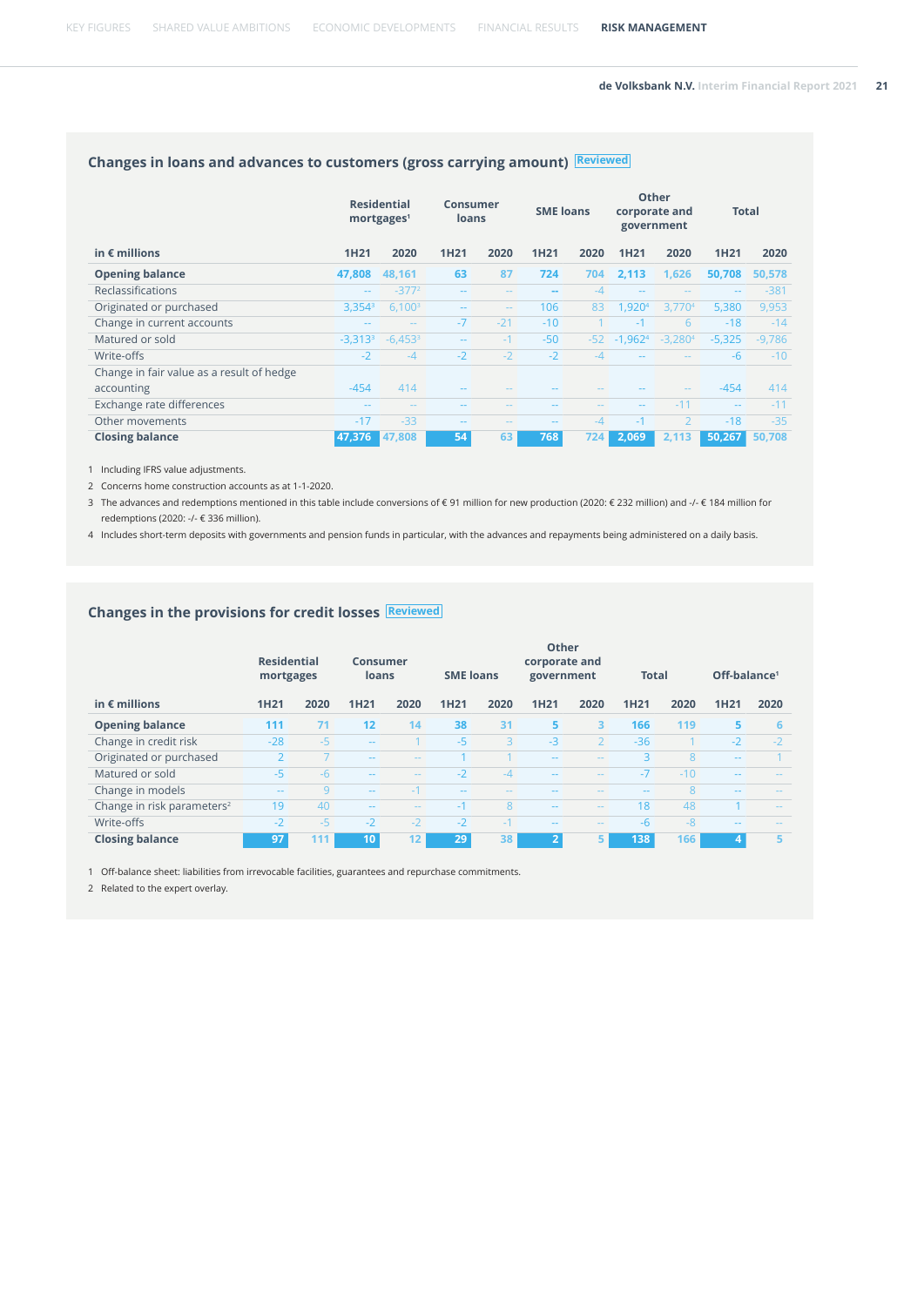## Changes in loans and advances to customers (gross carrying amount) Reviewed

| in € millions | Residential mortgages[1] | | Consumer loans | | SME loans | | Other corporate and government | | Total | |
|---|---|---|---|---|---|---|---|---|---|---|
| | 1H21 | 2020 | 1H21 | 2020 | 1H21 | 2020 | 1H21 | 2020 | 1H21 | 2020 |
| **Opening balance** | **47,808** | 48,161 | **63** | 87 | **724** | 704 | **2,113** | 1,626 | **50,708** | 50,578 |
| Reclassifications | -- | -377[2] | -- | -- | -- | -4 | -- | -- | -- | -381 |
| Originated or purchased | 3,354[3] | 6,100[3] | -- | -- | 106 | 83 | 1,920[4] | 3,770[4] | 5,380 | 9,953 |
| Change in current accounts | -- | -- | -7 | -21 | -10 | 1 | -1 | 6 | -18 | -14 |
| Matured or sold | -3,313[3] | -6,453[3] | -- | -1 | -50 | -52 | -1,962[4] | -3,280[4] | -5,325 | -9,786 |
| Write-offs | -2 | -4 | -2 | -2 | -2 | -4 | -- | -- | -6 | -10 |
| Change in fair value as a result of hedge accounting | -454 | 414 | -- | -- | -- | -- | -- | -- | -454 | 414 |
| Exchange rate differences | -- | -- | -- | -- | -- | -- | -- | -11 | -- | -11 |
| Other movements | -17 | -33 | -- | -- | -- | -4 | -1 | 2 | -18 | -35 |
| **Closing balance** | **47,376** | 47,808 | **54** | 63 | **768** | 724 | **2,069** | 2,113 | **50,267** | 50,708 |

1 Including IFRS value adjustments.

2 Concerns home construction accounts as at 1-1-2020.

3 The advances and redemptions mentioned in this table include conversions of € 91 million for new production (2020: € 232 million) and -/- € 184 million for redemptions (2020: -/- € 336 million).

4 Includes short-term deposits with governments and pension funds in particular, with the advances and repayments being administered on a daily basis.

## Changes in the provisions for credit losses Reviewed

| in € millions | Residential mortgages | | Consumer loans | | SME loans | | Other corporate and government | | Total | | Off-balance[1] | |
|---|---|---|---|---|---|---|---|---|---|---|---|---|
| | 1H21 | 2020 | 1H21 | 2020 | 1H21 | 2020 | 1H21 | 2020 | 1H21 | 2020 | 1H21 | 2020 |
| **Opening balance** | **111** | 71 | **12** | 14 | **38** | 31 | **5** | 3 | **166** | 119 | **5** | 6 |
| Change in credit risk | -28 | -5 | -- | 1 | -5 | 3 | -3 | 2 | -36 | 1 | -2 | -2 |
| Originated or purchased | 2 | 7 | -- | -- | 1 | 1 | -- | -- | 3 | 8 | -- | 1 |
| Matured or sold | -5 | -6 | -- | -- | -2 | -4 | -- | -- | -7 | -10 | -- | -- |
| Change in models | -- | 9 | -- | -1 | -- | -- | -- | -- | -- | 8 | -- | -- |
| Change in risk parameters[2] | 19 | 40 | -- | -- | -1 | 8 | -- | -- | 18 | 48 | 1 | -- |
| Write-offs | -2 | -5 | -2 | -2 | -2 | -1 | -- | -- | -6 | -8 | -- | -- |
| **Closing balance** | **97** | 111 | **10** | 12 | **29** | 38 | **2** | 5 | **138** | 166 | **4** | 5 |

1 Off-balance sheet: liabilities from irrevocable facilities, guarantees and repurchase commitments.

2 Related to the expert overlay.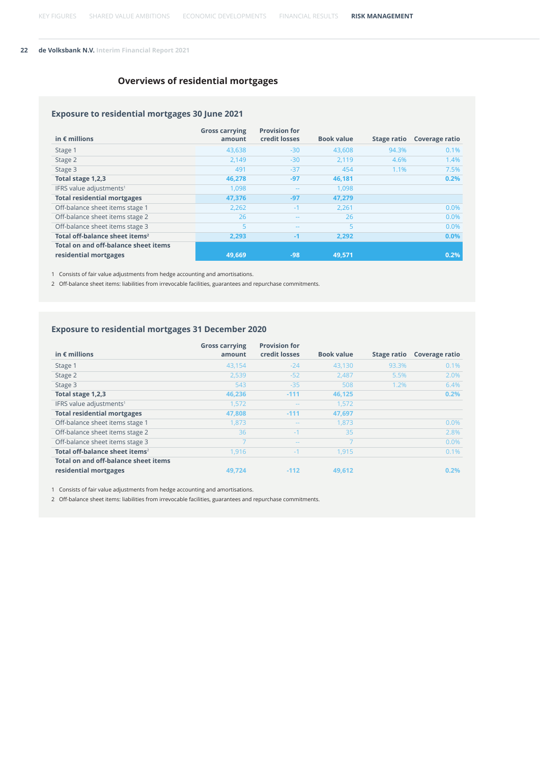## Overviews of residential mortgages

### Exposure to residential mortgages 30 June 2021

| in € millions | Gross carrying amount | Provision for credit losses | Book value | Stage ratio | Coverage ratio |
|---|---|---|---|---|---|
| Stage 1 | 43,638 | -30 | 43,608 | 94.3% | 0.1% |
| Stage 2 | 2,149 | -30 | 2,119 | 4.6% | 1.4% |
| Stage 3 | 491 | -37 | 454 | 1.1% | 7.5% |
| **Total stage 1,2,3** | **46,278** | **-97** | **46,181** | | **0.2%** |
| IFRS value adjustments[1] | 1,098 | -- | 1,098 | | |
| **Total residential mortgages** | **47,376** | **-97** | **47,279** | | |
| Off-balance sheet items stage 1 | 2,262 | -1 | 2,261 | | 0.0% |
| Off-balance sheet items stage 2 | 26 | -- | 26 | | 0.0% |
| Off-balance sheet items stage 3 | 5 | -- | 5 | | 0.0% |
| **Total off-balance sheet items[2]** | **2,293** | **-1** | **2,292** | | **0.0%** |
| **Total on and off-balance sheet items residential mortgages** | **49,669** | **-98** | **49,571** | | **0.2%** |

1 Consists of fair value adjustments from hedge accounting and amortisations.

2 Off-balance sheet items: liabilities from irrevocable facilities, guarantees and repurchase commitments.

### Exposure to residential mortgages 31 December 2020

| in € millions | Gross carrying amount | Provision for credit losses | Book value | Stage ratio | Coverage ratio |
|---|---|---|---|---|---|
| Stage 1 | 43,154 | -24 | 43,130 | 93.3% | 0.1% |
| Stage 2 | 2,539 | -52 | 2,487 | 5.5% | 2.0% |
| Stage 3 | 543 | -35 | 508 | 1.2% | 6.4% |
| **Total stage 1,2,3** | **46,236** | **-111** | **46,125** | | **0.2%** |
| IFRS value adjustments[1] | 1,572 | -- | 1,572 | | |
| **Total residential mortgages** | **47,808** | **-111** | **47,697** | | |
| Off-balance sheet items stage 1 | 1,873 | -- | 1,873 | | 0.0% |
| Off-balance sheet items stage 2 | 36 | -1 | 35 | | 2.8% |
| Off-balance sheet items stage 3 | 7 | -- | 7 | | 0.0% |
| **Total off-balance sheet items[2]** | 1,916 | -1 | 1,915 | | 0.1% |
| **Total on and off-balance sheet items residential mortgages** | **49,724** | **-112** | **49,612** | | **0.2%** |

1 Consists of fair value adjustments from hedge accounting and amortisations.

2 Off-balance sheet items: liabilities from irrevocable facilities, guarantees and repurchase commitments.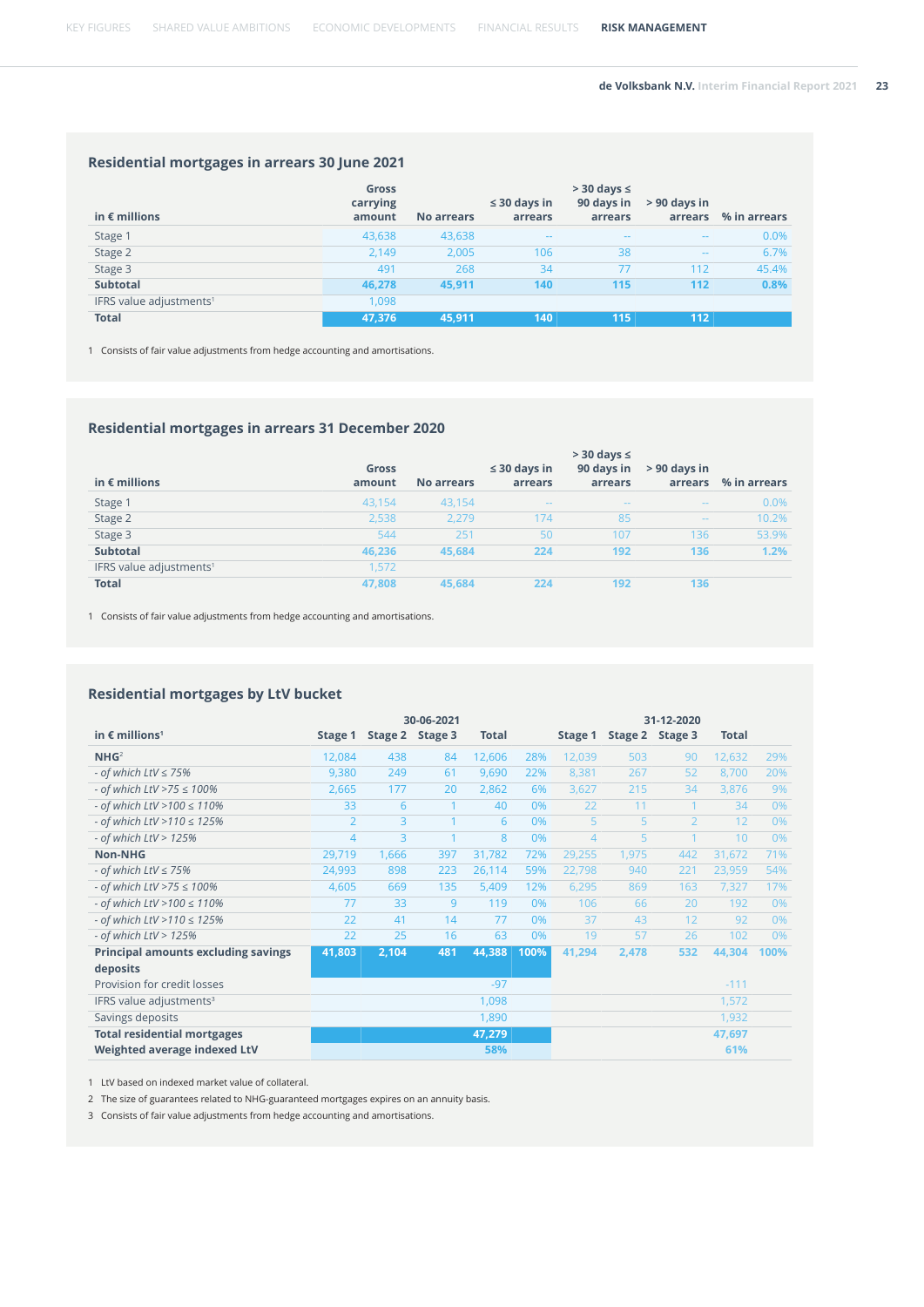### Residential mortgages in arrears 30 June 2021

| in € millions | Gross carrying amount | No arrears | ≤ 30 days in arrears | > 30 days ≤ 90 days in arrears | > 90 days in arrears | % in arrears |
|---|---|---|---|---|---|---|
| Stage 1 | 43,638 | 43,638 | -- | -- | -- | 0.0% |
| Stage 2 | 2,149 | 2,005 | 106 | 38 | -- | 6.7% |
| Stage 3 | 491 | 268 | 34 | 77 | 112 | 45.4% |
| **Subtotal** | **46,278** | **45,911** | **140** | **115** | **112** | **0.8%** |
| IFRS value adjustments[1] | 1,098 | | | | | |
| **Total** | **47,376** | **45,911** | **140** | **115** | **112** | |

1 Consists of fair value adjustments from hedge accounting and amortisations.

### Residential mortgages in arrears 31 December 2020

| in € millions | Gross amount | No arrears | ≤ 30 days in arrears | > 30 days ≤ 90 days in arrears | > 90 days in arrears | % in arrears |
|---|---|---|---|---|---|---|
| Stage 1 | 43,154 | 43,154 | -- | -- | -- | 0.0% |
| Stage 2 | 2,538 | 2,279 | 174 | 85 | -- | 10.2% |
| Stage 3 | 544 | 251 | 50 | 107 | 136 | 53.9% |
| **Subtotal** | **46,236** | **45,684** | **224** | **192** | **136** | **1.2%** |
| IFRS value adjustments[1] | 1,572 | | | | | |
| **Total** | **47,808** | **45,684** | **224** | **192** | **136** | |

1 Consists of fair value adjustments from hedge accounting and amortisations.

### Residential mortgages by LtV bucket

| in € millions[1] | 30-06-2021 | | | | | 31-12-2020 | | | | |
|---|---|---|---|---|---|---|---|---|---|---|
| | Stage 1 | Stage 2 | Stage 3 | Total | | Stage 1 | Stage 2 | Stage 3 | Total | |
| **NHG**[2] | 12,084 | 438 | 84 | 12,606 | 28% | 12,039 | 503 | 90 | 12,632 | 29% |
| *- of which LtV ≤ 75%* | 9,380 | 249 | 61 | 9,690 | 22% | 8,381 | 267 | 52 | 8,700 | 20% |
| *- of which LtV >75 ≤ 100%* | 2,665 | 177 | 20 | 2,862 | 6% | 3,627 | 215 | 34 | 3,876 | 9% |
| *- of which LtV >100 ≤ 110%* | 33 | 6 | 1 | 40 | 0% | 22 | 11 | 1 | 34 | 0% |
| *- of which LtV >110 ≤ 125%* | 2 | 3 | 1 | 6 | 0% | 5 | 5 | 2 | 12 | 0% |
| *- of which LtV > 125%* | 4 | 3 | 1 | 8 | 0% | 4 | 5 | 1 | 10 | 0% |
| **Non-NHG** | 29,719 | 1,666 | 397 | 31,782 | 72% | 29,255 | 1,975 | 442 | 31,672 | 71% |
| *- of which LtV ≤ 75%* | 24,993 | 898 | 223 | 26,114 | 59% | 22,798 | 940 | 221 | 23,959 | 54% |
| *- of which LtV >75 ≤ 100%* | 4,605 | 669 | 135 | 5,409 | 12% | 6,295 | 869 | 163 | 7,327 | 17% |
| *- of which LtV >100 ≤ 110%* | 77 | 33 | 9 | 119 | 0% | 106 | 66 | 20 | 192 | 0% |
| *- of which LtV >110 ≤ 125%* | 22 | 41 | 14 | 77 | 0% | 37 | 43 | 12 | 92 | 0% |
| *- of which LtV > 125%* | 22 | 25 | 16 | 63 | 0% | 19 | 57 | 26 | 102 | 0% |
| **Principal amounts excluding savings deposits** | **41,803** | **2,104** | **481** | **44,388** | **100%** | **41,294** | **2,478** | **532** | **44,304** | **100%** |
| Provision for credit losses | | | | -97 | | | | | -111 | |
| IFRS value adjustments[3] | | | | 1,098 | | | | | 1,572 | |
| Savings deposits | | | | 1,890 | | | | | 1,932 | |
| **Total residential mortgages** | | | | **47,279** | | | | | **47,697** | |
| **Weighted average indexed LtV** | | | | **58%** | | | | | **61%** | |

1 LtV based on indexed market value of collateral.

2 The size of guarantees related to NHG-guaranteed mortgages expires on an annuity basis.

3 Consists of fair value adjustments from hedge accounting and amortisations.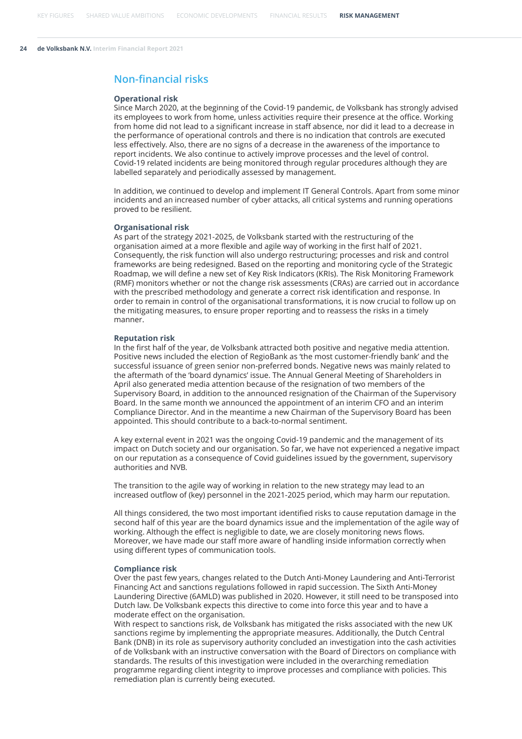## Non-financial risks

### Operational risk

Since March 2020, at the beginning of the Covid-19 pandemic, de Volksbank has strongly advised its employees to work from home, unless activities require their presence at the office. Working from home did not lead to a significant increase in staff absence, nor did it lead to a decrease in the performance of operational controls and there is no indication that controls are executed less effectively. Also, there are no signs of a decrease in the awareness of the importance to report incidents. We also continue to actively improve processes and the level of control. Covid-19 related incidents are being monitored through regular procedures although they are labelled separately and periodically assessed by management.

In addition, we continued to develop and implement IT General Controls. Apart from some minor incidents and an increased number of cyber attacks, all critical systems and running operations proved to be resilient.

### Organisational risk

As part of the strategy 2021-2025, de Volksbank started with the restructuring of the organisation aimed at a more flexible and agile way of working in the first half of 2021. Consequently, the risk function will also undergo restructuring; processes and risk and control frameworks are being redesigned. Based on the reporting and monitoring cycle of the Strategic Roadmap, we will define a new set of Key Risk Indicators (KRIs). The Risk Monitoring Framework (RMF) monitors whether or not the change risk assessments (CRAs) are carried out in accordance with the prescribed methodology and generate a correct risk identification and response. In order to remain in control of the organisational transformations, it is now crucial to follow up on the mitigating measures, to ensure proper reporting and to reassess the risks in a timely manner.

### Reputation risk

In the first half of the year, de Volksbank attracted both positive and negative media attention. Positive news included the election of RegioBank as 'the most customer-friendly bank' and the successful issuance of green senior non-preferred bonds. Negative news was mainly related to the aftermath of the 'board dynamics' issue. The Annual General Meeting of Shareholders in April also generated media attention because of the resignation of two members of the Supervisory Board, in addition to the announced resignation of the Chairman of the Supervisory Board. In the same month we announced the appointment of an interim CFO and an interim Compliance Director. And in the meantime a new Chairman of the Supervisory Board has been appointed. This should contribute to a back-to-normal sentiment.

A key external event in 2021 was the ongoing Covid-19 pandemic and the management of its impact on Dutch society and our organisation. So far, we have not experienced a negative impact on our reputation as a consequence of Covid guidelines issued by the government, supervisory authorities and NVB.

The transition to the agile way of working in relation to the new strategy may lead to an increased outflow of (key) personnel in the 2021-2025 period, which may harm our reputation.

All things considered, the two most important identified risks to cause reputation damage in the second half of this year are the board dynamics issue and the implementation of the agile way of working. Although the effect is negligible to date, we are closely monitoring news flows. Moreover, we have made our staff more aware of handling inside information correctly when using different types of communication tools.

### Compliance risk

Over the past few years, changes related to the Dutch Anti-Money Laundering and Anti-Terrorist Financing Act and sanctions regulations followed in rapid succession. The Sixth Anti-Money Laundering Directive (6AMLD) was published in 2020. However, it still need to be transposed into Dutch law. De Volksbank expects this directive to come into force this year and to have a moderate effect on the organisation.

With respect to sanctions risk, de Volksbank has mitigated the risks associated with the new UK sanctions regime by implementing the appropriate measures. Additionally, the Dutch Central Bank (DNB) in its role as supervisory authority concluded an investigation into the cash activities of de Volksbank with an instructive conversation with the Board of Directors on compliance with standards. The results of this investigation were included in the overarching remediation programme regarding client integrity to improve processes and compliance with policies. This remediation plan is currently being executed.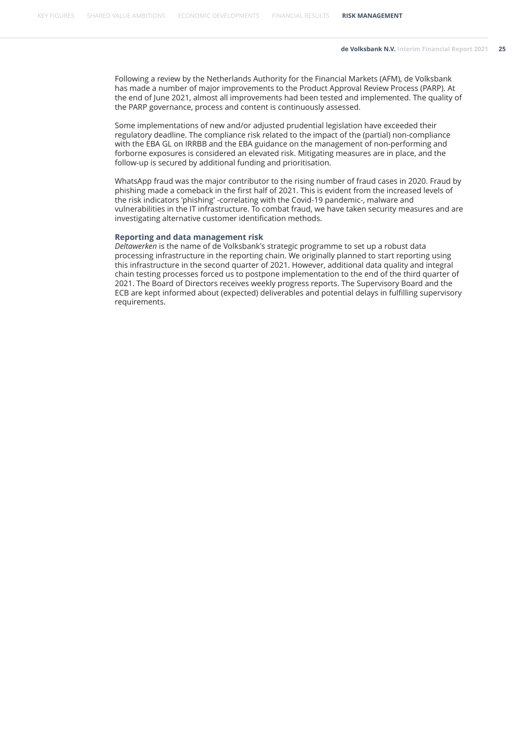Following a review by the Netherlands Authority for the Financial Markets (AFM), de Volksbank has made a number of major improvements to the Product Approval Review Process (PARP). At the end of June 2021, almost all improvements had been tested and implemented. The quality of the PARP governance, process and content is continuously assessed.

Some implementations of new and/or adjusted prudential legislation have exceeded their regulatory deadline. The compliance risk related to the impact of the (partial) non-compliance with the EBA GL on IRRBB and the EBA guidance on the management of non-performing and forborne exposures is considered an elevated risk. Mitigating measures are in place, and the follow-up is secured by additional funding and prioritisation.

WhatsApp fraud was the major contributor to the rising number of fraud cases in 2020. Fraud by phishing made a comeback in the first half of 2021. This is evident from the increased levels of the risk indicators 'phishing' -correlating with the Covid-19 pandemic-, malware and vulnerabilities in the IT infrastructure. To combat fraud, we have taken security measures and are investigating alternative customer identification methods.

### Reporting and data management risk

*Deltawerken* is the name of de Volksbank's strategic programme to set up a robust data processing infrastructure in the reporting chain. We originally planned to start reporting using this infrastructure in the second quarter of 2021. However, additional data quality and integral chain testing processes forced us to postpone implementation to the end of the third quarter of 2021. The Board of Directors receives weekly progress reports. The Supervisory Board and the ECB are kept informed about (expected) deliverables and potential delays in fulfilling supervisory requirements.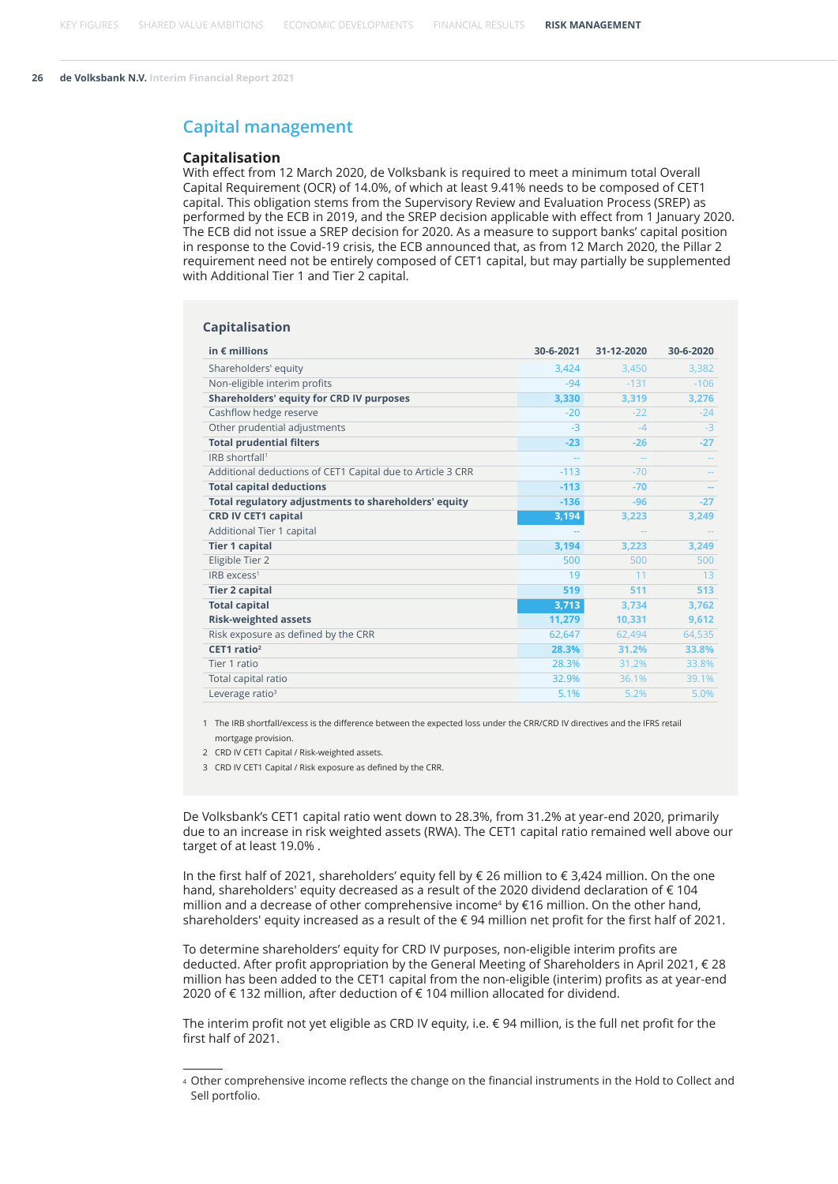## Capital management

### Capitalisation

With effect from 12 March 2020, de Volksbank is required to meet a minimum total Overall Capital Requirement (OCR) of 14.0%, of which at least 9.41% needs to be composed of CET1 capital. This obligation stems from the Supervisory Review and Evaluation Process (SREP) as performed by the ECB in 2019, and the SREP decision applicable with effect from 1 January 2020. The ECB did not issue a SREP decision for 2020. As a measure to support banks' capital position in response to the Covid-19 crisis, the ECB announced that, as from 12 March 2020, the Pillar 2 requirement need not be entirely composed of CET1 capital, but may partially be supplemented with Additional Tier 1 and Tier 2 capital.

**Capitalisation**

| in € millions | 30-6-2021 | 31-12-2020 | 30-6-2020 |
|---|---|---|---|
| Shareholders' equity | 3,424 | 3,450 | 3,382 |
| Non-eligible interim profits | -94 | -131 | -106 |
| **Shareholders' equity for CRD IV purposes** | **3,330** | **3,319** | **3,276** |
| Cashflow hedge reserve | -20 | -22 | -24 |
| Other prudential adjustments | -3 | -4 | -3 |
| **Total prudential filters** | **-23** | **-26** | **-27** |
| IRB shortfall[1] | -- | -- | -- |
| Additional deductions of CET1 Capital due to Article 3 CRR | -113 | -70 | -- |
| **Total capital deductions** | **-113** | **-70** | **--** |
| **Total regulatory adjustments to shareholders' equity** | **-136** | **-96** | **-27** |
| **CRD IV CET1 capital** | **3,194** | **3,223** | **3,249** |
| Additional Tier 1 capital | -- | -- | -- |
| **Tier 1 capital** | **3,194** | **3,223** | **3,249** |
| Eligible Tier 2 | 500 | 500 | 500 |
| IRB excess[1] | 19 | 11 | 13 |
| **Tier 2 capital** | **519** | **511** | **513** |
| **Total capital** | **3,713** | **3,734** | **3,762** |
| **Risk-weighted assets** | **11,279** | **10,331** | **9,612** |
| Risk exposure as defined by the CRR | 62,647 | 62,494 | 64,535 |
| **CET1 ratio[2]** | **28.3%** | **31.2%** | **33.8%** |
| Tier 1 ratio | 28.3% | 31.2% | 33.8% |
| Total capital ratio | 32.9% | 36.1% | 39.1% |
| Leverage ratio[3] | 5.1% | 5.2% | 5.0% |

1 The IRB shortfall/excess is the difference between the expected loss under the CRR/CRD IV directives and the IFRS retail mortgage provision.
2 CRD IV CET1 Capital / Risk-weighted assets.
3 CRD IV CET1 Capital / Risk exposure as defined by the CRR.

De Volksbank's CET1 capital ratio went down to 28.3%, from 31.2% at year-end 2020, primarily due to an increase in risk weighted assets (RWA). The CET1 capital ratio remained well above our target of at least 19.0% .

In the first half of 2021, shareholders' equity fell by € 26 million to € 3,424 million. On the one hand, shareholders' equity decreased as a result of the 2020 dividend declaration of € 104 million and a decrease of other comprehensive income[4] by €16 million. On the other hand, shareholders' equity increased as a result of the € 94 million net profit for the first half of 2021.

To determine shareholders' equity for CRD IV purposes, non-eligible interim profits are deducted. After profit appropriation by the General Meeting of Shareholders in April 2021, € 28 million has been added to the CET1 capital from the non-eligible (interim) profits as at year-end 2020 of € 132 million, after deduction of € 104 million allocated for dividend.

The interim profit not yet eligible as CRD IV equity, i.e. € 94 million, is the full net profit for the first half of 2021.

---

4 Other comprehensive income reflects the change on the financial instruments in the Hold to Collect and Sell portfolio.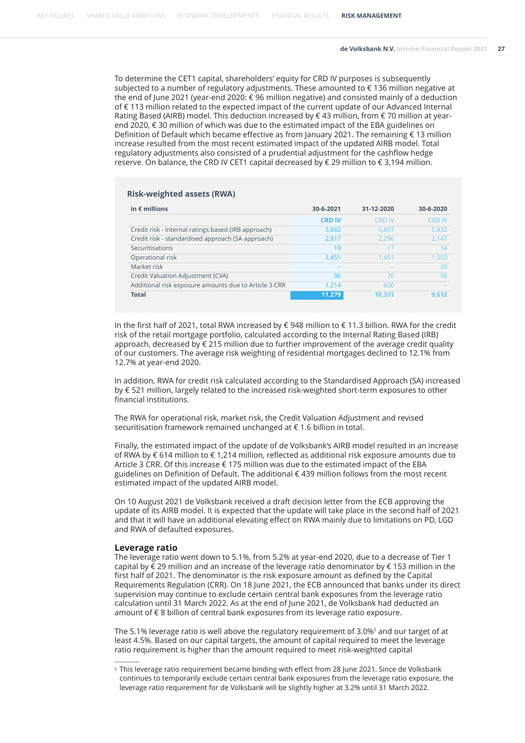To determine the CET1 capital, shareholders' equity for CRD IV purposes is subsequently subjected to a number of regulatory adjustments. These amounted to € 136 million negative at the end of June 2021 (year-end 2020: € 96 million negative) and consisted mainly of a deduction of € 113 million related to the expected impact of the current update of our Advanced Internal Rating Based (AIRB) model. This deduction increased by € 43 million, from € 70 million at year-end 2020, € 30 million of which was due to the estimated impact of the EBA guidelines on Definition of Default which became effective as from January 2021. The remaining € 13 million increase resulted from the most recent estimated impact of the updated AIRB model. Total regulatory adjustments also consisted of a prudential adjustment for the cashflow hedge reserve. On balance, the CRD IV CET1 capital decreased by € 29 million to € 3,194 million.

### Risk-weighted assets (RWA)

| in € millions | 30-6-2021 | 31-12-2020 | 30-6-2020 |
|---|---|---|---|
| | **CRD IV** | CRD IV | CRD IV |
| Credit risk - Internal ratings based (IRB approach) | 5,682 | 5,897 | 5,832 |
| Credit risk - standardised approach (SA approach) | 2,817 | 2,296 | 2,147 |
| Securitisations | 19 | 17 | 14 |
| Operational risk | 1,451 | 1,451 | 1,503 |
| Market risk | -- | -- | 20 |
| Credit Valuation Adjustment (CVA) | 96 | 70 | 96 |
| Additional risk exposure amounts due to Article 3 CRR | 1,214 | 600 | -- |
| **Total** | **11,279** | **10,331** | **9,612** |

In the first half of 2021, total RWA increased by € 948 million to € 11.3 billion. RWA for the credit risk of the retail mortgage portfolio, calculated according to the Internal Rating Based (IRB) approach, decreased by € 215 million due to further improvement of the average credit quality of our customers. The average risk weighting of residential mortgages declined to 12.1% from 12.7% at year-end 2020.

In addition, RWA for credit risk calculated according to the Standardised Approach (SA) increased by € 521 million, largely related to the increased risk-weighted short-term exposures to other financial institutions.

The RWA for operational risk, market risk, the Credit Valuation Adjustment and revised securitisation framework remained unchanged at € 1.6 billion in total.

Finally, the estimated impact of the update of de Volksbank's AIRB model resulted in an increase of RWA by € 614 million to € 1,214 million, reflected as additional risk exposure amounts due to Article 3 CRR. Of this increase € 175 million was due to the estimated impact of the EBA guidelines on Definition of Default. The additional € 439 million follows from the most recent estimated impact of the updated AIRB model.

On 10 August 2021 de Volksbank received a draft decision letter from the ECB approving the update of its AIRB model. It is expected that the update will take place in the second half of 2021 and that it will have an additional elevating effect on RWA mainly due to limitations on PD, LGD and RWA of defaulted exposures.

## Leverage ratio

The leverage ratio went down to 5.1%, from 5.2% at year-end 2020, due to a decrease of Tier 1 capital by € 29 million and an increase of the leverage ratio denominator by € 153 million in the first half of 2021. The denominator is the risk exposure amount as defined by the Capital Requirements Regulation (CRR). On 18 June 2021, the ECB announced that banks under its direct supervision may continue to exclude certain central bank exposures from the leverage ratio calculation until 31 March 2022. As at the end of June 2021, de Volksbank had deducted an amount of € 8 billion of central bank exposures from its leverage ratio exposure.

The 5.1% leverage ratio is well above the regulatory requirement of 3.0%[5] and our target of at least 4.5%. Based on our capital targets, the amount of capital required to meet the leverage ratio requirement is higher than the amount required to meet risk-weighted capital

---

[5] This leverage ratio requirement became binding with effect from 28 June 2021. Since de Volksbank continues to temporarily exclude certain central bank exposures from the leverage ratio exposure, the leverage ratio requirement for de Volksbank will be slightly higher at 3.2% until 31 March 2022.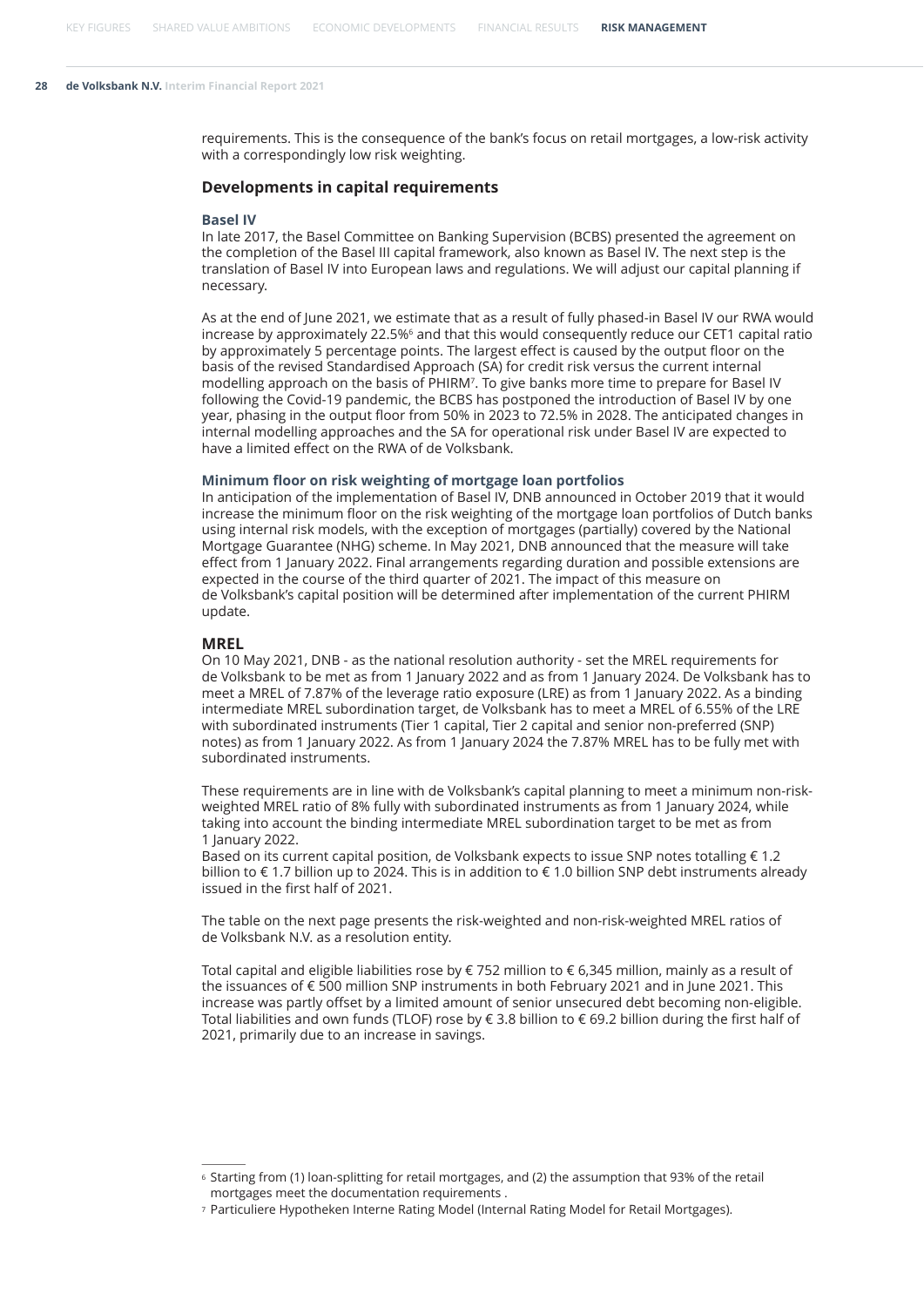requirements. This is the consequence of the bank's focus on retail mortgages, a low-risk activity with a correspondingly low risk weighting.

## Developments in capital requirements

### Basel IV

In late 2017, the Basel Committee on Banking Supervision (BCBS) presented the agreement on the completion of the Basel III capital framework, also known as Basel IV. The next step is the translation of Basel IV into European laws and regulations. We will adjust our capital planning if necessary.

As at the end of June 2021, we estimate that as a result of fully phased-in Basel IV our RWA would increase by approximately 22.5%[6] and that this would consequently reduce our CET1 capital ratio by approximately 5 percentage points. The largest effect is caused by the output floor on the basis of the revised Standardised Approach (SA) for credit risk versus the current internal modelling approach on the basis of PHIRM[7]. To give banks more time to prepare for Basel IV following the Covid-19 pandemic, the BCBS has postponed the introduction of Basel IV by one year, phasing in the output floor from 50% in 2023 to 72.5% in 2028. The anticipated changes in internal modelling approaches and the SA for operational risk under Basel IV are expected to have a limited effect on the RWA of de Volksbank.

### Minimum floor on risk weighting of mortgage loan portfolios

In anticipation of the implementation of Basel IV, DNB announced in October 2019 that it would increase the minimum floor on the risk weighting of the mortgage loan portfolios of Dutch banks using internal risk models, with the exception of mortgages (partially) covered by the National Mortgage Guarantee (NHG) scheme. In May 2021, DNB announced that the measure will take effect from 1 January 2022. Final arrangements regarding duration and possible extensions are expected in the course of the third quarter of 2021. The impact of this measure on de Volksbank's capital position will be determined after implementation of the current PHIRM update.

### MREL

On 10 May 2021, DNB - as the national resolution authority - set the MREL requirements for de Volksbank to be met as from 1 January 2022 and as from 1 January 2024. De Volksbank has to meet a MREL of 7.87% of the leverage ratio exposure (LRE) as from 1 January 2022. As a binding intermediate MREL subordination target, de Volksbank has to meet a MREL of 6.55% of the LRE with subordinated instruments (Tier 1 capital, Tier 2 capital and senior non-preferred (SNP) notes) as from 1 January 2022. As from 1 January 2024 the 7.87% MREL has to be fully met with subordinated instruments.

These requirements are in line with de Volksbank's capital planning to meet a minimum non-risk-weighted MREL ratio of 8% fully with subordinated instruments as from 1 January 2024, while taking into account the binding intermediate MREL subordination target to be met as from 1 January 2022.
Based on its current capital position, de Volksbank expects to issue SNP notes totalling € 1.2 billion to € 1.7 billion up to 2024. This is in addition to € 1.0 billion SNP debt instruments already issued in the first half of 2021.

The table on the next page presents the risk-weighted and non-risk-weighted MREL ratios of de Volksbank N.V. as a resolution entity.

Total capital and eligible liabilities rose by € 752 million to € 6,345 million, mainly as a result of the issuances of € 500 million SNP instruments in both February 2021 and in June 2021. This increase was partly offset by a limited amount of senior unsecured debt becoming non-eligible. Total liabilities and own funds (TLOF) rose by € 3.8 billion to € 69.2 billion during the first half of 2021, primarily due to an increase in savings.

---

[6] Starting from (1) loan-splitting for retail mortgages, and (2) the assumption that 93% of the retail mortgages meet the documentation requirements .

[7] Particuliere Hypotheken Interne Rating Model (Internal Rating Model for Retail Mortgages).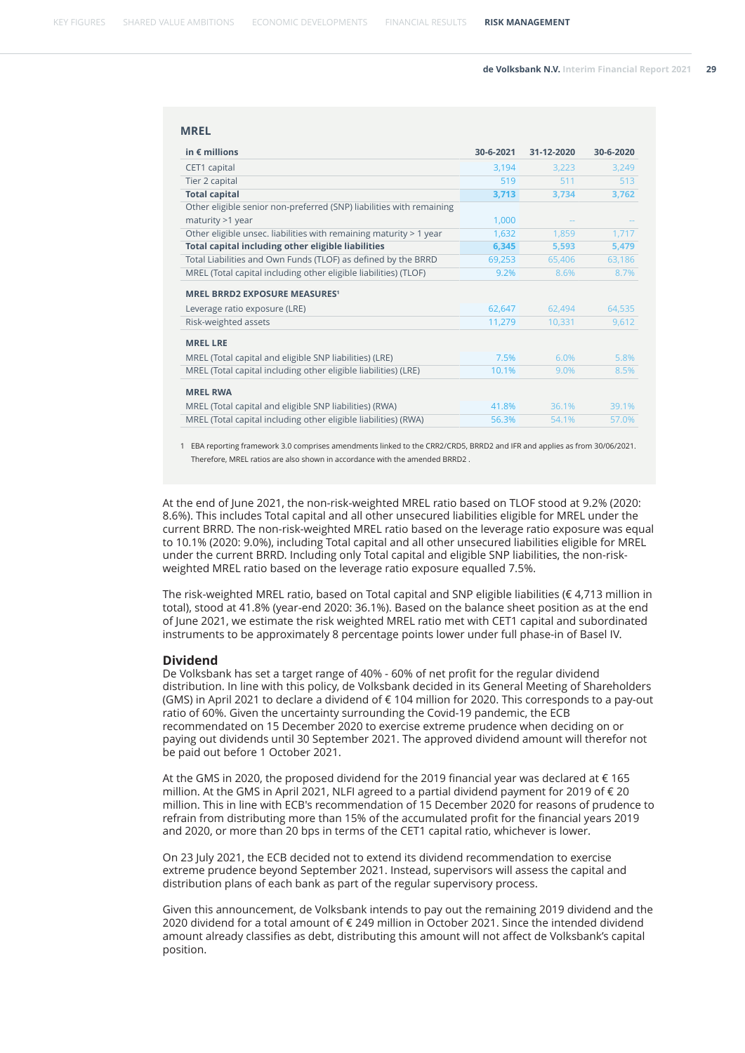## MREL

| in € millions | 30-6-2021 | 31-12-2020 | 30-6-2020 |
|---|---|---|---|
| CET1 capital | 3,194 | 3,223 | 3,249 |
| Tier 2 capital | 519 | 511 | 513 |
| **Total capital** | **3,713** | **3,734** | **3,762** |
| Other eligible senior non-preferred (SNP) liabilities with remaining maturity >1 year | 1,000 | -- | -- |
| Other eligible unsec. liabilities with remaining maturity > 1 year | 1,632 | 1,859 | 1,717 |
| **Total capital including other eligible liabilities** | **6,345** | **5,593** | **5,479** |
| Total Liabilities and Own Funds (TLOF) as defined by the BRRD | 69,253 | 65,406 | 63,186 |
| MREL (Total capital including other eligible liabilities) (TLOF) | 9.2% | 8.6% | 8.7% |
| **MREL BRRD2 EXPOSURE MEASURES[1]** | | | |
| Leverage ratio exposure (LRE) | 62,647 | 62,494 | 64,535 |
| Risk-weighted assets | 11,279 | 10,331 | 9,612 |
| **MREL LRE** | | | |
| MREL (Total capital and eligible SNP liabilities) (LRE) | 7.5% | 6.0% | 5.8% |
| MREL (Total capital including other eligible liabilities) (LRE) | 10.1% | 9.0% | 8.5% |
| **MREL RWA** | | | |
| MREL (Total capital and eligible SNP liabilities) (RWA) | 41.8% | 36.1% | 39.1% |
| MREL (Total capital including other eligible liabilities) (RWA) | 56.3% | 54.1% | 57.0% |

1 EBA reporting framework 3.0 comprises amendments linked to the CRR2/CRD5, BRRD2 and IFR and applies as from 30/06/2021. Therefore, MREL ratios are also shown in accordance with the amended BRRD2 .

At the end of June 2021, the non-risk-weighted MREL ratio based on TLOF stood at 9.2% (2020: 8.6%). This includes Total capital and all other unsecured liabilities eligible for MREL under the current BRRD. The non-risk-weighted MREL ratio based on the leverage ratio exposure was equal to 10.1% (2020: 9.0%), including Total capital and all other unsecured liabilities eligible for MREL under the current BRRD. Including only Total capital and eligible SNP liabilities, the non-risk-weighted MREL ratio based on the leverage ratio exposure equalled 7.5%.

The risk-weighted MREL ratio, based on Total capital and SNP eligible liabilities (€ 4,713 million in total), stood at 41.8% (year-end 2020: 36.1%). Based on the balance sheet position as at the end of June 2021, we estimate the risk weighted MREL ratio met with CET1 capital and subordinated instruments to be approximately 8 percentage points lower under full phase-in of Basel IV.

### Dividend

De Volksbank has set a target range of 40% - 60% of net profit for the regular dividend distribution. In line with this policy, de Volksbank decided in its General Meeting of Shareholders (GMS) in April 2021 to declare a dividend of € 104 million for 2020. This corresponds to a pay-out ratio of 60%. Given the uncertainty surrounding the Covid-19 pandemic, the ECB recommendated on 15 December 2020 to exercise extreme prudence when deciding on or paying out dividends until 30 September 2021. The approved dividend amount will therefor not be paid out before 1 October 2021.

At the GMS in 2020, the proposed dividend for the 2019 financial year was declared at € 165 million. At the GMS in April 2021, NLFI agreed to a partial dividend payment for 2019 of € 20 million. This in line with ECB's recommendation of 15 December 2020 for reasons of prudence to refrain from distributing more than 15% of the accumulated profit for the financial years 2019 and 2020, or more than 20 bps in terms of the CET1 capital ratio, whichever is lower.

On 23 July 2021, the ECB decided not to extend its dividend recommendation to exercise extreme prudence beyond September 2021. Instead, supervisors will assess the capital and distribution plans of each bank as part of the regular supervisory process.

Given this announcement, de Volksbank intends to pay out the remaining 2019 dividend and the 2020 dividend for a total amount of € 249 million in October 2021. Since the intended dividend amount already classifies as debt, distributing this amount will not affect de Volksbank's capital position.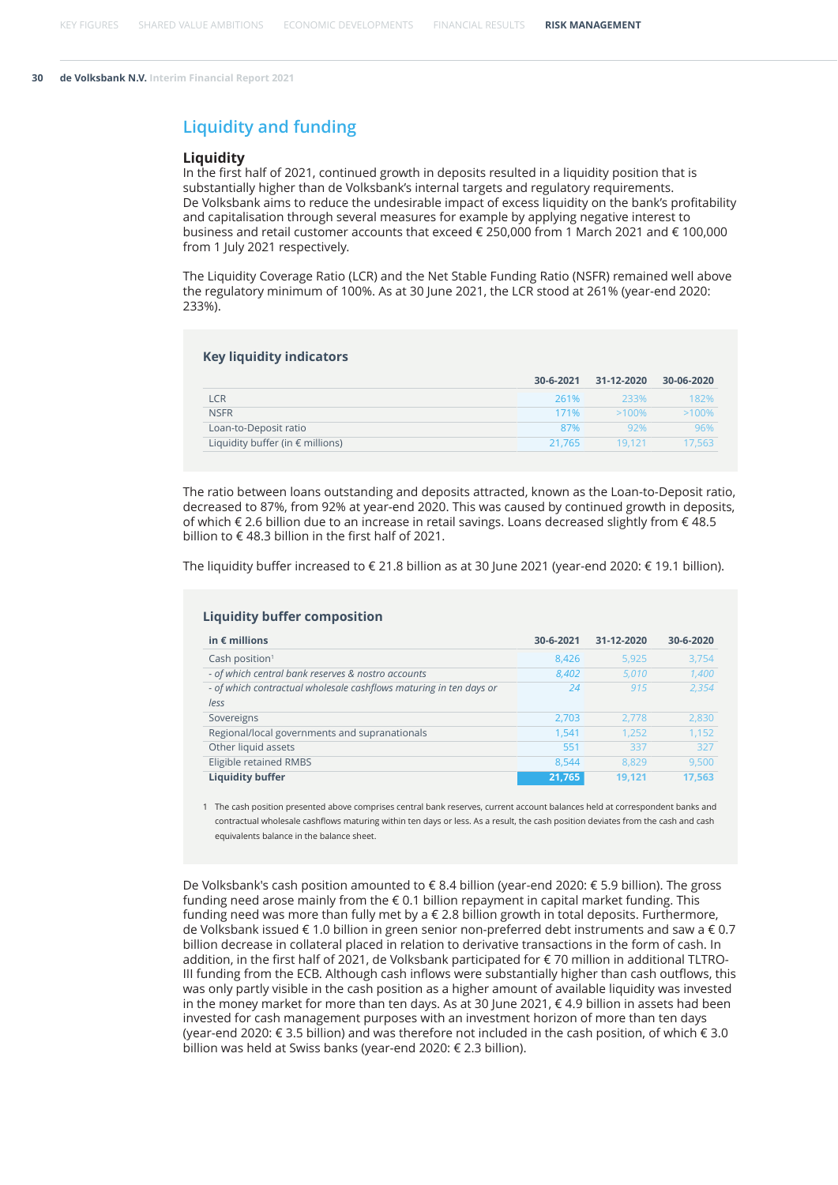## Liquidity and funding

### Liquidity

In the first half of 2021, continued growth in deposits resulted in a liquidity position that is substantially higher than de Volksbank's internal targets and regulatory requirements. De Volksbank aims to reduce the undesirable impact of excess liquidity on the bank's profitability and capitalisation through several measures for example by applying negative interest to business and retail customer accounts that exceed € 250,000 from 1 March 2021 and € 100,000 from 1 July 2021 respectively.

The Liquidity Coverage Ratio (LCR) and the Net Stable Funding Ratio (NSFR) remained well above the regulatory minimum of 100%. As at 30 June 2021, the LCR stood at 261% (year-end 2020: 233%).

**Key liquidity indicators**

| | 30-6-2021 | 31-12-2020 | 30-06-2020 |
|---|---|---|---|
| LCR | 261% | 233% | 182% |
| NSFR | 171% | >100% | >100% |
| Loan-to-Deposit ratio | 87% | 92% | 96% |
| Liquidity buffer (in € millions) | 21,765 | 19,121 | 17,563 |

The ratio between loans outstanding and deposits attracted, known as the Loan-to-Deposit ratio, decreased to 87%, from 92% at year-end 2020. This was caused by continued growth in deposits, of which € 2.6 billion due to an increase in retail savings. Loans decreased slightly from € 48.5 billion to € 48.3 billion in the first half of 2021.

The liquidity buffer increased to € 21.8 billion as at 30 June 2021 (year-end 2020: € 19.1 billion).

**Liquidity buffer composition**

| in € millions | 30-6-2021 | 31-12-2020 | 30-6-2020 |
|---|---|---|---|
| Cash position[1] | 8,426 | 5,925 | 3,754 |
| *- of which central bank reserves & nostro accounts* | *8,402* | *5,010* | *1,400* |
| *- of which contractual wholesale cashflows maturing in ten days or less* | *24* | *915* | *2,354* |
| Sovereigns | 2,703 | 2,778 | 2,830 |
| Regional/local governments and supranationals | 1,541 | 1,252 | 1,152 |
| Other liquid assets | 551 | 337 | 327 |
| Eligible retained RMBS | 8,544 | 8,829 | 9,500 |
| **Liquidity buffer** | **21,765** | **19,121** | **17,563** |

1 The cash position presented above comprises central bank reserves, current account balances held at correspondent banks and contractual wholesale cashflows maturing within ten days or less. As a result, the cash position deviates from the cash and cash equivalents balance in the balance sheet.

De Volksbank's cash position amounted to € 8.4 billion (year-end 2020: € 5.9 billion). The gross funding need arose mainly from the € 0.1 billion repayment in capital market funding. This funding need was more than fully met by a € 2.8 billion growth in total deposits. Furthermore, de Volksbank issued € 1.0 billion in green senior non-preferred debt instruments and saw a € 0.7 billion decrease in collateral placed in relation to derivative transactions in the form of cash. In addition, in the first half of 2021, de Volksbank participated for € 70 million in additional TLTRO-III funding from the ECB. Although cash inflows were substantially higher than cash outflows, this was only partly visible in the cash position as a higher amount of available liquidity was invested in the money market for more than ten days. As at 30 June 2021, € 4.9 billion in assets had been invested for cash management purposes with an investment horizon of more than ten days (year-end 2020: € 3.5 billion) and was therefore not included in the cash position, of which € 3.0 billion was held at Swiss banks (year-end 2020: € 2.3 billion).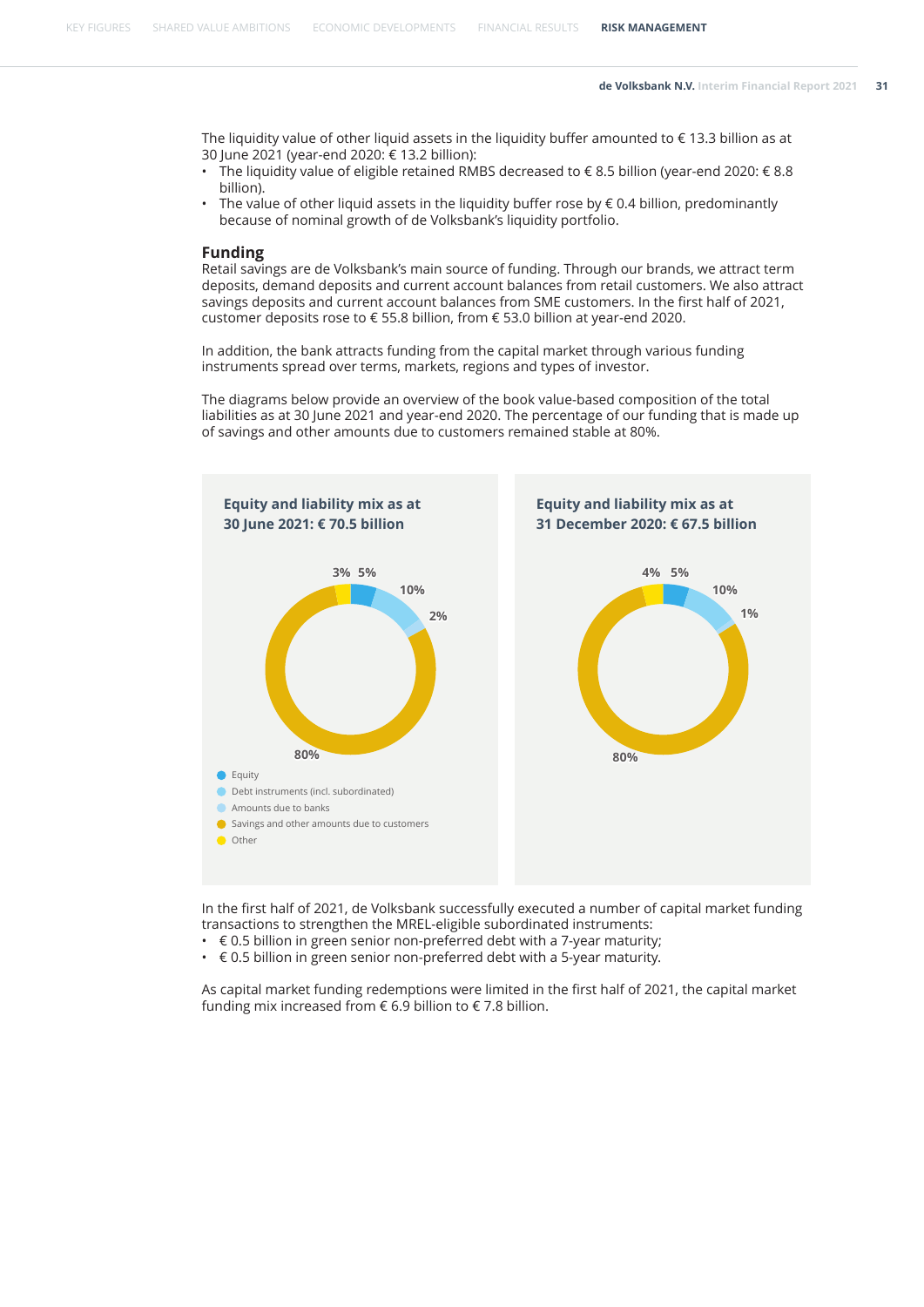The liquidity value of other liquid assets in the liquidity buffer amounted to € 13.3 billion as at 30 June 2021 (year-end 2020: € 13.2 billion):

- The liquidity value of eligible retained RMBS decreased to € 8.5 billion (year-end 2020: € 8.8 billion).
- The value of other liquid assets in the liquidity buffer rose by € 0.4 billion, predominantly because of nominal growth of de Volksbank's liquidity portfolio.

## Funding

Retail savings are de Volksbank's main source of funding. Through our brands, we attract term deposits, demand deposits and current account balances from retail customers. We also attract savings deposits and current account balances from SME customers. In the first half of 2021, customer deposits rose to € 55.8 billion, from € 53.0 billion at year-end 2020.

In addition, the bank attracts funding from the capital market through various funding instruments spread over terms, markets, regions and types of investor.

The diagrams below provide an overview of the book value-based composition of the total liabilities as at 30 June 2021 and year-end 2020. The percentage of our funding that is made up of savings and other amounts due to customers remained stable at 80%.

**Equity and liability mix as at 30 June 2021: € 70.5 billion**

| Component | % |
|---|---|
| Equity | 5% |
| Debt instruments (incl. subordinated) | 10% |
| Amounts due to banks | 2% |
| Savings and other amounts due to customers | 80% |
| Other | 3% |

**Equity and liability mix as at 31 December 2020: € 67.5 billion**

| Component | % |
|---|---|
| Equity | 5% |
| Debt instruments (incl. subordinated) | 10% |
| Amounts due to banks | 1% |
| Savings and other amounts due to customers | 80% |
| Other | 4% |

In the first half of 2021, de Volksbank successfully executed a number of capital market funding transactions to strengthen the MREL-eligible subordinated instruments:

- € 0.5 billion in green senior non-preferred debt with a 7-year maturity;
- € 0.5 billion in green senior non-preferred debt with a 5-year maturity.

As capital market funding redemptions were limited in the first half of 2021, the capital market funding mix increased from € 6.9 billion to € 7.8 billion.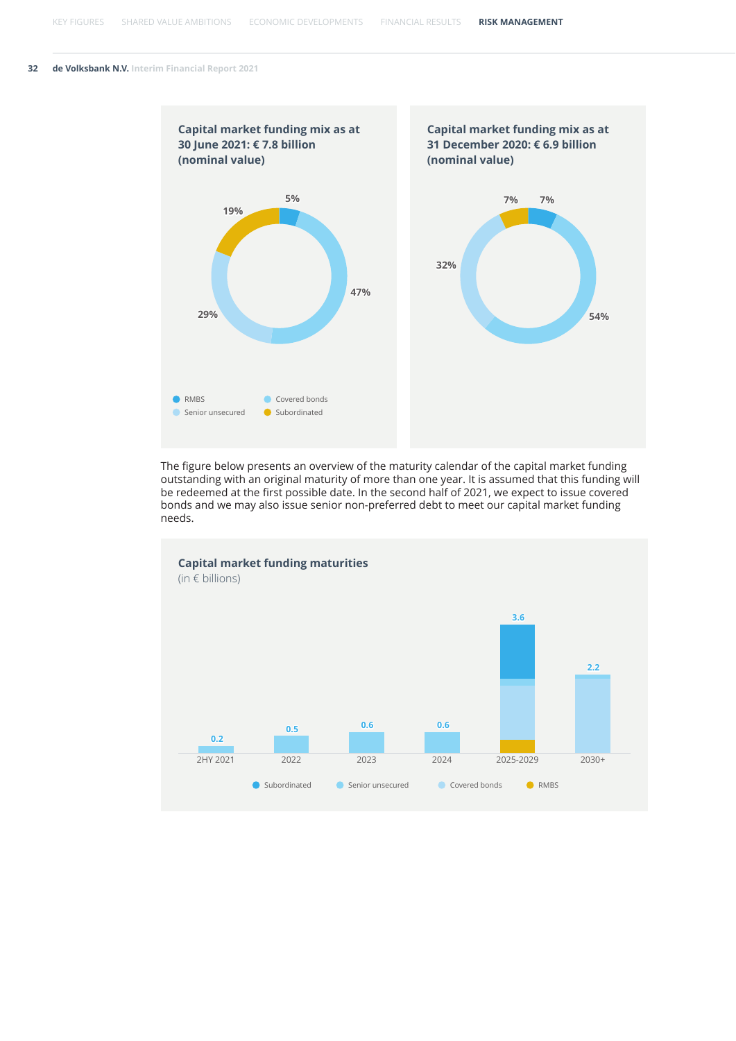**Capital market funding mix as at 30 June 2021: € 7.8 billion (nominal value)**

| Type | Share |
|---|---|
| RMBS | 5% |
| Covered bonds | 47% |
| Senior unsecured | 29% |
| Subordinated | 19% |

**Capital market funding mix as at 31 December 2020: € 6.9 billion (nominal value)**

| Type | Share |
|---|---|
| RMBS | 7% |
| Covered bonds | 54% |
| Senior unsecured | 32% |
| Subordinated | 7% |

The figure below presents an overview of the maturity calendar of the capital market funding outstanding with an original maturity of more than one year. It is assumed that this funding will be redeemed at the first possible date. In the second half of 2021, we expect to issue covered bonds and we may also issue senior non-preferred debt to meet our capital market funding needs.

**Capital market funding maturities**
(in € billions)

| 2HY 2021 | 2022 | 2023 | 2024 | 2025-2029 | 2030+ |
|---|---|---|---|---|---|
| 0.2 | 0.5 | 0.6 | 0.6 | 3.6 | 2.2 |

Subordinated · Senior unsecured · Covered bonds · RMBS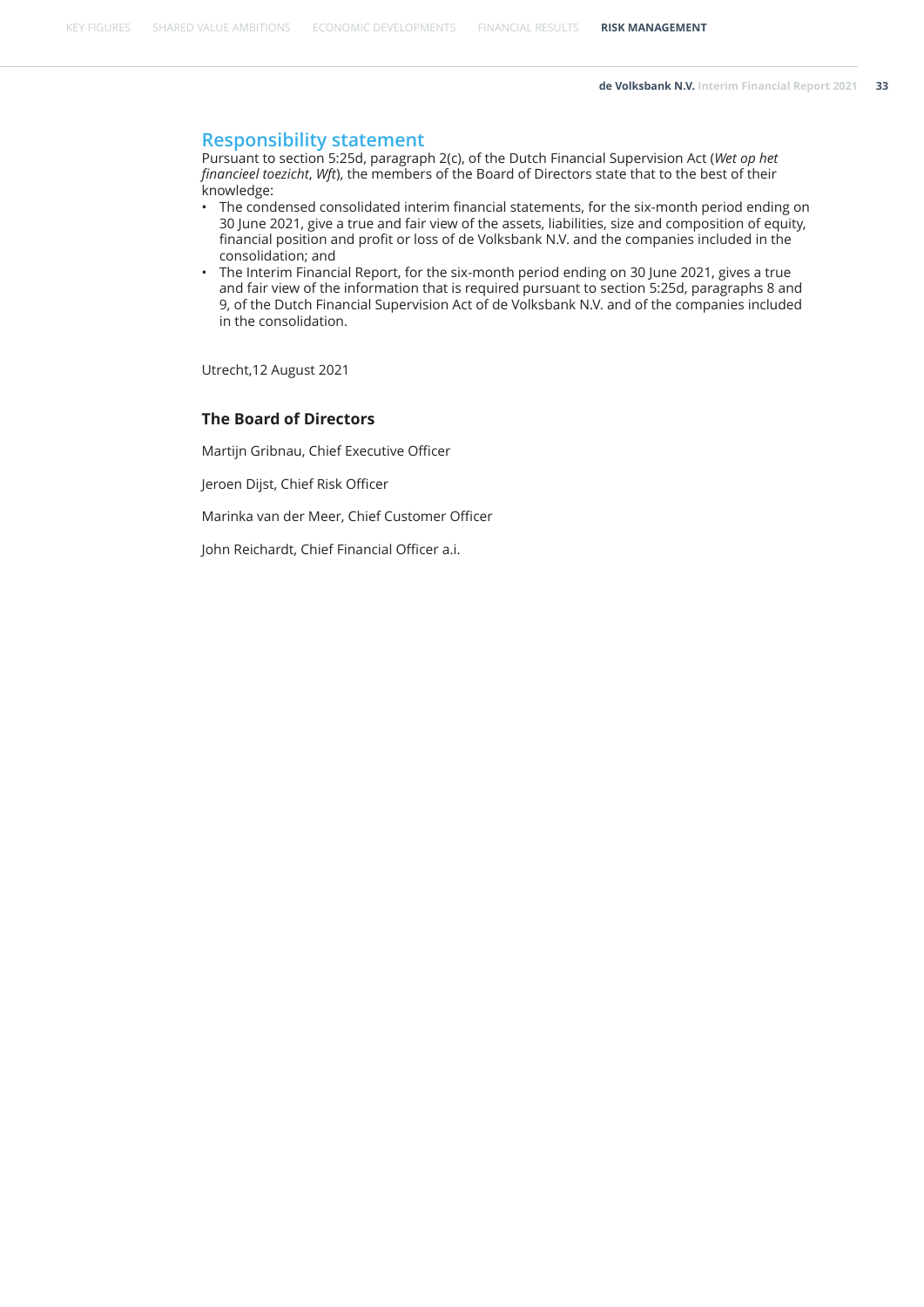## Responsibility statement

Pursuant to section 5:25d, paragraph 2(c), of the Dutch Financial Supervision Act (*Wet op het financieel toezicht*, *Wft*), the members of the Board of Directors state that to the best of their knowledge:

- The condensed consolidated interim financial statements, for the six-month period ending on 30 June 2021, give a true and fair view of the assets, liabilities, size and composition of equity, financial position and profit or loss of de Volksbank N.V. and the companies included in the consolidation; and
- The Interim Financial Report, for the six-month period ending on 30 June 2021, gives a true and fair view of the information that is required pursuant to section 5:25d, paragraphs 8 and 9, of the Dutch Financial Supervision Act of de Volksbank N.V. and of the companies included in the consolidation.

Utrecht,12 August 2021

### The Board of Directors

Martijn Gribnau, Chief Executive Officer

Jeroen Dijst, Chief Risk Officer

Marinka van der Meer, Chief Customer Officer

John Reichardt, Chief Financial Officer a.i.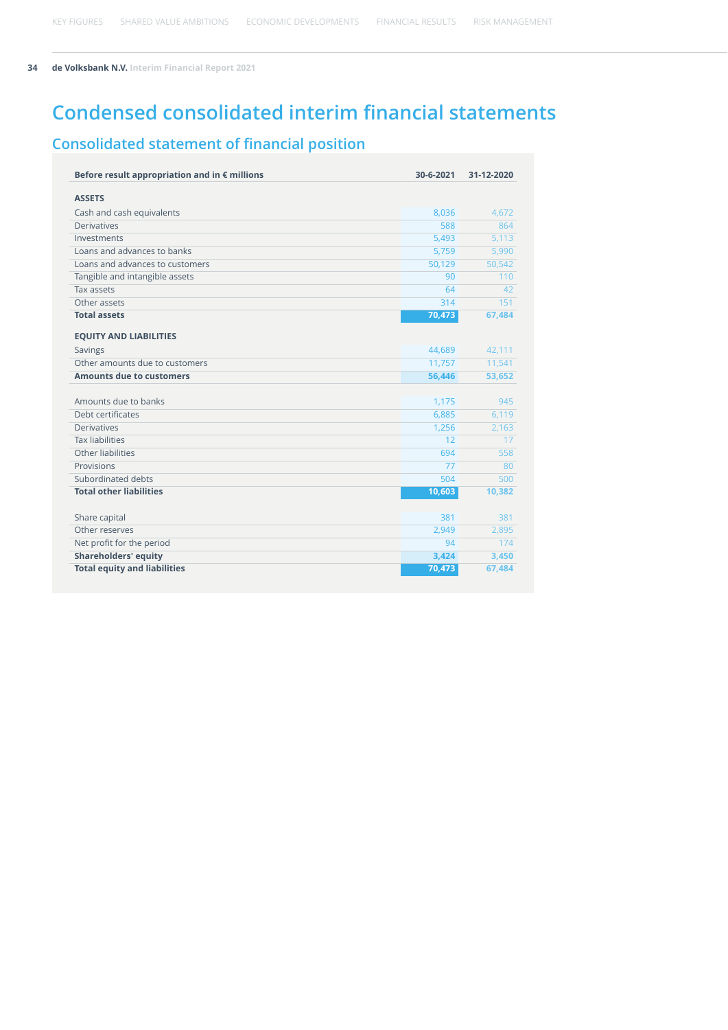# Condensed consolidated interim financial statements

## Consolidated statement of financial position

| Before result appropriation and in € millions | 30-6-2021 | 31-12-2020 |
|---|---|---|
| **ASSETS** | | |
| Cash and cash equivalents | 8,036 | 4,672 |
| Derivatives | 588 | 864 |
| Investments | 5,493 | 5,113 |
| Loans and advances to banks | 5,759 | 5,990 |
| Loans and advances to customers | 50,129 | 50,542 |
| Tangible and intangible assets | 90 | 110 |
| Tax assets | 64 | 42 |
| Other assets | 314 | 151 |
| **Total assets** | **70,473** | **67,484** |
| **EQUITY AND LIABILITIES** | | |
| Savings | 44,689 | 42,111 |
| Other amounts due to customers | 11,757 | 11,541 |
| **Amounts due to customers** | **56,446** | **53,652** |
| | | |
| Amounts due to banks | 1,175 | 945 |
| Debt certificates | 6,885 | 6,119 |
| Derivatives | 1,256 | 2,163 |
| Tax liabilities | 12 | 17 |
| Other liabilities | 694 | 558 |
| Provisions | 77 | 80 |
| Subordinated debts | 504 | 500 |
| **Total other liabilities** | **10,603** | **10,382** |
| | | |
| Share capital | 381 | 381 |
| Other reserves | 2,949 | 2,895 |
| Net profit for the period | 94 | 174 |
| **Shareholders' equity** | **3,424** | **3,450** |
| **Total equity and liabilities** | **70,473** | **67,484** |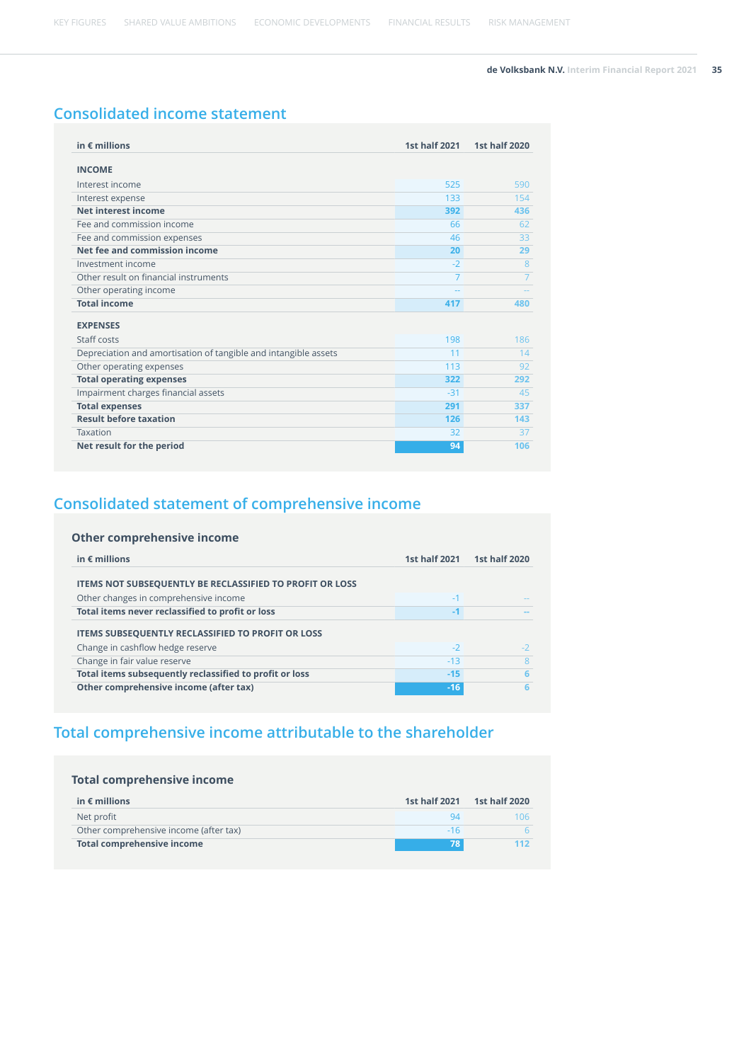# Consolidated income statement

| in € millions | 1st half 2021 | 1st half 2020 |
|---|---|---|
| **INCOME** | | |
| Interest income | 525 | 590 |
| Interest expense | 133 | 154 |
| **Net interest income** | **392** | **436** |
| Fee and commission income | 66 | 62 |
| Fee and commission expenses | 46 | 33 |
| **Net fee and commission income** | **20** | **29** |
| Investment income | -2 | 8 |
| Other result on financial instruments | 7 | 7 |
| Other operating income | -- | -- |
| **Total income** | **417** | **480** |
| **EXPENSES** | | |
| Staff costs | 198 | 186 |
| Depreciation and amortisation of tangible and intangible assets | 11 | 14 |
| Other operating expenses | 113 | 92 |
| **Total operating expenses** | **322** | **292** |
| Impairment charges financial assets | -31 | 45 |
| **Total expenses** | **291** | **337** |
| **Result before taxation** | **126** | **143** |
| Taxation | 32 | 37 |
| **Net result for the period** | **94** | **106** |

# Consolidated statement of comprehensive income

## Other comprehensive income

| in € millions | 1st half 2021 | 1st half 2020 |
|---|---|---|
| **ITEMS NOT SUBSEQUENTLY BE RECLASSIFIED TO PROFIT OR LOSS** | | |
| Other changes in comprehensive income | -1 | -- |
| **Total items never reclassified to profit or loss** | **-1** | **--** |
| **ITEMS SUBSEQUENTLY RECLASSIFIED TO PROFIT OR LOSS** | | |
| Change in cashflow hedge reserve | -2 | -2 |
| Change in fair value reserve | -13 | 8 |
| **Total items subsequently reclassified to profit or loss** | **-15** | **6** |
| **Other comprehensive income (after tax)** | **-16** | **6** |

# Total comprehensive income attributable to the shareholder

## Total comprehensive income

| in € millions | 1st half 2021 | 1st half 2020 |
|---|---|---|
| Net profit | 94 | 106 |
| Other comprehensive income (after tax) | -16 | 6 |
| **Total comprehensive income** | **78** | **112** |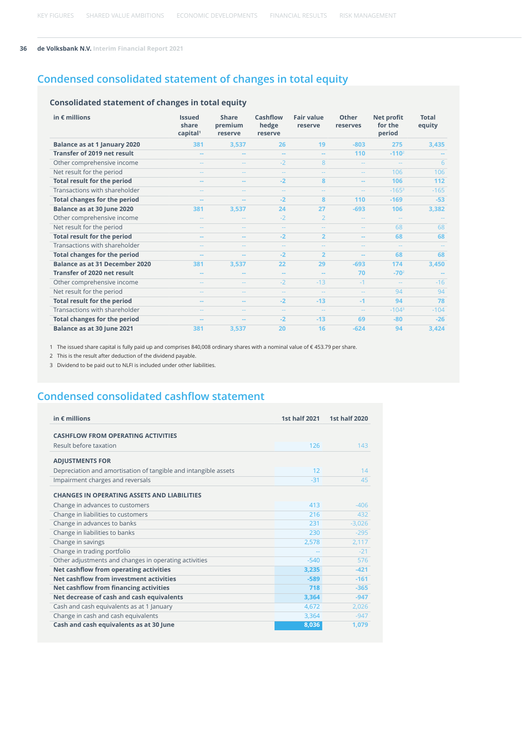## Condensed consolidated statement of changes in total equity

### Consolidated statement of changes in total equity

| in € millions | Issued share capital[1] | Share premium reserve | Cashflow hedge reserve | Fair value reserve | Other reserves | Net profit for the period | Total equity |
|---|---|---|---|---|---|---|---|
| **Balance as at 1 January 2020** | 381 | 3,537 | 26 | 19 | -803 | 275 | 3,435 |
| **Transfer of 2019 net result** | -- | -- | -- | -- | 110 | -110[2] | -- |
| Other comprehensive income | -- | -- | -2 | 8 | -- | -- | 6 |
| Net result for the period | -- | -- | -- | -- | -- | 106 | 106 |
| **Total result for the period** | -- | -- | -2 | 8 | -- | 106 | 112 |
| Transactions with shareholder | -- | -- | -- | -- | -- | -165[3] | -165 |
| **Total changes for the period** | -- | -- | -2 | 8 | 110 | -169 | -53 |
| **Balance as at 30 June 2020** | 381 | 3,537 | 24 | 27 | -693 | 106 | 3,382 |
| Other comprehensive income | -- | -- | -2 | 2 | -- | -- | -- |
| Net result for the period | -- | -- | -- | -- | -- | 68 | 68 |
| **Total result for the period** | -- | -- | -2 | 2 | -- | 68 | 68 |
| Transactions with shareholder | -- | -- | -- | -- | -- | -- | -- |
| **Total changes for the period** | -- | -- | -2 | 2 | -- | 68 | 68 |
| **Balance as at 31 December 2020** | 381 | 3,537 | 22 | 29 | -693 | 174 | 3,450 |
| **Transfer of 2020 net result** | -- | -- | -- | -- | 70 | -70[2] | -- |
| Other comprehensive income | -- | -- | -2 | -13 | -1 | -- | -16 |
| Net result for the period | -- | -- | -- | -- | -- | 94 | 94 |
| **Total result for the period** | -- | -- | -2 | -13 | -1 | 94 | 78 |
| Transactions with shareholder | -- | -- | -- | -- | -- | -104[3] | -104 |
| **Total changes for the period** | -- | -- | -2 | -13 | 69 | -80 | -26 |
| **Balance as at 30 June 2021** | 381 | 3,537 | 20 | 16 | -624 | 94 | 3,424 |

1 The issued share capital is fully paid up and comprises 840,008 ordinary shares with a nominal value of € 453.79 per share.

2 This is the result after deduction of the dividend payable.

3 Dividend to be paid out to NLFI is included under other liabilities.

## Condensed consolidated cashflow statement

| in € millions | 1st half 2021 | 1st half 2020 |
|---|---|---|
| **CASHFLOW FROM OPERATING ACTIVITIES** | | |
| Result before taxation | 126 | 143 |
| **ADJUSTMENTS FOR** | | |
| Depreciation and amortisation of tangible and intangible assets | 12 | 14 |
| Impairment charges and reversals | -31 | 45 |
| **CHANGES IN OPERATING ASSETS AND LIABILITIES** | | |
| Change in advances to customers | 413 | -406 |
| Change in liabilities to customers | 216 | 432 |
| Change in advances to banks | 231 | -3,026 |
| Change in liabilities to banks | 230 | -295 |
| Change in savings | 2,578 | 2,117 |
| Change in trading portfolio | -- | -21 |
| Other adjustments and changes in operating activities | -540 | 576 |
| **Net cashflow from operating activities** | **3,235** | **-421** |
| **Net cashflow from investment activities** | **-589** | **-161** |
| **Net cashflow from financing activities** | **718** | **-365** |
| **Net decrease of cash and cash equivalents** | **3,364** | **-947** |
| Cash and cash equivalents as at 1 January | 4,672 | 2,026 |
| Change in cash and cash equivalents | 3,364 | -947 |
| **Cash and cash equivalents as at 30 June** | **8,036** | **1,079** |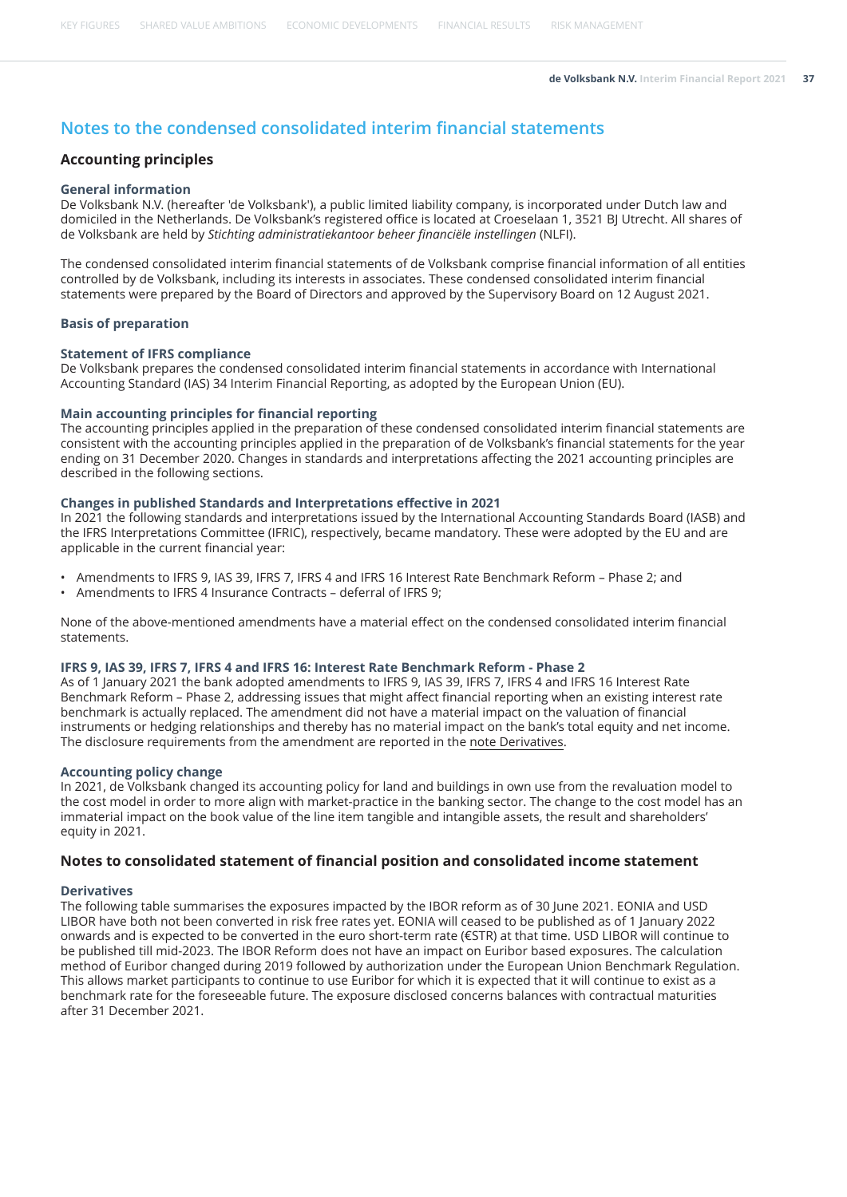# Notes to the condensed consolidated interim financial statements

## Accounting principles

### General information

De Volksbank N.V. (hereafter 'de Volksbank'), a public limited liability company, is incorporated under Dutch law and domiciled in the Netherlands. De Volksbank's registered office is located at Croeselaan 1, 3521 BJ Utrecht. All shares of de Volksbank are held by *Stichting administratiekantoor beheer financiële instellingen* (NLFI).

The condensed consolidated interim financial statements of de Volksbank comprise financial information of all entities controlled by de Volksbank, including its interests in associates. These condensed consolidated interim financial statements were prepared by the Board of Directors and approved by the Supervisory Board on 12 August 2021.

### Basis of preparation

### Statement of IFRS compliance

De Volksbank prepares the condensed consolidated interim financial statements in accordance with International Accounting Standard (IAS) 34 Interim Financial Reporting, as adopted by the European Union (EU).

### Main accounting principles for financial reporting

The accounting principles applied in the preparation of these condensed consolidated interim financial statements are consistent with the accounting principles applied in the preparation of de Volksbank's financial statements for the year ending on 31 December 2020. Changes in standards and interpretations affecting the 2021 accounting principles are described in the following sections.

### Changes in published Standards and Interpretations effective in 2021

In 2021 the following standards and interpretations issued by the International Accounting Standards Board (IASB) and the IFRS Interpretations Committee (IFRIC), respectively, became mandatory. These were adopted by the EU and are applicable in the current financial year:

- Amendments to IFRS 9, IAS 39, IFRS 7, IFRS 4 and IFRS 16 Interest Rate Benchmark Reform – Phase 2; and
- Amendments to IFRS 4 Insurance Contracts – deferral of IFRS 9;

None of the above-mentioned amendments have a material effect on the condensed consolidated interim financial statements.

### IFRS 9, IAS 39, IFRS 7, IFRS 4 and IFRS 16: Interest Rate Benchmark Reform - Phase 2

As of 1 January 2021 the bank adopted amendments to IFRS 9, IAS 39, IFRS 7, IFRS 4 and IFRS 16 Interest Rate Benchmark Reform – Phase 2, addressing issues that might affect financial reporting when an existing interest rate benchmark is actually replaced. The amendment did not have a material impact on the valuation of financial instruments or hedging relationships and thereby has no material impact on the bank's total equity and net income. The disclosure requirements from the amendment are reported in the note Derivatives.

### Accounting policy change

In 2021, de Volksbank changed its accounting policy for land and buildings in own use from the revaluation model to the cost model in order to more align with market-practice in the banking sector. The change to the cost model has an immaterial impact on the book value of the line item tangible and intangible assets, the result and shareholders' equity in 2021.

## Notes to consolidated statement of financial position and consolidated income statement

### Derivatives

The following table summarises the exposures impacted by the IBOR reform as of 30 June 2021. EONIA and USD LIBOR have both not been converted in risk free rates yet. EONIA will ceased to be published as of 1 January 2022 onwards and is expected to be converted in the euro short-term rate (€STR) at that time. USD LIBOR will continue to be published till mid-2023. The IBOR Reform does not have an impact on Euribor based exposures. The calculation method of Euribor changed during 2019 followed by authorization under the European Union Benchmark Regulation. This allows market participants to continue to use Euribor for which it is expected that it will continue to exist as a benchmark rate for the foreseeable future. The exposure disclosed concerns balances with contractual maturities after 31 December 2021.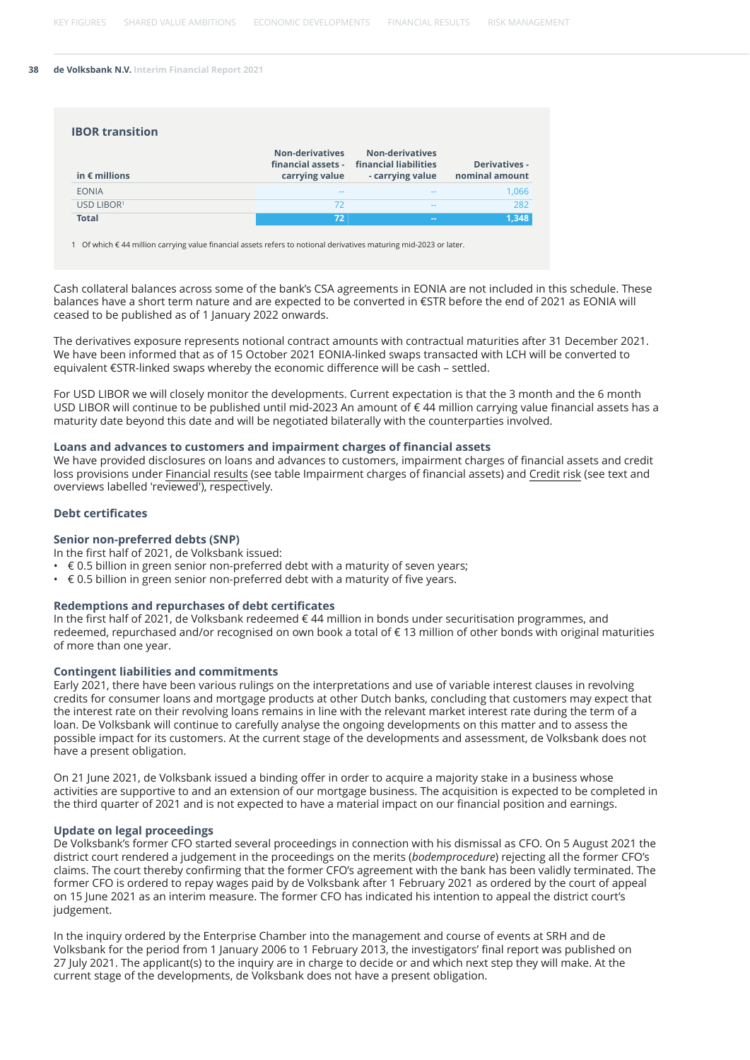## IBOR transition

| in € millions | Non-derivatives financial assets - carrying value | Non-derivatives financial liabilities - carrying value | Derivatives - nominal amount |
|---|---|---|---|
| EONIA | -- | -- | 1,066 |
| USD LIBOR[1] | 72 | -- | 282 |
| **Total** | **72** | **--** | **1,348** |

1 Of which € 44 million carrying value financial assets refers to notional derivatives maturing mid-2023 or later.

Cash collateral balances across some of the bank's CSA agreements in EONIA are not included in this schedule. These balances have a short term nature and are expected to be converted in €STR before the end of 2021 as EONIA will ceased to be published as of 1 January 2022 onwards.

The derivatives exposure represents notional contract amounts with contractual maturities after 31 December 2021. We have been informed that as of 15 October 2021 EONIA-linked swaps transacted with LCH will be converted to equivalent €STR-linked swaps whereby the economic difference will be cash – settled.

For USD LIBOR we will closely monitor the developments. Current expectation is that the 3 month and the 6 month USD LIBOR will continue to be published until mid-2023 An amount of € 44 million carrying value financial assets has a maturity date beyond this date and will be negotiated bilaterally with the counterparties involved.

### Loans and advances to customers and impairment charges of financial assets

We have provided disclosures on loans and advances to customers, impairment charges of financial assets and credit loss provisions under Financial results (see table Impairment charges of financial assets) and Credit risk (see text and overviews labelled 'reviewed'), respectively.

### Debt certificates

### Senior non-preferred debts (SNP)

In the first half of 2021, de Volksbank issued:

- € 0.5 billion in green senior non-preferred debt with a maturity of seven years;
- € 0.5 billion in green senior non-preferred debt with a maturity of five years.

### Redemptions and repurchases of debt certificates

In the first half of 2021, de Volksbank redeemed € 44 million in bonds under securitisation programmes, and redeemed, repurchased and/or recognised on own book a total of € 13 million of other bonds with original maturities of more than one year.

### Contingent liabilities and commitments

Early 2021, there have been various rulings on the interpretations and use of variable interest clauses in revolving credits for consumer loans and mortgage products at other Dutch banks, concluding that customers may expect that the interest rate on their revolving loans remains in line with the relevant market interest rate during the term of a loan. De Volksbank will continue to carefully analyse the ongoing developments on this matter and to assess the possible impact for its customers. At the current stage of the developments and assessment, de Volksbank does not have a present obligation.

On 21 June 2021, de Volksbank issued a binding offer in order to acquire a majority stake in a business whose activities are supportive to and an extension of our mortgage business. The acquisition is expected to be completed in the third quarter of 2021 and is not expected to have a material impact on our financial position and earnings.

### Update on legal proceedings

De Volksbank's former CFO started several proceedings in connection with his dismissal as CFO. On 5 August 2021 the district court rendered a judgement in the proceedings on the merits (*bodemprocedure*) rejecting all the former CFO's claims. The court thereby confirming that the former CFO's agreement with the bank has been validly terminated. The former CFO is ordered to repay wages paid by de Volksbank after 1 February 2021 as ordered by the court of appeal on 15 June 2021 as an interim measure. The former CFO has indicated his intention to appeal the district court's judgement.

In the inquiry ordered by the Enterprise Chamber into the management and course of events at SRH and de Volksbank for the period from 1 January 2006 to 1 February 2013, the investigators' final report was published on 27 July 2021. The applicant(s) to the inquiry are in charge to decide or and which next step they will make. At the current stage of the developments, de Volksbank does not have a present obligation.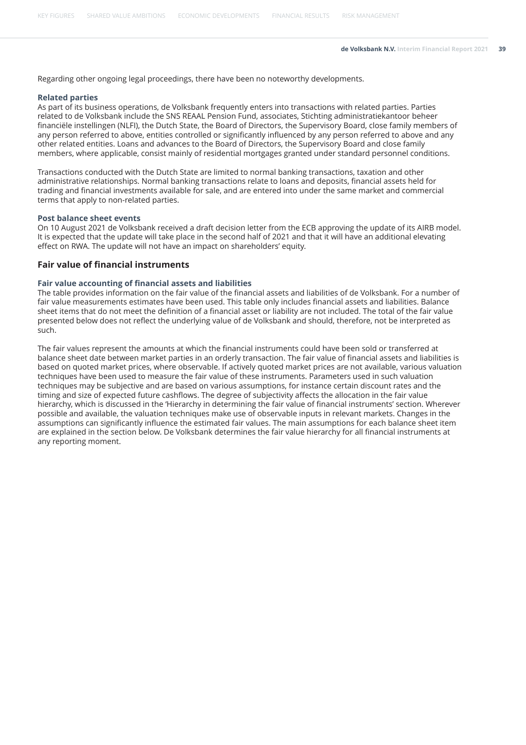Regarding other ongoing legal proceedings, there have been no noteworthy developments.

### Related parties

As part of its business operations, de Volksbank frequently enters into transactions with related parties. Parties related to de Volksbank include the SNS REAAL Pension Fund, associates, Stichting administratiekantoor beheer financiële instellingen (NLFI), the Dutch State, the Board of Directors, the Supervisory Board, close family members of any person referred to above, entities controlled or significantly influenced by any person referred to above and any other related entities. Loans and advances to the Board of Directors, the Supervisory Board and close family members, where applicable, consist mainly of residential mortgages granted under standard personnel conditions.

Transactions conducted with the Dutch State are limited to normal banking transactions, taxation and other administrative relationships. Normal banking transactions relate to loans and deposits, financial assets held for trading and financial investments available for sale, and are entered into under the same market and commercial terms that apply to non-related parties.

### Post balance sheet events

On 10 August 2021 de Volksbank received a draft decision letter from the ECB approving the update of its AIRB model. It is expected that the update will take place in the second half of 2021 and that it will have an additional elevating effect on RWA. The update will not have an impact on shareholders' equity.

## Fair value of financial instruments

### Fair value accounting of financial assets and liabilities

The table provides information on the fair value of the financial assets and liabilities of de Volksbank. For a number of fair value measurements estimates have been used. This table only includes financial assets and liabilities. Balance sheet items that do not meet the definition of a financial asset or liability are not included. The total of the fair value presented below does not reflect the underlying value of de Volksbank and should, therefore, not be interpreted as such.

The fair values represent the amounts at which the financial instruments could have been sold or transferred at balance sheet date between market parties in an orderly transaction. The fair value of financial assets and liabilities is based on quoted market prices, where observable. If actively quoted market prices are not available, various valuation techniques have been used to measure the fair value of these instruments. Parameters used in such valuation techniques may be subjective and are based on various assumptions, for instance certain discount rates and the timing and size of expected future cashflows. The degree of subjectivity affects the allocation in the fair value hierarchy, which is discussed in the 'Hierarchy in determining the fair value of financial instruments' section. Wherever possible and available, the valuation techniques make use of observable inputs in relevant markets. Changes in the assumptions can significantly influence the estimated fair values. The main assumptions for each balance sheet item are explained in the section below. De Volksbank determines the fair value hierarchy for all financial instruments at any reporting moment.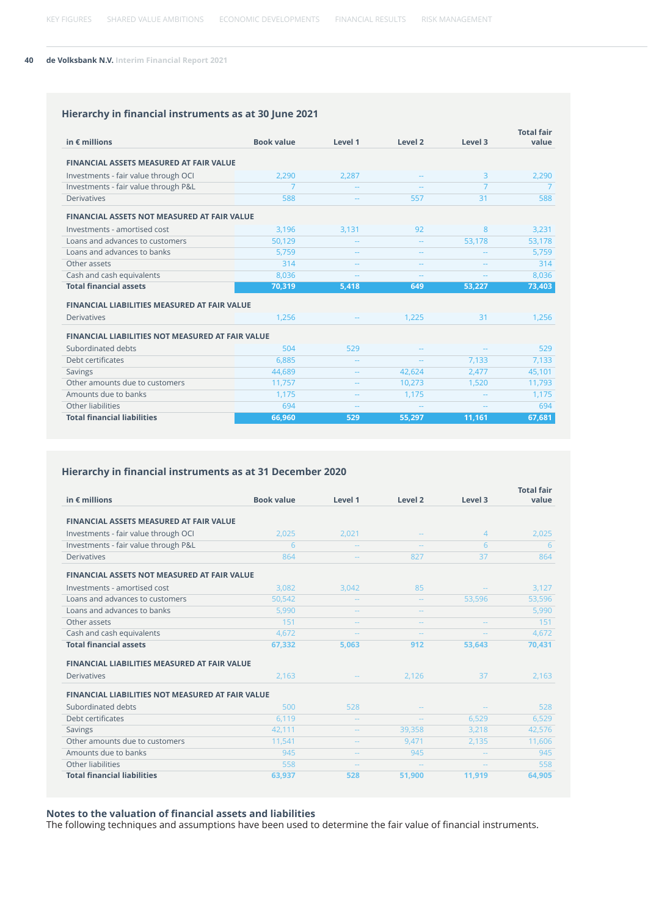### Hierarchy in financial instruments as at 30 June 2021

| in € millions | Book value | Level 1 | Level 2 | Level 3 | Total fair value |
|---|---|---|---|---|---|
| **FINANCIAL ASSETS MEASURED AT FAIR VALUE** | | | | | |
| Investments - fair value through OCI | 2,290 | 2,287 | -- | 3 | 2,290 |
| Investments - fair value through P&L | 7 | -- | -- | 7 | 7 |
| Derivatives | 588 | -- | 557 | 31 | 588 |
| **FINANCIAL ASSETS NOT MEASURED AT FAIR VALUE** | | | | | |
| Investments - amortised cost | 3,196 | 3,131 | 92 | 8 | 3,231 |
| Loans and advances to customers | 50,129 | -- | -- | 53,178 | 53,178 |
| Loans and advances to banks | 5,759 | -- | -- | -- | 5,759 |
| Other assets | 314 | -- | -- | -- | 314 |
| Cash and cash equivalents | 8,036 | -- | -- | -- | 8,036 |
| **Total financial assets** | **70,319** | **5,418** | **649** | **53,227** | **73,403** |
| **FINANCIAL LIABILITIES MEASURED AT FAIR VALUE** | | | | | |
| Derivatives | 1,256 | -- | 1,225 | 31 | 1,256 |
| **FINANCIAL LIABILITIES NOT MEASURED AT FAIR VALUE** | | | | | |
| Subordinated debts | 504 | 529 | -- | -- | 529 |
| Debt certificates | 6,885 | -- | -- | 7,133 | 7,133 |
| Savings | 44,689 | -- | 42,624 | 2,477 | 45,101 |
| Other amounts due to customers | 11,757 | -- | 10,273 | 1,520 | 11,793 |
| Amounts due to banks | 1,175 | -- | 1,175 | -- | 1,175 |
| Other liabilities | 694 | -- | -- | -- | 694 |
| **Total financial liabilities** | **66,960** | **529** | **55,297** | **11,161** | **67,681** |

### Hierarchy in financial instruments as at 31 December 2020

| in € millions | Book value | Level 1 | Level 2 | Level 3 | Total fair value |
|---|---|---|---|---|---|
| **FINANCIAL ASSETS MEASURED AT FAIR VALUE** | | | | | |
| Investments - fair value through OCI | 2,025 | 2,021 | -- | 4 | 2,025 |
| Investments - fair value through P&L | 6 | -- | -- | 6 | 6 |
| Derivatives | 864 | -- | 827 | 37 | 864 |
| **FINANCIAL ASSETS NOT MEASURED AT FAIR VALUE** | | | | | |
| Investments - amortised cost | 3,082 | 3,042 | 85 | -- | 3,127 |
| Loans and advances to customers | 50,542 | -- | -- | 53,596 | 53,596 |
| Loans and advances to banks | 5,990 | -- | -- | -- | 5,990 |
| Other assets | 151 | -- | -- | -- | 151 |
| Cash and cash equivalents | 4,672 | -- | -- | -- | 4,672 |
| **Total financial assets** | **67,332** | **5,063** | **912** | **53,643** | **70,431** |
| **FINANCIAL LIABILITIES MEASURED AT FAIR VALUE** | | | | | |
| Derivatives | 2,163 | -- | 2,126 | 37 | 2,163 |
| **FINANCIAL LIABILITIES NOT MEASURED AT FAIR VALUE** | | | | | |
| Subordinated debts | 500 | 528 | -- | -- | 528 |
| Debt certificates | 6,119 | -- | -- | 6,529 | 6,529 |
| Savings | 42,111 | -- | 39,358 | 3,218 | 42,576 |
| Other amounts due to customers | 11,541 | -- | 9,471 | 2,135 | 11,606 |
| Amounts due to banks | 945 | -- | 945 | -- | 945 |
| Other liabilities | 558 | -- | -- | -- | 558 |
| **Total financial liabilities** | **63,937** | **528** | **51,900** | **11,919** | **64,905** |

### Notes to the valuation of financial assets and liabilities

The following techniques and assumptions have been used to determine the fair value of financial instruments.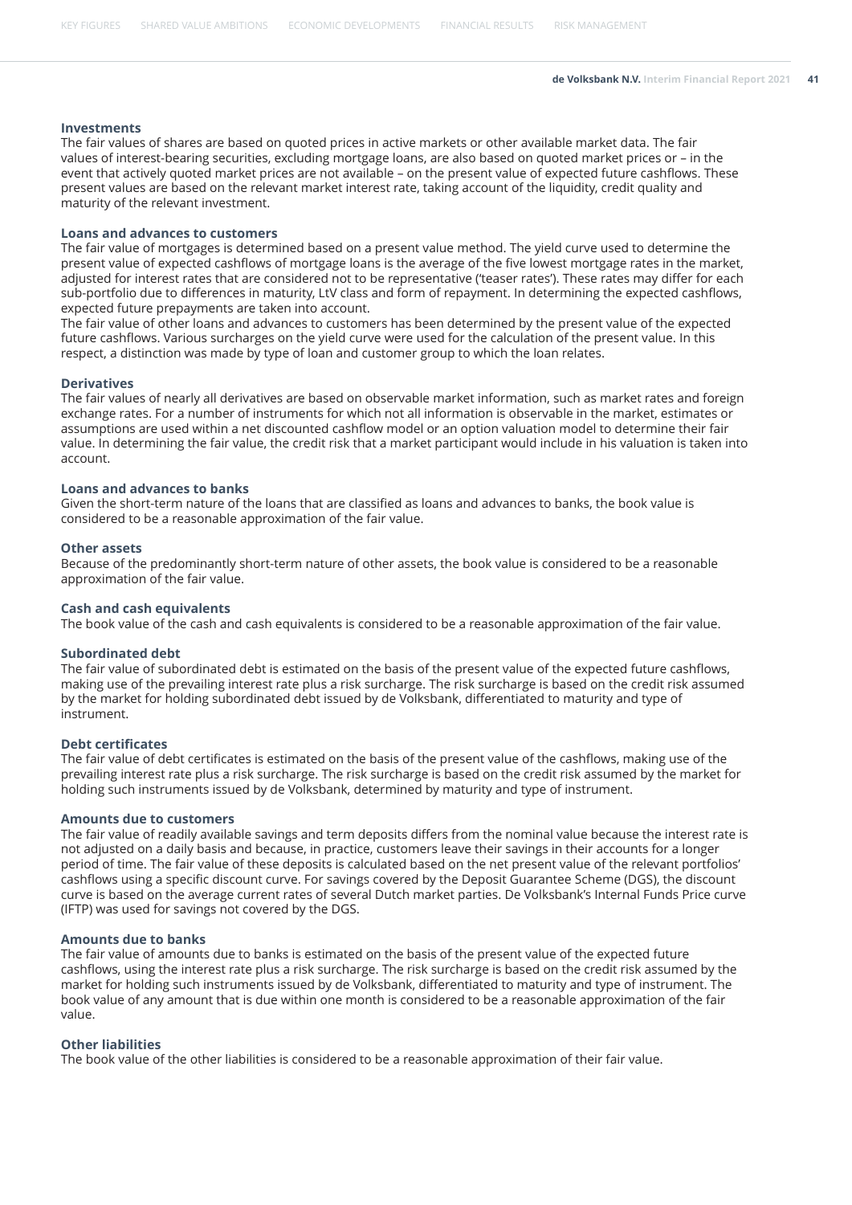#### Investments

The fair values of shares are based on quoted prices in active markets or other available market data. The fair values of interest-bearing securities, excluding mortgage loans, are also based on quoted market prices or – in the event that actively quoted market prices are not available – on the present value of expected future cashflows. These present values are based on the relevant market interest rate, taking account of the liquidity, credit quality and maturity of the relevant investment.

#### Loans and advances to customers

The fair value of mortgages is determined based on a present value method. The yield curve used to determine the present value of expected cashflows of mortgage loans is the average of the five lowest mortgage rates in the market, adjusted for interest rates that are considered not to be representative ('teaser rates'). These rates may differ for each sub-portfolio due to differences in maturity, LtV class and form of repayment. In determining the expected cashflows, expected future prepayments are taken into account.

The fair value of other loans and advances to customers has been determined by the present value of the expected future cashflows. Various surcharges on the yield curve were used for the calculation of the present value. In this respect, a distinction was made by type of loan and customer group to which the loan relates.

#### Derivatives

The fair values of nearly all derivatives are based on observable market information, such as market rates and foreign exchange rates. For a number of instruments for which not all information is observable in the market, estimates or assumptions are used within a net discounted cashflow model or an option valuation model to determine their fair value. In determining the fair value, the credit risk that a market participant would include in his valuation is taken into account.

#### Loans and advances to banks

Given the short-term nature of the loans that are classified as loans and advances to banks, the book value is considered to be a reasonable approximation of the fair value.

#### Other assets

Because of the predominantly short-term nature of other assets, the book value is considered to be a reasonable approximation of the fair value.

#### Cash and cash equivalents

The book value of the cash and cash equivalents is considered to be a reasonable approximation of the fair value.

#### Subordinated debt

The fair value of subordinated debt is estimated on the basis of the present value of the expected future cashflows, making use of the prevailing interest rate plus a risk surcharge. The risk surcharge is based on the credit risk assumed by the market for holding subordinated debt issued by de Volksbank, differentiated to maturity and type of instrument.

#### Debt certificates

The fair value of debt certificates is estimated on the basis of the present value of the cashflows, making use of the prevailing interest rate plus a risk surcharge. The risk surcharge is based on the credit risk assumed by the market for holding such instruments issued by de Volksbank, determined by maturity and type of instrument.

#### Amounts due to customers

The fair value of readily available savings and term deposits differs from the nominal value because the interest rate is not adjusted on a daily basis and because, in practice, customers leave their savings in their accounts for a longer period of time. The fair value of these deposits is calculated based on the net present value of the relevant portfolios' cashflows using a specific discount curve. For savings covered by the Deposit Guarantee Scheme (DGS), the discount curve is based on the average current rates of several Dutch market parties. De Volksbank's Internal Funds Price curve (IFTP) was used for savings not covered by the DGS.

#### Amounts due to banks

The fair value of amounts due to banks is estimated on the basis of the present value of the expected future cashflows, using the interest rate plus a risk surcharge. The risk surcharge is based on the credit risk assumed by the market for holding such instruments issued by de Volksbank, differentiated to maturity and type of instrument. The book value of any amount that is due within one month is considered to be a reasonable approximation of the fair value.

#### Other liabilities

The book value of the other liabilities is considered to be a reasonable approximation of their fair value.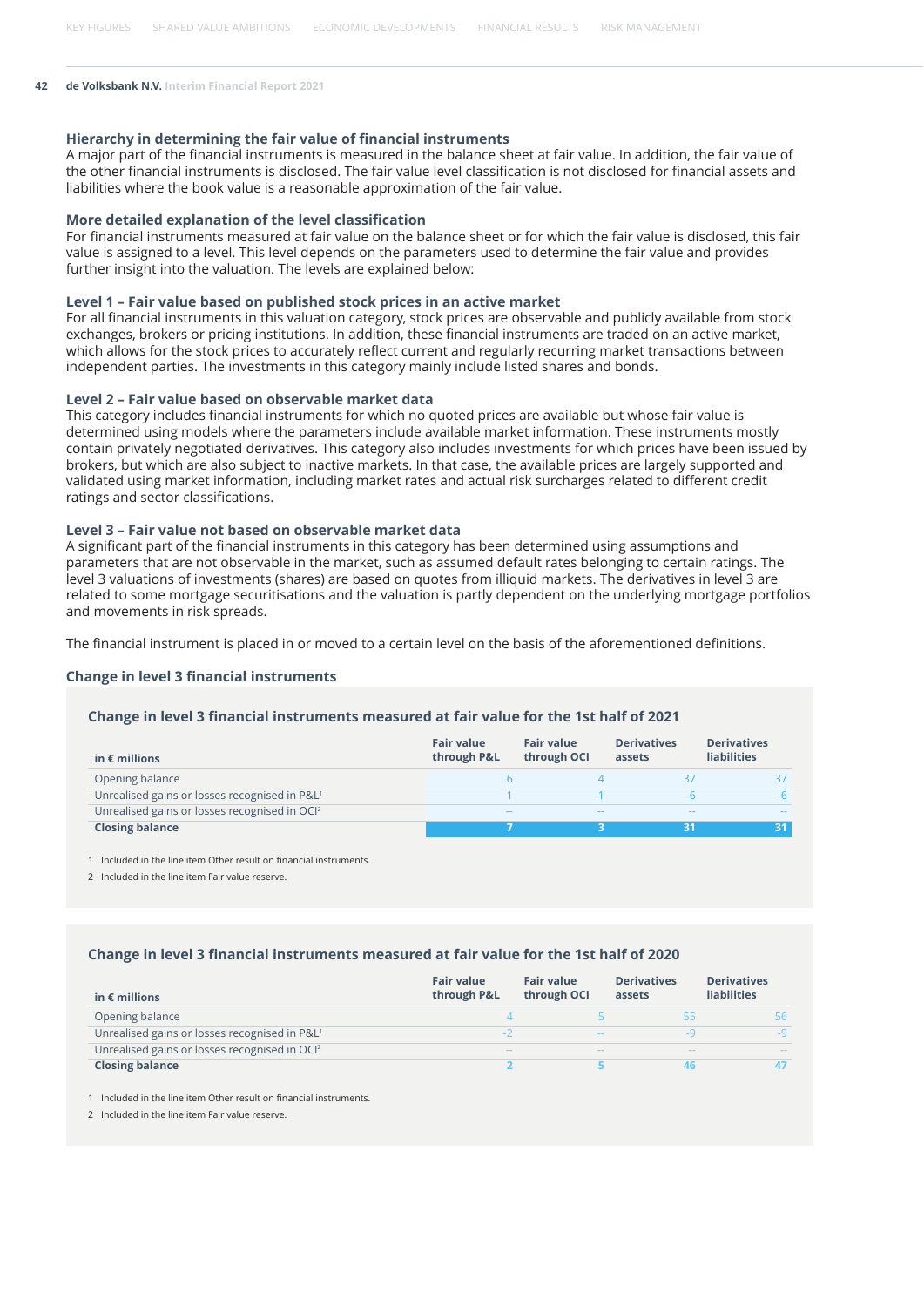### Hierarchy in determining the fair value of financial instruments

A major part of the financial instruments is measured in the balance sheet at fair value. In addition, the fair value of the other financial instruments is disclosed. The fair value level classification is not disclosed for financial assets and liabilities where the book value is a reasonable approximation of the fair value.

### More detailed explanation of the level classification

For financial instruments measured at fair value on the balance sheet or for which the fair value is disclosed, this fair value is assigned to a level. This level depends on the parameters used to determine the fair value and provides further insight into the valuation. The levels are explained below:

### Level 1 – Fair value based on published stock prices in an active market

For all financial instruments in this valuation category, stock prices are observable and publicly available from stock exchanges, brokers or pricing institutions. In addition, these financial instruments are traded on an active market, which allows for the stock prices to accurately reflect current and regularly recurring market transactions between independent parties. The investments in this category mainly include listed shares and bonds.

### Level 2 – Fair value based on observable market data

This category includes financial instruments for which no quoted prices are available but whose fair value is determined using models where the parameters include available market information. These instruments mostly contain privately negotiated derivatives. This category also includes investments for which prices have been issued by brokers, but which are also subject to inactive markets. In that case, the available prices are largely supported and validated using market information, including market rates and actual risk surcharges related to different credit ratings and sector classifications.

### Level 3 – Fair value not based on observable market data

A significant part of the financial instruments in this category has been determined using assumptions and parameters that are not observable in the market, such as assumed default rates belonging to certain ratings. The level 3 valuations of investments (shares) are based on quotes from illiquid markets. The derivatives in level 3 are related to some mortgage securitisations and the valuation is partly dependent on the underlying mortgage portfolios and movements in risk spreads.

The financial instrument is placed in or moved to a certain level on the basis of the aforementioned definitions.

### Change in level 3 financial instruments

#### Change in level 3 financial instruments measured at fair value for the 1st half of 2021

| in € millions | Fair value through P&L | Fair value through OCI | Derivatives assets | Derivatives liabilities |
|---|---|---|---|---|
| Opening balance | 6 | 4 | 37 | 37 |
| Unrealised gains or losses recognised in P&L[1] | 1 | -1 | -6 | -6 |
| Unrealised gains or losses recognised in OCI[2] | -- | -- | -- | -- |
| **Closing balance** | **7** | **3** | **31** | **31** |

1 Included in the line item Other result on financial instruments.

2 Included in the line item Fair value reserve.

#### Change in level 3 financial instruments measured at fair value for the 1st half of 2020

| in € millions | Fair value through P&L | Fair value through OCI | Derivatives assets | Derivatives liabilities |
|---|---|---|---|---|
| Opening balance | 4 | 5 | 55 | 56 |
| Unrealised gains or losses recognised in P&L[1] | -2 | -- | -9 | -9 |
| Unrealised gains or losses recognised in OCI[2] | -- | -- | -- | -- |
| **Closing balance** | **2** | **5** | **46** | **47** |

1 Included in the line item Other result on financial instruments.

2 Included in the line item Fair value reserve.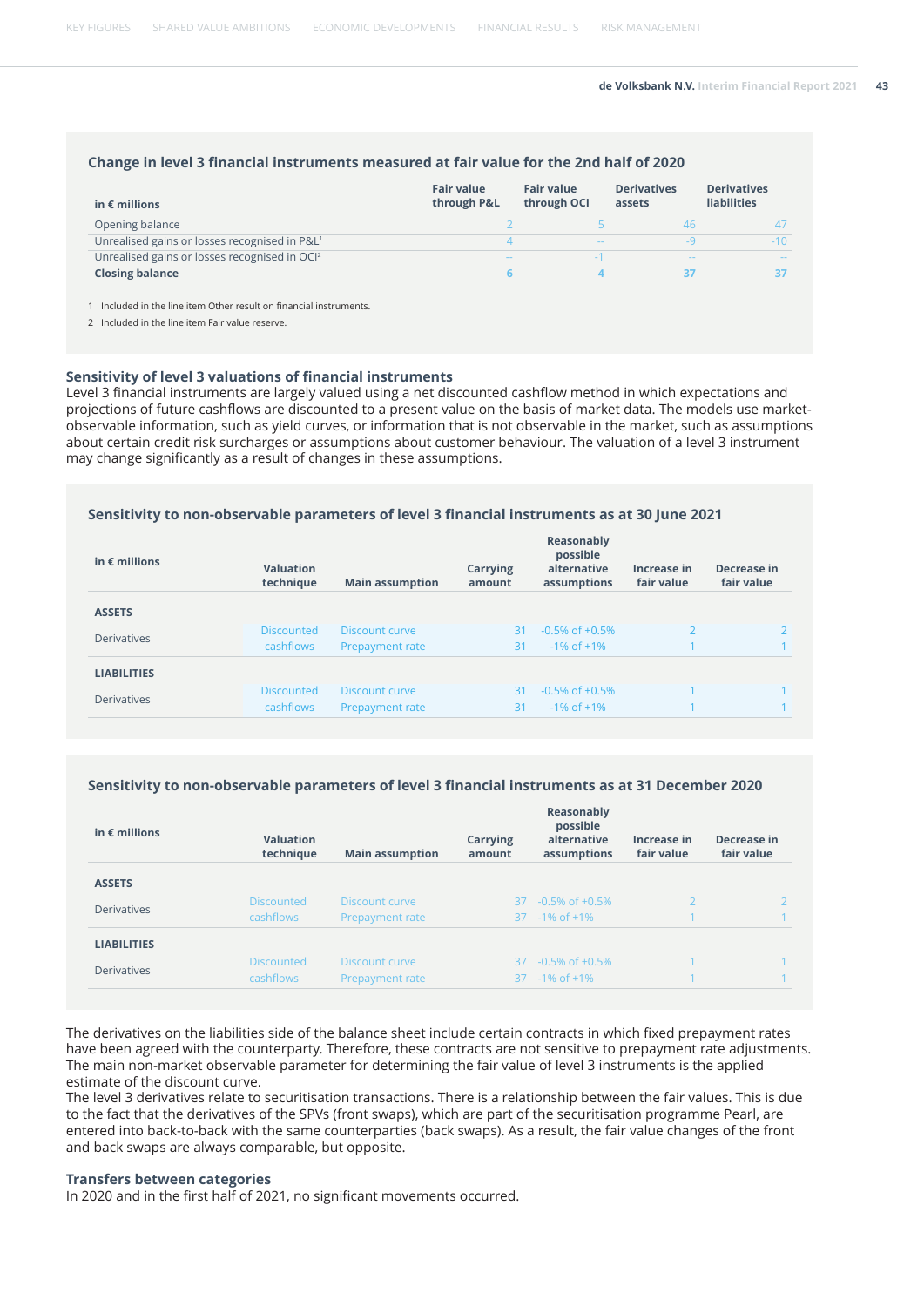### Change in level 3 financial instruments measured at fair value for the 2nd half of 2020

| in € millions | Fair value through P&L | Fair value through OCI | Derivatives assets | Derivatives liabilities |
|---|---|---|---|---|
| Opening balance | 2 | 5 | 46 | 47 |
| Unrealised gains or losses recognised in P&L[1] | 4 | -- | -9 | -10 |
| Unrealised gains or losses recognised in OCI[2] | -- | -1 | -- | -- |
| **Closing balance** | **6** | **4** | **37** | **37** |

1 Included in the line item Other result on financial instruments.

2 Included in the line item Fair value reserve.

### Sensitivity of level 3 valuations of financial instruments

Level 3 financial instruments are largely valued using a net discounted cashflow method in which expectations and projections of future cashflows are discounted to a present value on the basis of market data. The models use market-observable information, such as yield curves, or information that is not observable in the market, such as assumptions about certain credit risk surcharges or assumptions about customer behaviour. The valuation of a level 3 instrument may change significantly as a result of changes in these assumptions.

### Sensitivity to non-observable parameters of level 3 financial instruments as at 30 June 2021

| in € millions | Valuation technique | Main assumption | Carrying amount | Reasonably possible alternative assumptions | Increase in fair value | Decrease in fair value |
|---|---|---|---|---|---|---|
| **ASSETS** | | | | | | |
| Derivatives | Discounted cashflows | Discount curve | 31 | -0.5% of +0.5% | 2 | 2 |
| | | Prepayment rate | 31 | -1% of +1% | 1 | 1 |
| **LIABILITIES** | | | | | | |
| Derivatives | Discounted cashflows | Discount curve | 31 | -0.5% of +0.5% | 1 | 1 |
| | | Prepayment rate | 31 | -1% of +1% | 1 | 1 |

### Sensitivity to non-observable parameters of level 3 financial instruments as at 31 December 2020

| in € millions | Valuation technique | Main assumption | Carrying amount | Reasonably possible alternative assumptions | Increase in fair value | Decrease in fair value |
|---|---|---|---|---|---|---|
| **ASSETS** | | | | | | |
| Derivatives | Discounted cashflows | Discount curve | 37 | -0.5% of +0.5% | 2 | 2 |
| | | Prepayment rate | 37 | -1% of +1% | 1 | 1 |
| **LIABILITIES** | | | | | | |
| Derivatives | Discounted cashflows | Discount curve | 37 | -0.5% of +0.5% | 1 | 1 |
| | | Prepayment rate | 37 | -1% of +1% | 1 | 1 |

The derivatives on the liabilities side of the balance sheet include certain contracts in which fixed prepayment rates have been agreed with the counterparty. Therefore, these contracts are not sensitive to prepayment rate adjustments. The main non-market observable parameter for determining the fair value of level 3 instruments is the applied estimate of the discount curve.

The level 3 derivatives relate to securitisation transactions. There is a relationship between the fair values. This is due to the fact that the derivatives of the SPVs (front swaps), which are part of the securitisation programme Pearl, are entered into back-to-back with the same counterparties (back swaps). As a result, the fair value changes of the front and back swaps are always comparable, but opposite.

### Transfers between categories

In 2020 and in the first half of 2021, no significant movements occurred.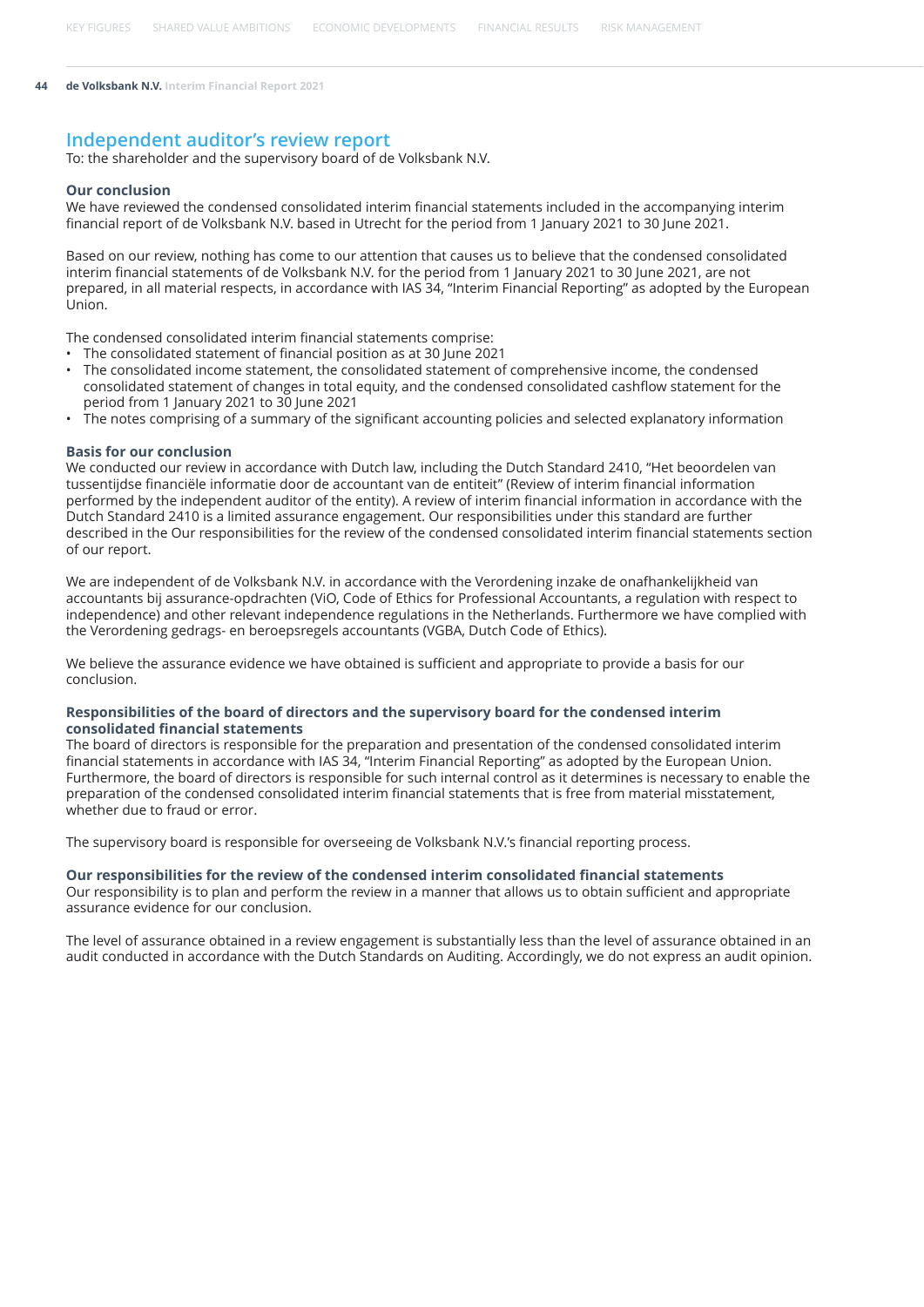# Independent auditor's review report

To: the shareholder and the supervisory board of de Volksbank N.V.

**Our conclusion**

We have reviewed the condensed consolidated interim financial statements included in the accompanying interim financial report of de Volksbank N.V. based in Utrecht for the period from 1 January 2021 to 30 June 2021.

Based on our review, nothing has come to our attention that causes us to believe that the condensed consolidated interim financial statements of de Volksbank N.V. for the period from 1 January 2021 to 30 June 2021, are not prepared, in all material respects, in accordance with IAS 34, "Interim Financial Reporting" as adopted by the European Union.

The condensed consolidated interim financial statements comprise:

- The consolidated statement of financial position as at 30 June 2021
- The consolidated income statement, the consolidated statement of comprehensive income, the condensed consolidated statement of changes in total equity, and the condensed consolidated cashflow statement for the period from 1 January 2021 to 30 June 2021
- The notes comprising of a summary of the significant accounting policies and selected explanatory information

**Basis for our conclusion**

We conducted our review in accordance with Dutch law, including the Dutch Standard 2410, "Het beoordelen van tussentijdse financiële informatie door de accountant van de entiteit" (Review of interim financial information performed by the independent auditor of the entity). A review of interim financial information in accordance with the Dutch Standard 2410 is a limited assurance engagement. Our responsibilities under this standard are further described in the Our responsibilities for the review of the condensed consolidated interim financial statements section of our report.

We are independent of de Volksbank N.V. in accordance with the Verordening inzake de onafhankelijkheid van accountants bij assurance-opdrachten (ViO, Code of Ethics for Professional Accountants, a regulation with respect to independence) and other relevant independence regulations in the Netherlands. Furthermore we have complied with the Verordening gedrags- en beroepsregels accountants (VGBA, Dutch Code of Ethics).

We believe the assurance evidence we have obtained is sufficient and appropriate to provide a basis for our conclusion.

**Responsibilities of the board of directors and the supervisory board for the condensed interim consolidated financial statements**

The board of directors is responsible for the preparation and presentation of the condensed consolidated interim financial statements in accordance with IAS 34, "Interim Financial Reporting" as adopted by the European Union. Furthermore, the board of directors is responsible for such internal control as it determines is necessary to enable the preparation of the condensed consolidated interim financial statements that is free from material misstatement, whether due to fraud or error.

The supervisory board is responsible for overseeing de Volksbank N.V.'s financial reporting process.

**Our responsibilities for the review of the condensed interim consolidated financial statements**

Our responsibility is to plan and perform the review in a manner that allows us to obtain sufficient and appropriate assurance evidence for our conclusion.

The level of assurance obtained in a review engagement is substantially less than the level of assurance obtained in an audit conducted in accordance with the Dutch Standards on Auditing. Accordingly, we do not express an audit opinion.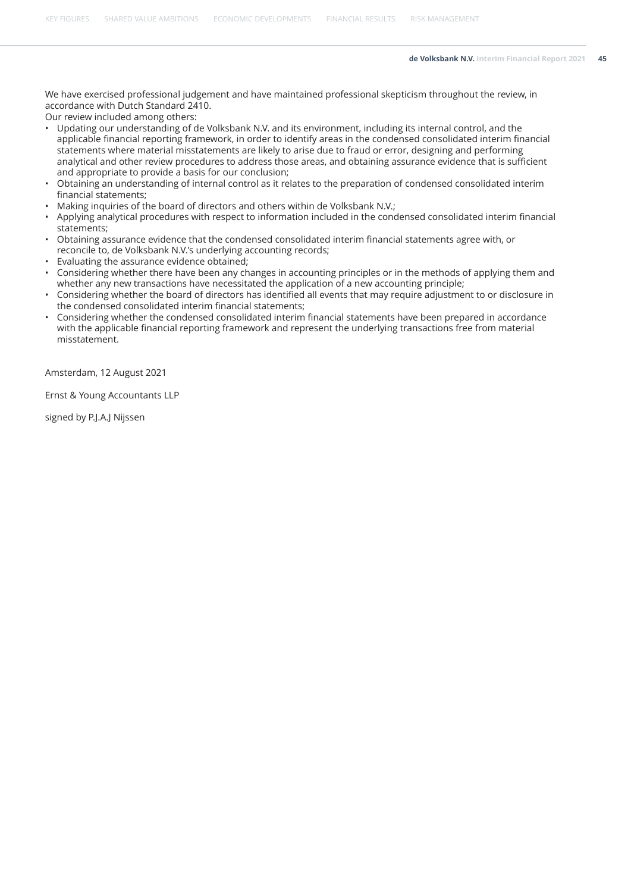We have exercised professional judgement and have maintained professional skepticism throughout the review, in accordance with Dutch Standard 2410.

Our review included among others:

- Updating our understanding of de Volksbank N.V. and its environment, including its internal control, and the applicable financial reporting framework, in order to identify areas in the condensed consolidated interim financial statements where material misstatements are likely to arise due to fraud or error, designing and performing analytical and other review procedures to address those areas, and obtaining assurance evidence that is sufficient and appropriate to provide a basis for our conclusion;
- Obtaining an understanding of internal control as it relates to the preparation of condensed consolidated interim financial statements;
- Making inquiries of the board of directors and others within de Volksbank N.V.;
- Applying analytical procedures with respect to information included in the condensed consolidated interim financial statements;
- Obtaining assurance evidence that the condensed consolidated interim financial statements agree with, or reconcile to, de Volksbank N.V.'s underlying accounting records;
- Evaluating the assurance evidence obtained;
- Considering whether there have been any changes in accounting principles or in the methods of applying them and whether any new transactions have necessitated the application of a new accounting principle;
- Considering whether the board of directors has identified all events that may require adjustment to or disclosure in the condensed consolidated interim financial statements;
- Considering whether the condensed consolidated interim financial statements have been prepared in accordance with the applicable financial reporting framework and represent the underlying transactions free from material misstatement.

Amsterdam, 12 August 2021

Ernst & Young Accountants LLP

signed by P.J.A.J Nijssen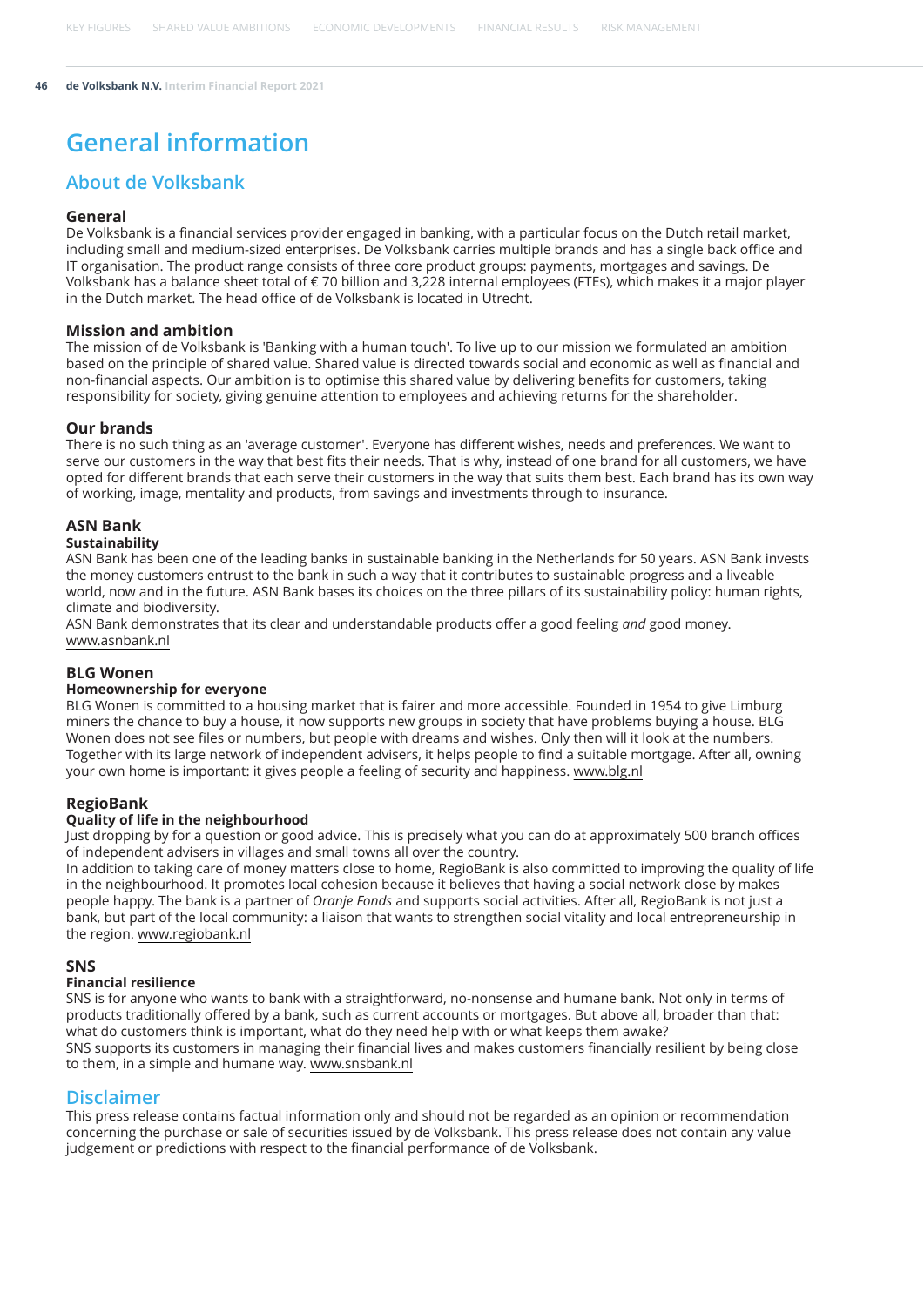# General information

## About de Volksbank

### General

De Volksbank is a financial services provider engaged in banking, with a particular focus on the Dutch retail market, including small and medium-sized enterprises. De Volksbank carries multiple brands and has a single back office and IT organisation. The product range consists of three core product groups: payments, mortgages and savings. De Volksbank has a balance sheet total of € 70 billion and 3,228 internal employees (FTEs), which makes it a major player in the Dutch market. The head office of de Volksbank is located in Utrecht.

### Mission and ambition

The mission of de Volksbank is 'Banking with a human touch'. To live up to our mission we formulated an ambition based on the principle of shared value. Shared value is directed towards social and economic as well as financial and non-financial aspects. Our ambition is to optimise this shared value by delivering benefits for customers, taking responsibility for society, giving genuine attention to employees and achieving returns for the shareholder.

### Our brands

There is no such thing as an 'average customer'. Everyone has different wishes, needs and preferences. We want to serve our customers in the way that best fits their needs. That is why, instead of one brand for all customers, we have opted for different brands that each serve their customers in the way that suits them best. Each brand has its own way of working, image, mentality and products, from savings and investments through to insurance.

### ASN Bank

**Sustainability**

ASN Bank has been one of the leading banks in sustainable banking in the Netherlands for 50 years. ASN Bank invests the money customers entrust to the bank in such a way that it contributes to sustainable progress and a liveable world, now and in the future. ASN Bank bases its choices on the three pillars of its sustainability policy: human rights, climate and biodiversity.

ASN Bank demonstrates that its clear and understandable products offer a good feeling *and* good money. www.asnbank.nl

### BLG Wonen

**Homeownership for everyone**

BLG Wonen is committed to a housing market that is fairer and more accessible. Founded in 1954 to give Limburg miners the chance to buy a house, it now supports new groups in society that have problems buying a house. BLG Wonen does not see files or numbers, but people with dreams and wishes. Only then will it look at the numbers. Together with its large network of independent advisers, it helps people to find a suitable mortgage. After all, owning your own home is important: it gives people a feeling of security and happiness. www.blg.nl

### RegioBank

**Quality of life in the neighbourhood**

Just dropping by for a question or good advice. This is precisely what you can do at approximately 500 branch offices of independent advisers in villages and small towns all over the country.

In addition to taking care of money matters close to home, RegioBank is also committed to improving the quality of life in the neighbourhood. It promotes local cohesion because it believes that having a social network close by makes people happy. The bank is a partner of *Oranje Fonds* and supports social activities. After all, RegioBank is not just a bank, but part of the local community: a liaison that wants to strengthen social vitality and local entrepreneurship in the region. www.regiobank.nl

### SNS

**Financial resilience**

SNS is for anyone who wants to bank with a straightforward, no-nonsense and humane bank. Not only in terms of products traditionally offered by a bank, such as current accounts or mortgages. But above all, broader than that: what do customers think is important, what do they need help with or what keeps them awake?

SNS supports its customers in managing their financial lives and makes customers financially resilient by being close to them, in a simple and humane way. www.snsbank.nl

## Disclaimer

This press release contains factual information only and should not be regarded as an opinion or recommendation concerning the purchase or sale of securities issued by de Volksbank. This press release does not contain any value judgement or predictions with respect to the financial performance of de Volksbank.